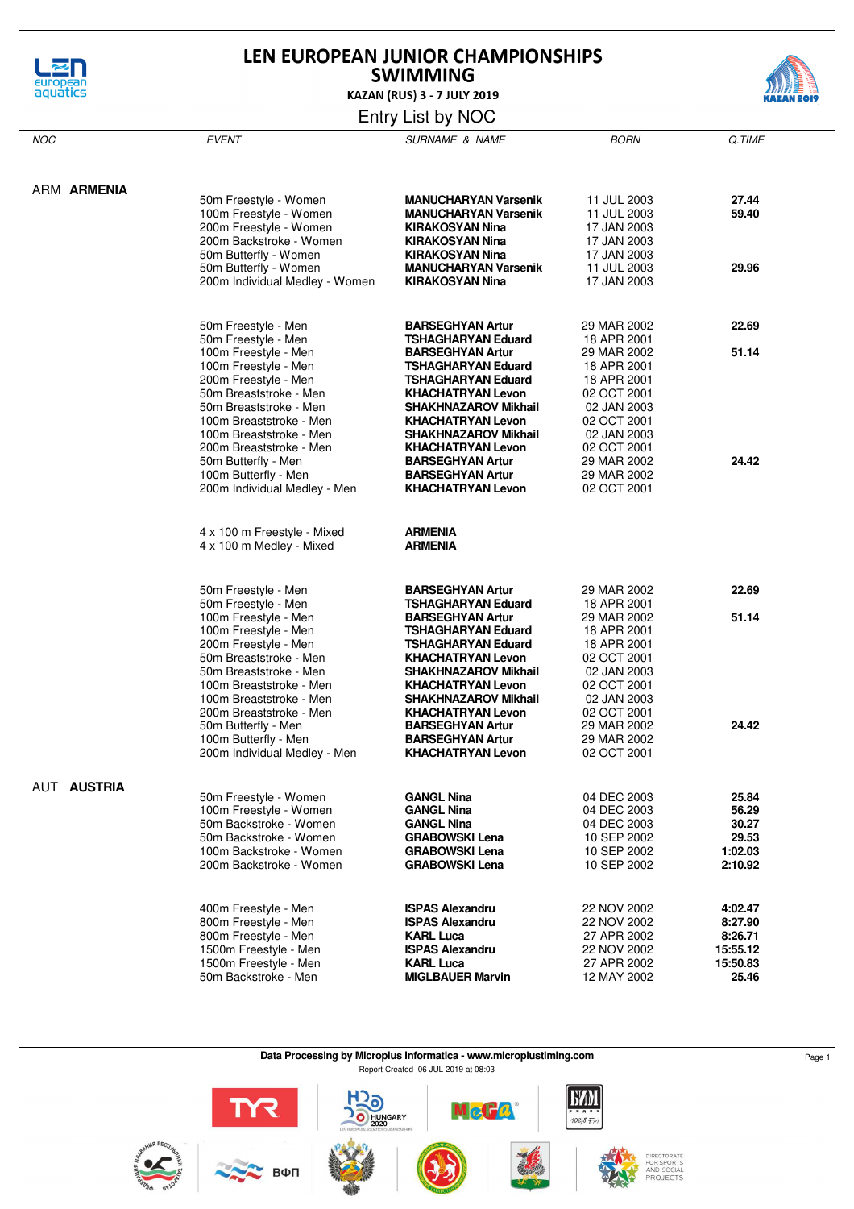# LEN EUROPEAN JUNIOR CHAMPIONSHIPS SWIMMING

**KAZAN (RUS) 3 - 7 JULY 2019**

## Entry List by NOC

| NOC | EVENT | SURNAME & NAME | BORN | Q.TIME |
|---|---|---|---|---|
| ARM **ARMENIA** | | | | |
| | 50m Freestyle - Women | **MANUCHARYAN Varsenik** | 11 JUL 2003 | **27.44** |
| | 100m Freestyle - Women | **MANUCHARYAN Varsenik** | 11 JUL 2003 | **59.40** |
| | 200m Freestyle - Women | **KIRAKOSYAN Nina** | 17 JAN 2003 | |
| | 200m Backstroke - Women | **KIRAKOSYAN Nina** | 17 JAN 2003 | |
| | 50m Butterfly - Women | **KIRAKOSYAN Nina** | 17 JAN 2003 | |
| | 50m Butterfly - Women | **MANUCHARYAN Varsenik** | 11 JUL 2003 | **29.96** |
| | 200m Individual Medley - Women | **KIRAKOSYAN Nina** | 17 JAN 2003 | |
| | 50m Freestyle - Men | **BARSEGHYAN Artur** | 29 MAR 2002 | **22.69** |
| | 50m Freestyle - Men | **TSHAGHARYAN Eduard** | 18 APR 2001 | |
| | 100m Freestyle - Men | **BARSEGHYAN Artur** | 29 MAR 2002 | **51.14** |
| | 100m Freestyle - Men | **TSHAGHARYAN Eduard** | 18 APR 2001 | |
| | 200m Freestyle - Men | **TSHAGHARYAN Eduard** | 18 APR 2001 | |
| | 50m Breaststroke - Men | **KHACHATRYAN Levon** | 02 OCT 2001 | |
| | 50m Breaststroke - Men | **SHAKHNAZAROV Mikhail** | 02 JAN 2003 | |
| | 100m Breaststroke - Men | **KHACHATRYAN Levon** | 02 OCT 2001 | |
| | 100m Breaststroke - Men | **SHAKHNAZAROV Mikhail** | 02 JAN 2003 | |
| | 200m Breaststroke - Men | **KHACHATRYAN Levon** | 02 OCT 2001 | |
| | 50m Butterfly - Men | **BARSEGHYAN Artur** | 29 MAR 2002 | **24.42** |
| | 100m Butterfly - Men | **BARSEGHYAN Artur** | 29 MAR 2002 | |
| | 200m Individual Medley - Men | **KHACHATRYAN Levon** | 02 OCT 2001 | |
| | 4 x 100 m Freestyle - Mixed | **ARMENIA** | | |
| | 4 x 100 m Medley - Mixed | **ARMENIA** | | |
| | 50m Freestyle - Men | **BARSEGHYAN Artur** | 29 MAR 2002 | **22.69** |
| | 50m Freestyle - Men | **TSHAGHARYAN Eduard** | 18 APR 2001 | |
| | 100m Freestyle - Men | **BARSEGHYAN Artur** | 29 MAR 2002 | **51.14** |
| | 100m Freestyle - Men | **TSHAGHARYAN Eduard** | 18 APR 2001 | |
| | 200m Freestyle - Men | **TSHAGHARYAN Eduard** | 18 APR 2001 | |
| | 50m Breaststroke - Men | **KHACHATRYAN Levon** | 02 OCT 2001 | |
| | 50m Breaststroke - Men | **SHAKHNAZAROV Mikhail** | 02 JAN 2003 | |
| | 100m Breaststroke - Men | **KHACHATRYAN Levon** | 02 OCT 2001 | |
| | 100m Breaststroke - Men | **SHAKHNAZAROV Mikhail** | 02 JAN 2003 | |
| | 200m Breaststroke - Men | **KHACHATRYAN Levon** | 02 OCT 2001 | |
| | 50m Butterfly - Men | **BARSEGHYAN Artur** | 29 MAR 2002 | **24.42** |
| | 100m Butterfly - Men | **BARSEGHYAN Artur** | 29 MAR 2002 | |
| | 200m Individual Medley - Men | **KHACHATRYAN Levon** | 02 OCT 2001 | |
| AUT **AUSTRIA** | | | | |
| | 50m Freestyle - Women | **GANGL Nina** | 04 DEC 2003 | **25.84** |
| | 100m Freestyle - Women | **GANGL Nina** | 04 DEC 2003 | **56.29** |
| | 50m Backstroke - Women | **GANGL Nina** | 04 DEC 2003 | **30.27** |
| | 50m Backstroke - Women | **GRABOWSKI Lena** | 10 SEP 2002 | **29.53** |
| | 100m Backstroke - Women | **GRABOWSKI Lena** | 10 SEP 2002 | **1:02.03** |
| | 200m Backstroke - Women | **GRABOWSKI Lena** | 10 SEP 2002 | **2:10.92** |
| | 400m Freestyle - Men | **ISPAS Alexandru** | 22 NOV 2002 | **4:02.47** |
| | 800m Freestyle - Men | **ISPAS Alexandru** | 22 NOV 2002 | **8:27.90** |
| | 800m Freestyle - Men | **KARL Luca** | 27 APR 2002 | **8:26.71** |
| | 1500m Freestyle - Men | **ISPAS Alexandru** | 22 NOV 2002 | **15:55.12** |
| | 1500m Freestyle - Men | **KARL Luca** | 27 APR 2002 | **15:50.83** |
| | 50m Backstroke - Men | **MIGLBAUER Marvin** | 12 MAY 2002 | **25.46** |

**Data Processing by Microplus Informatica - www.microplustiming.com**

Report Created 06 JUL 2019 at 08:03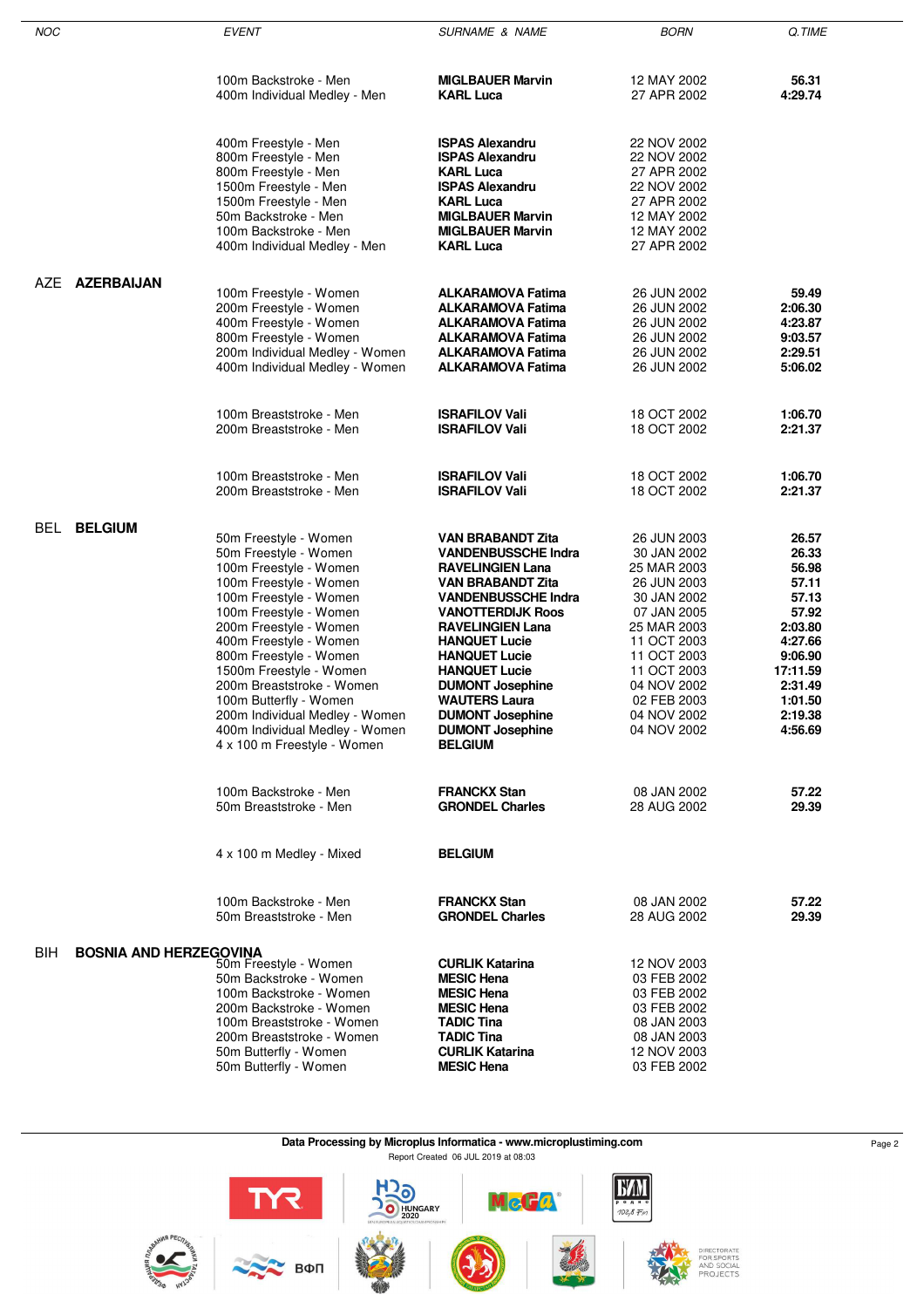| NOC | EVENT | SURNAME & NAME | BORN | Q.TIME |
|---|---|---|---|---|
| | 100m Backstroke - Men | **MIGLBAUER Marvin** | 12 MAY 2002 | **56.31** |
| | 400m Individual Medley - Men | **KARL Luca** | 27 APR 2002 | **4:29.74** |
| | | | | |
| | 400m Freestyle - Men | **ISPAS Alexandru** | 22 NOV 2002 | |
| | 800m Freestyle - Men | **ISPAS Alexandru** | 22 NOV 2002 | |
| | 800m Freestyle - Men | **KARL Luca** | 27 APR 2002 | |
| | 1500m Freestyle - Men | **ISPAS Alexandru** | 22 NOV 2002 | |
| | 1500m Freestyle - Men | **KARL Luca** | 27 APR 2002 | |
| | 50m Backstroke - Men | **MIGLBAUER Marvin** | 12 MAY 2002 | |
| | 100m Backstroke - Men | **MIGLBAUER Marvin** | 12 MAY 2002 | |
| | 400m Individual Medley - Men | **KARL Luca** | 27 APR 2002 | |
| AZE **AZERBAIJAN** | | | | |
| | 100m Freestyle - Women | **ALKARAMOVA Fatima** | 26 JUN 2002 | **59.49** |
| | 200m Freestyle - Women | **ALKARAMOVA Fatima** | 26 JUN 2002 | **2:06.30** |
| | 400m Freestyle - Women | **ALKARAMOVA Fatima** | 26 JUN 2002 | **4:23.87** |
| | 800m Freestyle - Women | **ALKARAMOVA Fatima** | 26 JUN 2002 | **9:03.57** |
| | 200m Individual Medley - Women | **ALKARAMOVA Fatima** | 26 JUN 2002 | **2:29.51** |
| | 400m Individual Medley - Women | **ALKARAMOVA Fatima** | 26 JUN 2002 | **5:06.02** |
| | | | | |
| | 100m Breaststroke - Men | **ISRAFILOV Vali** | 18 OCT 2002 | **1:06.70** |
| | 200m Breaststroke - Men | **ISRAFILOV Vali** | 18 OCT 2002 | **2:21.37** |
| | | | | |
| | 100m Breaststroke - Men | **ISRAFILOV Vali** | 18 OCT 2002 | **1:06.70** |
| | 200m Breaststroke - Men | **ISRAFILOV Vali** | 18 OCT 2002 | **2:21.37** |
| BEL **BELGIUM** | | | | |
| | 50m Freestyle - Women | **VAN BRABANDT Zita** | 26 JUN 2003 | **26.57** |
| | 50m Freestyle - Women | **VANDENBUSSCHE Indra** | 30 JAN 2002 | **26.33** |
| | 100m Freestyle - Women | **RAVELINGIEN Lana** | 25 MAR 2003 | **56.98** |
| | 100m Freestyle - Women | **VAN BRABANDT Zita** | 26 JUN 2003 | **57.11** |
| | 100m Freestyle - Women | **VANDENBUSSCHE Indra** | 30 JAN 2002 | **57.13** |
| | 100m Freestyle - Women | **VANOTTERDIJK Roos** | 07 JAN 2005 | **57.92** |
| | 200m Freestyle - Women | **RAVELINGIEN Lana** | 25 MAR 2003 | **2:03.80** |
| | 400m Freestyle - Women | **HANQUET Lucie** | 11 OCT 2003 | **4:27.66** |
| | 800m Freestyle - Women | **HANQUET Lucie** | 11 OCT 2003 | **9:06.90** |
| | 1500m Freestyle - Women | **HANQUET Lucie** | 11 OCT 2003 | **17:11.59** |
| | 200m Breaststroke - Women | **DUMONT Josephine** | 04 NOV 2002 | **2:31.49** |
| | 100m Butterfly - Women | **WAUTERS Laura** | 02 FEB 2003 | **1:01.50** |
| | 200m Individual Medley - Women | **DUMONT Josephine** | 04 NOV 2002 | **2:19.38** |
| | 400m Individual Medley - Women | **DUMONT Josephine** | 04 NOV 2002 | **4:56.69** |
| | 4 x 100 m Freestyle - Women | **BELGIUM** | | |
| | | | | |
| | 100m Backstroke - Men | **FRANCKX Stan** | 08 JAN 2002 | **57.22** |
| | 50m Breaststroke - Men | **GRONDEL Charles** | 28 AUG 2002 | **29.39** |
| | | | | |
| | 4 x 100 m Medley - Mixed | **BELGIUM** | | |
| | | | | |
| | 100m Backstroke - Men | **FRANCKX Stan** | 08 JAN 2002 | **57.22** |
| | 50m Breaststroke - Men | **GRONDEL Charles** | 28 AUG 2002 | **29.39** |
| BIH **BOSNIA AND HERZEGOVINA** | | | | |
| | 50m Freestyle - Women | **CURLIK Katarina** | 12 NOV 2003 | |
| | 50m Backstroke - Women | **MESIC Hena** | 03 FEB 2002 | |
| | 100m Backstroke - Women | **MESIC Hena** | 03 FEB 2002 | |
| | 200m Backstroke - Women | **MESIC Hena** | 03 FEB 2002 | |
| | 100m Breaststroke - Women | **TADIC Tina** | 08 JAN 2003 | |
| | 200m Breaststroke - Women | **TADIC Tina** | 08 JAN 2003 | |
| | 50m Butterfly - Women | **CURLIK Katarina** | 12 NOV 2003 | |
| | 50m Butterfly - Women | **MESIC Hena** | 03 FEB 2002 | |

**Data Processing by Microplus Informatica - www.microplustiming.com**

Report Created 06 JUL 2019 at 08:03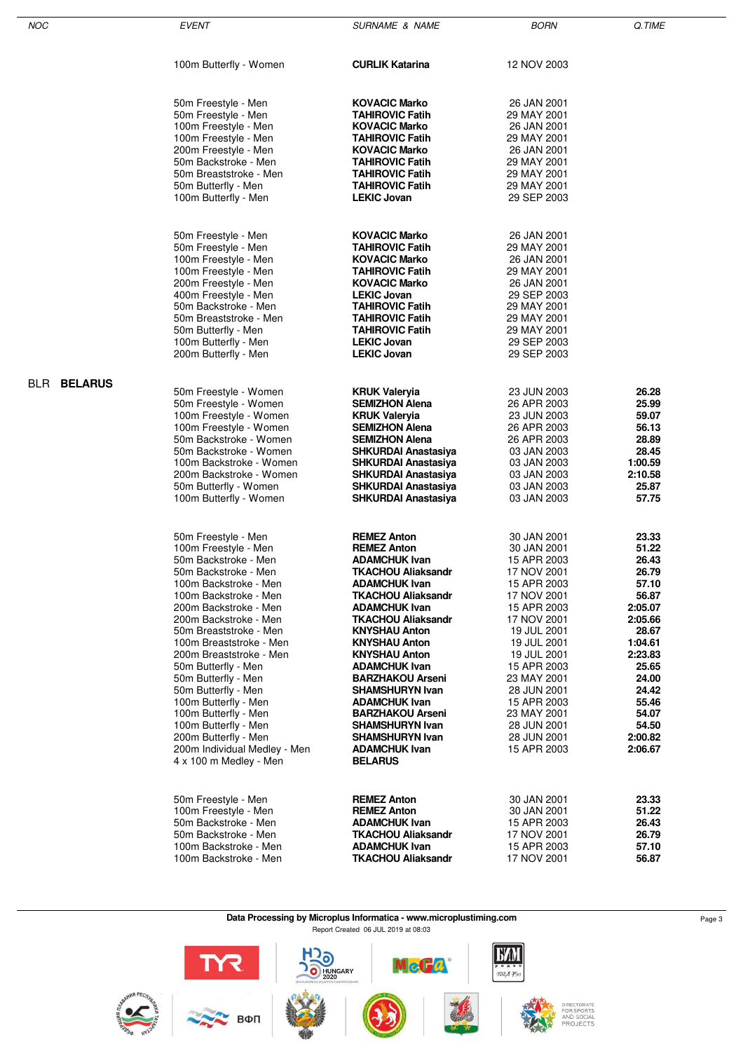| NOC | EVENT | SURNAME & NAME | BORN | Q.TIME |
|---|---|---|---|---|
| | 100m Butterfly - Women | **CURLIK Katarina** | 12 NOV 2003 | |
| | | | | |
| | 50m Freestyle - Men | **KOVACIC Marko** | 26 JAN 2001 | |
| | 50m Freestyle - Men | **TAHIROVIC Fatih** | 29 MAY 2001 | |
| | 100m Freestyle - Men | **KOVACIC Marko** | 26 JAN 2001 | |
| | 100m Freestyle - Men | **TAHIROVIC Fatih** | 29 MAY 2001 | |
| | 200m Freestyle - Men | **KOVACIC Marko** | 26 JAN 2001 | |
| | 50m Backstroke - Men | **TAHIROVIC Fatih** | 29 MAY 2001 | |
| | 50m Breaststroke - Men | **TAHIROVIC Fatih** | 29 MAY 2001 | |
| | 50m Butterfly - Men | **TAHIROVIC Fatih** | 29 MAY 2001 | |
| | 100m Butterfly - Men | **LEKIC Jovan** | 29 SEP 2003 | |
| | | | | |
| | 50m Freestyle - Men | **KOVACIC Marko** | 26 JAN 2001 | |
| | 50m Freestyle - Men | **TAHIROVIC Fatih** | 29 MAY 2001 | |
| | 100m Freestyle - Men | **KOVACIC Marko** | 26 JAN 2001 | |
| | 100m Freestyle - Men | **TAHIROVIC Fatih** | 29 MAY 2001 | |
| | 200m Freestyle - Men | **KOVACIC Marko** | 26 JAN 2001 | |
| | 400m Freestyle - Men | **LEKIC Jovan** | 29 SEP 2003 | |
| | 50m Backstroke - Men | **TAHIROVIC Fatih** | 29 MAY 2001 | |
| | 50m Breaststroke - Men | **TAHIROVIC Fatih** | 29 MAY 2001 | |
| | 50m Butterfly - Men | **TAHIROVIC Fatih** | 29 MAY 2001 | |
| | 100m Butterfly - Men | **LEKIC Jovan** | 29 SEP 2003 | |
| | 200m Butterfly - Men | **LEKIC Jovan** | 29 SEP 2003 | |
| BLR **BELARUS** | | | | |
| | 50m Freestyle - Women | **KRUK Valeryia** | 23 JUN 2003 | **26.28** |
| | 50m Freestyle - Women | **SEMIZHON Alena** | 26 APR 2003 | **25.99** |
| | 100m Freestyle - Women | **KRUK Valeryia** | 23 JUN 2003 | **59.07** |
| | 100m Freestyle - Women | **SEMIZHON Alena** | 26 APR 2003 | **56.13** |
| | 50m Backstroke - Women | **SEMIZHON Alena** | 26 APR 2003 | **28.89** |
| | 50m Backstroke - Women | **SHKURDAI Anastasiya** | 03 JAN 2003 | **28.45** |
| | 100m Backstroke - Women | **SHKURDAI Anastasiya** | 03 JAN 2003 | **1:00.59** |
| | 200m Backstroke - Women | **SHKURDAI Anastasiya** | 03 JAN 2003 | **2:10.58** |
| | 50m Butterfly - Women | **SHKURDAI Anastasiya** | 03 JAN 2003 | **25.87** |
| | 100m Butterfly - Women | **SHKURDAI Anastasiya** | 03 JAN 2003 | **57.75** |
| | | | | |
| | 50m Freestyle - Men | **REMEZ Anton** | 30 JAN 2001 | **23.33** |
| | 100m Freestyle - Men | **REMEZ Anton** | 30 JAN 2001 | **51.22** |
| | 50m Backstroke - Men | **ADAMCHUK Ivan** | 15 APR 2003 | **26.43** |
| | 50m Backstroke - Men | **TKACHOU Aliaksandr** | 17 NOV 2001 | **26.79** |
| | 100m Backstroke - Men | **ADAMCHUK Ivan** | 15 APR 2003 | **57.10** |
| | 100m Backstroke - Men | **TKACHOU Aliaksandr** | 17 NOV 2001 | **56.87** |
| | 200m Backstroke - Men | **ADAMCHUK Ivan** | 15 APR 2003 | **2:05.07** |
| | 200m Backstroke - Men | **TKACHOU Aliaksandr** | 17 NOV 2001 | **2:05.66** |
| | 50m Breaststroke - Men | **KNYSHAU Anton** | 19 JUL 2001 | **28.67** |
| | 100m Breaststroke - Men | **KNYSHAU Anton** | 19 JUL 2001 | **1:04.61** |
| | 200m Breaststroke - Men | **KNYSHAU Anton** | 19 JUL 2001 | **2:23.83** |
| | 50m Butterfly - Men | **ADAMCHUK Ivan** | 15 APR 2003 | **25.65** |
| | 50m Butterfly - Men | **BARZHAKOU Arseni** | 23 MAY 2001 | **24.00** |
| | 50m Butterfly - Men | **SHAMSHURYN Ivan** | 28 JUN 2001 | **24.42** |
| | 100m Butterfly - Men | **ADAMCHUK Ivan** | 15 APR 2003 | **55.46** |
| | 100m Butterfly - Men | **BARZHAKOU Arseni** | 23 MAY 2001 | **54.07** |
| | 100m Butterfly - Men | **SHAMSHURYN Ivan** | 28 JUN 2001 | **54.50** |
| | 200m Butterfly - Men | **SHAMSHURYN Ivan** | 28 JUN 2001 | **2:00.82** |
| | 200m Individual Medley - Men | **ADAMCHUK Ivan** | 15 APR 2003 | **2:06.67** |
| | 4 x 100 m Medley - Men | **BELARUS** | | |
| | | | | |
| | 50m Freestyle - Men | **REMEZ Anton** | 30 JAN 2001 | **23.33** |
| | 100m Freestyle - Men | **REMEZ Anton** | 30 JAN 2001 | **51.22** |
| | 50m Backstroke - Men | **ADAMCHUK Ivan** | 15 APR 2003 | **26.43** |
| | 50m Backstroke - Men | **TKACHOU Aliaksandr** | 17 NOV 2001 | **26.79** |
| | 100m Backstroke - Men | **ADAMCHUK Ivan** | 15 APR 2003 | **57.10** |
| | 100m Backstroke - Men | **TKACHOU Aliaksandr** | 17 NOV 2001 | **56.87** |

**Data Processing by Microplus Informatica - www.microplustiming.com**

Report Created 06 JUL 2019 at 08:03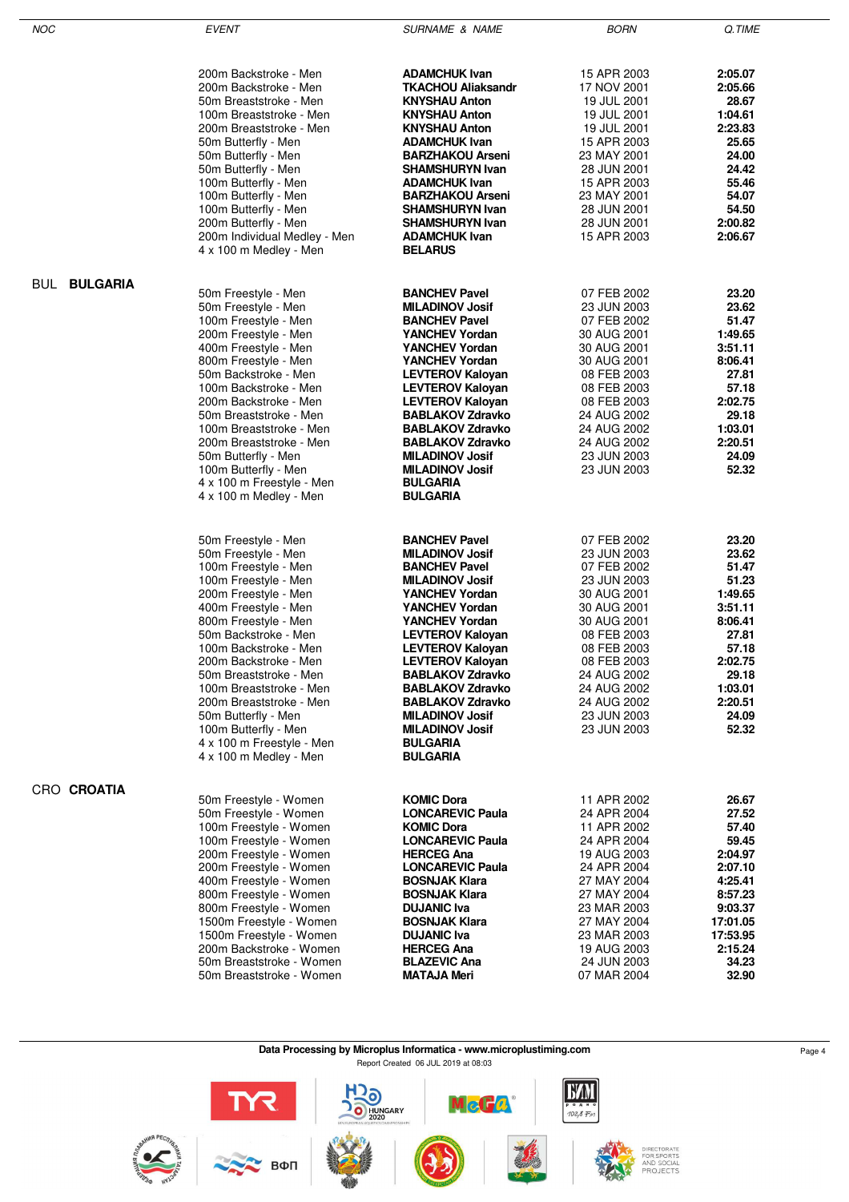| NOC | EVENT | SURNAME & NAME | BORN | Q.TIME |
|---|---|---|---|---|
| | 200m Backstroke - Men | **ADAMCHUK Ivan** | 15 APR 2003 | **2:05.07** |
| | 200m Backstroke - Men | **TKACHOU Aliaksandr** | 17 NOV 2001 | **2:05.66** |
| | 50m Breaststroke - Men | **KNYSHAU Anton** | 19 JUL 2001 | **28.67** |
| | 100m Breaststroke - Men | **KNYSHAU Anton** | 19 JUL 2001 | **1:04.61** |
| | 200m Breaststroke - Men | **KNYSHAU Anton** | 19 JUL 2001 | **2:23.83** |
| | 50m Butterfly - Men | **ADAMCHUK Ivan** | 15 APR 2003 | **25.65** |
| | 50m Butterfly - Men | **BARZHAKOU Arseni** | 23 MAY 2001 | **24.00** |
| | 50m Butterfly - Men | **SHAMSHURYN Ivan** | 28 JUN 2001 | **24.42** |
| | 100m Butterfly - Men | **ADAMCHUK Ivan** | 15 APR 2003 | **55.46** |
| | 100m Butterfly - Men | **BARZHAKOU Arseni** | 23 MAY 2001 | **54.07** |
| | 100m Butterfly - Men | **SHAMSHURYN Ivan** | 28 JUN 2001 | **54.50** |
| | 200m Butterfly - Men | **SHAMSHURYN Ivan** | 28 JUN 2001 | **2:00.82** |
| | 200m Individual Medley - Men | **ADAMCHUK Ivan** | 15 APR 2003 | **2:06.67** |
| | 4 x 100 m Medley - Men | **BELARUS** | | |
| BUL **BULGARIA** | | | | |
| | 50m Freestyle - Men | **BANCHEV Pavel** | 07 FEB 2002 | **23.20** |
| | 50m Freestyle - Men | **MILADINOV Josif** | 23 JUN 2003 | **23.62** |
| | 100m Freestyle - Men | **BANCHEV Pavel** | 07 FEB 2002 | **51.47** |
| | 200m Freestyle - Men | **YANCHEV Yordan** | 30 AUG 2001 | **1:49.65** |
| | 400m Freestyle - Men | **YANCHEV Yordan** | 30 AUG 2001 | **3:51.11** |
| | 800m Freestyle - Men | **YANCHEV Yordan** | 30 AUG 2001 | **8:06.41** |
| | 50m Backstroke - Men | **LEVTEROV Kaloyan** | 08 FEB 2003 | **27.81** |
| | 100m Backstroke - Men | **LEVTEROV Kaloyan** | 08 FEB 2003 | **57.18** |
| | 200m Backstroke - Men | **LEVTEROV Kaloyan** | 08 FEB 2003 | **2:02.75** |
| | 50m Breaststroke - Men | **BABLAKOV Zdravko** | 24 AUG 2002 | **29.18** |
| | 100m Breaststroke - Men | **BABLAKOV Zdravko** | 24 AUG 2002 | **1:03.01** |
| | 200m Breaststroke - Men | **BABLAKOV Zdravko** | 24 AUG 2002 | **2:20.51** |
| | 50m Butterfly - Men | **MILADINOV Josif** | 23 JUN 2003 | **24.09** |
| | 100m Butterfly - Men | **MILADINOV Josif** | 23 JUN 2003 | **52.32** |
| | 4 x 100 m Freestyle - Men | **BULGARIA** | | |
| | 4 x 100 m Medley - Men | **BULGARIA** | | |
| | 50m Freestyle - Men | **BANCHEV Pavel** | 07 FEB 2002 | **23.20** |
| | 50m Freestyle - Men | **MILADINOV Josif** | 23 JUN 2003 | **23.62** |
| | 100m Freestyle - Men | **BANCHEV Pavel** | 07 FEB 2002 | **51.47** |
| | 100m Freestyle - Men | **MILADINOV Josif** | 23 JUN 2003 | **51.23** |
| | 200m Freestyle - Men | **YANCHEV Yordan** | 30 AUG 2001 | **1:49.65** |
| | 400m Freestyle - Men | **YANCHEV Yordan** | 30 AUG 2001 | **3:51.11** |
| | 800m Freestyle - Men | **YANCHEV Yordan** | 30 AUG 2001 | **8:06.41** |
| | 50m Backstroke - Men | **LEVTEROV Kaloyan** | 08 FEB 2003 | **27.81** |
| | 100m Backstroke - Men | **LEVTEROV Kaloyan** | 08 FEB 2003 | **57.18** |
| | 200m Backstroke - Men | **LEVTEROV Kaloyan** | 08 FEB 2003 | **2:02.75** |
| | 50m Breaststroke - Men | **BABLAKOV Zdravko** | 24 AUG 2002 | **29.18** |
| | 100m Breaststroke - Men | **BABLAKOV Zdravko** | 24 AUG 2002 | **1:03.01** |
| | 200m Breaststroke - Men | **BABLAKOV Zdravko** | 24 AUG 2002 | **2:20.51** |
| | 50m Butterfly - Men | **MILADINOV Josif** | 23 JUN 2003 | **24.09** |
| | 100m Butterfly - Men | **MILADINOV Josif** | 23 JUN 2003 | **52.32** |
| | 4 x 100 m Freestyle - Men | **BULGARIA** | | |
| | 4 x 100 m Medley - Men | **BULGARIA** | | |
| CRO **CROATIA** | | | | |
| | 50m Freestyle - Women | **KOMIC Dora** | 11 APR 2002 | **26.67** |
| | 50m Freestyle - Women | **LONCAREVIC Paula** | 24 APR 2004 | **27.52** |
| | 100m Freestyle - Women | **KOMIC Dora** | 11 APR 2002 | **57.40** |
| | 100m Freestyle - Women | **LONCAREVIC Paula** | 24 APR 2004 | **59.45** |
| | 200m Freestyle - Women | **HERCEG Ana** | 19 AUG 2003 | **2:04.97** |
| | 200m Freestyle - Women | **LONCAREVIC Paula** | 24 APR 2004 | **2:07.10** |
| | 400m Freestyle - Women | **BOSNJAK Klara** | 27 MAY 2004 | **4:25.41** |
| | 800m Freestyle - Women | **BOSNJAK Klara** | 27 MAY 2004 | **8:57.23** |
| | 800m Freestyle - Women | **DUJANIC Iva** | 23 MAR 2003 | **9:03.37** |
| | 1500m Freestyle - Women | **BOSNJAK Klara** | 27 MAY 2004 | **17:01.05** |
| | 1500m Freestyle - Women | **DUJANIC Iva** | 23 MAR 2003 | **17:53.95** |
| | 200m Backstroke - Women | **HERCEG Ana** | 19 AUG 2003 | **2:15.24** |
| | 50m Breaststroke - Women | **BLAZEVIC Ana** | 24 JUN 2003 | **34.23** |
| | 50m Breaststroke - Women | **MATAJA Meri** | 07 MAR 2004 | **32.90** |

**Data Processing by Microplus Informatica - www.microplustiming.com**

Report Created 06 JUL 2019 at 08:03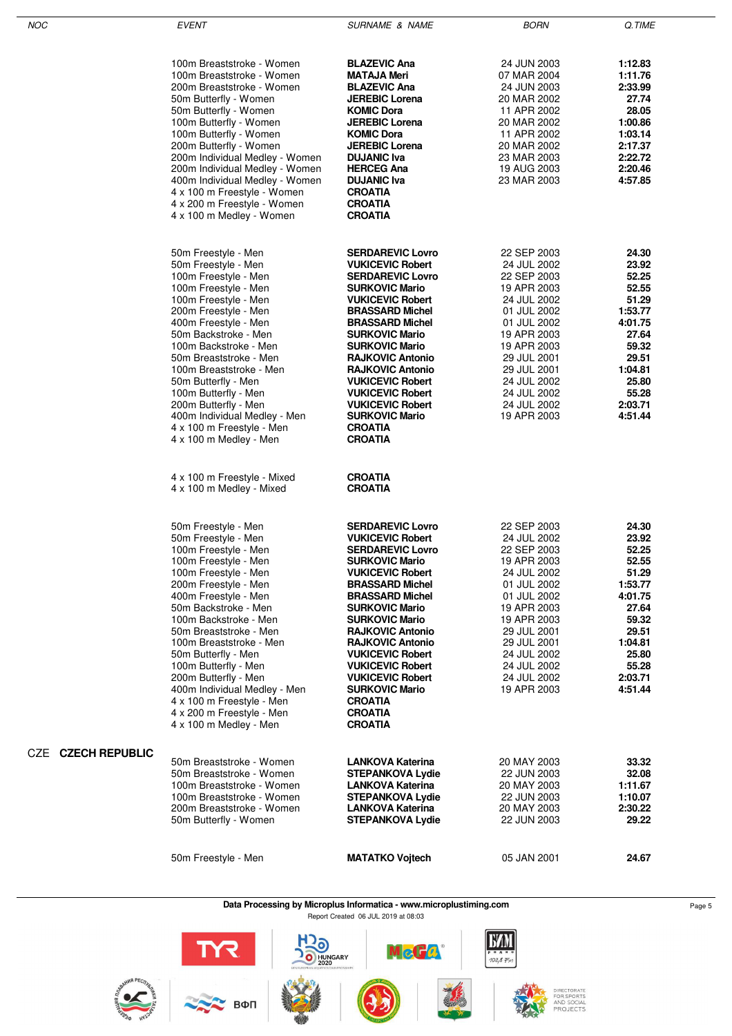| NOC | EVENT | SURNAME & NAME | BORN | Q.TIME |
|---|---|---|---|---|
| | 100m Breaststroke - Women | **BLAZEVIC Ana** | 24 JUN 2003 | **1:12.83** |
| | 100m Breaststroke - Women | **MATAJA Meri** | 07 MAR 2004 | **1:11.76** |
| | 200m Breaststroke - Women | **BLAZEVIC Ana** | 24 JUN 2003 | **2:33.99** |
| | 50m Butterfly - Women | **JEREBIC Lorena** | 20 MAR 2002 | **27.74** |
| | 50m Butterfly - Women | **KOMIC Dora** | 11 APR 2002 | **28.05** |
| | 100m Butterfly - Women | **JEREBIC Lorena** | 20 MAR 2002 | **1:00.86** |
| | 100m Butterfly - Women | **KOMIC Dora** | 11 APR 2002 | **1:03.14** |
| | 200m Butterfly - Women | **JEREBIC Lorena** | 20 MAR 2002 | **2:17.37** |
| | 200m Individual Medley - Women | **DUJANIC Iva** | 23 MAR 2003 | **2:22.72** |
| | 200m Individual Medley - Women | **HERCEG Ana** | 19 AUG 2003 | **2:20.46** |
| | 400m Individual Medley - Women | **DUJANIC Iva** | 23 MAR 2003 | **4:57.85** |
| | 4 x 100 m Freestyle - Women | **CROATIA** | | |
| | 4 x 200 m Freestyle - Women | **CROATIA** | | |
| | 4 x 100 m Medley - Women | **CROATIA** | | |
| | 50m Freestyle - Men | **SERDAREVIC Lovro** | 22 SEP 2003 | **24.30** |
| | 50m Freestyle - Men | **VUKICEVIC Robert** | 24 JUL 2002 | **23.92** |
| | 100m Freestyle - Men | **SERDAREVIC Lovro** | 22 SEP 2003 | **52.25** |
| | 100m Freestyle - Men | **SURKOVIC Mario** | 19 APR 2003 | **52.55** |
| | 100m Freestyle - Men | **VUKICEVIC Robert** | 24 JUL 2002 | **51.29** |
| | 200m Freestyle - Men | **BRASSARD Michel** | 01 JUL 2002 | **1:53.77** |
| | 400m Freestyle - Men | **BRASSARD Michel** | 01 JUL 2002 | **4:01.75** |
| | 50m Backstroke - Men | **SURKOVIC Mario** | 19 APR 2003 | **27.64** |
| | 100m Backstroke - Men | **SURKOVIC Mario** | 19 APR 2003 | **59.32** |
| | 50m Breaststroke - Men | **RAJKOVIC Antonio** | 29 JUL 2001 | **29.51** |
| | 100m Breaststroke - Men | **RAJKOVIC Antonio** | 29 JUL 2001 | **1:04.81** |
| | 50m Butterfly - Men | **VUKICEVIC Robert** | 24 JUL 2002 | **25.80** |
| | 100m Butterfly - Men | **VUKICEVIC Robert** | 24 JUL 2002 | **55.28** |
| | 200m Butterfly - Men | **VUKICEVIC Robert** | 24 JUL 2002 | **2:03.71** |
| | 400m Individual Medley - Men | **SURKOVIC Mario** | 19 APR 2003 | **4:51.44** |
| | 4 x 100 m Freestyle - Men | **CROATIA** | | |
| | 4 x 100 m Medley - Men | **CROATIA** | | |
| | 4 x 100 m Freestyle - Mixed | **CROATIA** | | |
| | 4 x 100 m Medley - Mixed | **CROATIA** | | |
| | 50m Freestyle - Men | **SERDAREVIC Lovro** | 22 SEP 2003 | **24.30** |
| | 50m Freestyle - Men | **VUKICEVIC Robert** | 24 JUL 2002 | **23.92** |
| | 100m Freestyle - Men | **SERDAREVIC Lovro** | 22 SEP 2003 | **52.25** |
| | 100m Freestyle - Men | **SURKOVIC Mario** | 19 APR 2003 | **52.55** |
| | 100m Freestyle - Men | **VUKICEVIC Robert** | 24 JUL 2002 | **51.29** |
| | 200m Freestyle - Men | **BRASSARD Michel** | 01 JUL 2002 | **1:53.77** |
| | 400m Freestyle - Men | **BRASSARD Michel** | 01 JUL 2002 | **4:01.75** |
| | 50m Backstroke - Men | **SURKOVIC Mario** | 19 APR 2003 | **27.64** |
| | 100m Backstroke - Men | **SURKOVIC Mario** | 19 APR 2003 | **59.32** |
| | 50m Breaststroke - Men | **RAJKOVIC Antonio** | 29 JUL 2001 | **29.51** |
| | 100m Breaststroke - Men | **RAJKOVIC Antonio** | 29 JUL 2001 | **1:04.81** |
| | 50m Butterfly - Men | **VUKICEVIC Robert** | 24 JUL 2002 | **25.80** |
| | 100m Butterfly - Men | **VUKICEVIC Robert** | 24 JUL 2002 | **55.28** |
| | 200m Butterfly - Men | **VUKICEVIC Robert** | 24 JUL 2002 | **2:03.71** |
| | 400m Individual Medley - Men | **SURKOVIC Mario** | 19 APR 2003 | **4:51.44** |
| | 4 x 100 m Freestyle - Men | **CROATIA** | | |
| | 4 x 200 m Freestyle - Men | **CROATIA** | | |
| | 4 x 100 m Medley - Men | **CROATIA** | | |
| CZE **CZECH REPUBLIC** | | | | |
| | 50m Breaststroke - Women | **LANKOVA Katerina** | 20 MAY 2003 | **33.32** |
| | 50m Breaststroke - Women | **STEPANKOVA Lydie** | 22 JUN 2003 | **32.08** |
| | 100m Breaststroke - Women | **LANKOVA Katerina** | 20 MAY 2003 | **1:11.67** |
| | 100m Breaststroke - Women | **STEPANKOVA Lydie** | 22 JUN 2003 | **1:10.07** |
| | 200m Breaststroke - Women | **LANKOVA Katerina** | 20 MAY 2003 | **2:30.22** |
| | 50m Butterfly - Women | **STEPANKOVA Lydie** | 22 JUN 2003 | **29.22** |
| | 50m Freestyle - Men | **MATATKO Vojtech** | 05 JAN 2001 | **24.67** |

**Data Processing by Microplus Informatica - www.microplustiming.com**

Report Created 06 JUL 2019 at 08:03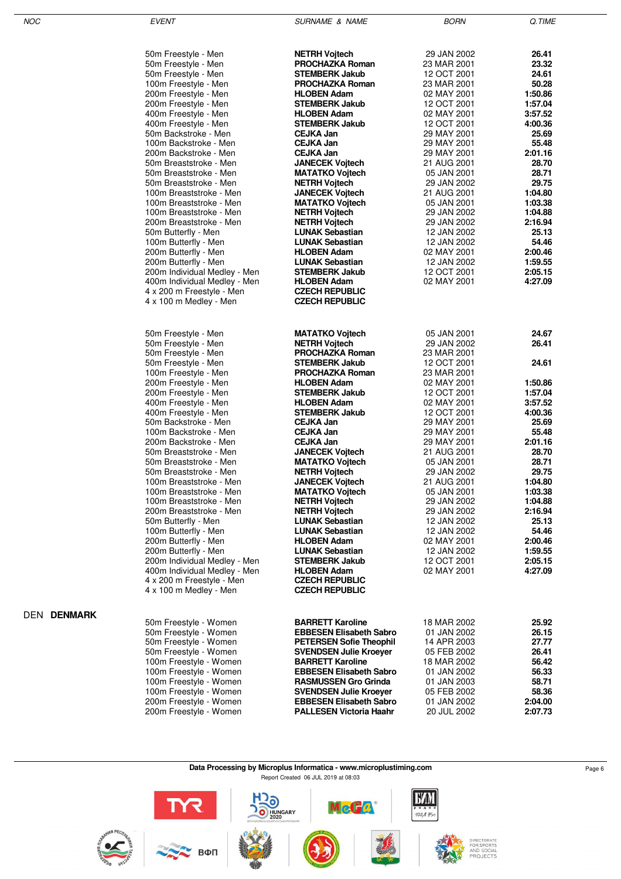| NOC | EVENT | SURNAME & NAME | BORN | Q.TIME |
|---|---|---|---|---|
| | 50m Freestyle - Men | **NETRH Vojtech** | 29 JAN 2002 | **26.41** |
| | 50m Freestyle - Men | **PROCHAZKA Roman** | 23 MAR 2001 | **23.32** |
| | 50m Freestyle - Men | **STEMBERK Jakub** | 12 OCT 2001 | **24.61** |
| | 100m Freestyle - Men | **PROCHAZKA Roman** | 23 MAR 2001 | **50.28** |
| | 200m Freestyle - Men | **HLOBEN Adam** | 02 MAY 2001 | **1:50.86** |
| | 200m Freestyle - Men | **STEMBERK Jakub** | 12 OCT 2001 | **1:57.04** |
| | 400m Freestyle - Men | **HLOBEN Adam** | 02 MAY 2001 | **3:57.52** |
| | 400m Freestyle - Men | **STEMBERK Jakub** | 12 OCT 2001 | **4:00.36** |
| | 50m Backstroke - Men | **CEJKA Jan** | 29 MAY 2001 | **25.69** |
| | 100m Backstroke - Men | **CEJKA Jan** | 29 MAY 2001 | **55.48** |
| | 200m Backstroke - Men | **CEJKA Jan** | 29 MAY 2001 | **2:01.16** |
| | 50m Breaststroke - Men | **JANECEK Vojtech** | 21 AUG 2001 | **28.70** |
| | 50m Breaststroke - Men | **MATATKO Vojtech** | 05 JAN 2001 | **28.71** |
| | 50m Breaststroke - Men | **NETRH Vojtech** | 29 JAN 2002 | **29.75** |
| | 100m Breaststroke - Men | **JANECEK Vojtech** | 21 AUG 2001 | **1:04.80** |
| | 100m Breaststroke - Men | **MATATKO Vojtech** | 05 JAN 2001 | **1:03.38** |
| | 100m Breaststroke - Men | **NETRH Vojtech** | 29 JAN 2002 | **1:04.88** |
| | 200m Breaststroke - Men | **NETRH Vojtech** | 29 JAN 2002 | **2:16.94** |
| | 50m Butterfly - Men | **LUNAK Sebastian** | 12 JAN 2002 | **25.13** |
| | 100m Butterfly - Men | **LUNAK Sebastian** | 12 JAN 2002 | **54.46** |
| | 200m Butterfly - Men | **HLOBEN Adam** | 02 MAY 2001 | **2:00.46** |
| | 200m Butterfly - Men | **LUNAK Sebastian** | 12 JAN 2002 | **1:59.55** |
| | 200m Individual Medley - Men | **STEMBERK Jakub** | 12 OCT 2001 | **2:05.15** |
| | 400m Individual Medley - Men | **HLOBEN Adam** | 02 MAY 2001 | **4:27.09** |
| | 4 x 200 m Freestyle - Men | **CZECH REPUBLIC** | | |
| | 4 x 100 m Medley - Men | **CZECH REPUBLIC** | | |
| | 50m Freestyle - Men | **MATATKO Vojtech** | 05 JAN 2001 | **24.67** |
| | 50m Freestyle - Men | **NETRH Vojtech** | 29 JAN 2002 | **26.41** |
| | 50m Freestyle - Men | **PROCHAZKA Roman** | 23 MAR 2001 | |
| | 50m Freestyle - Men | **STEMBERK Jakub** | 12 OCT 2001 | **24.61** |
| | 100m Freestyle - Men | **PROCHAZKA Roman** | 23 MAR 2001 | |
| | 200m Freestyle - Men | **HLOBEN Adam** | 02 MAY 2001 | **1:50.86** |
| | 200m Freestyle - Men | **STEMBERK Jakub** | 12 OCT 2001 | **1:57.04** |
| | 400m Freestyle - Men | **HLOBEN Adam** | 02 MAY 2001 | **3:57.52** |
| | 400m Freestyle - Men | **STEMBERK Jakub** | 12 OCT 2001 | **4:00.36** |
| | 50m Backstroke - Men | **CEJKA Jan** | 29 MAY 2001 | **25.69** |
| | 100m Backstroke - Men | **CEJKA Jan** | 29 MAY 2001 | **55.48** |
| | 200m Backstroke - Men | **CEJKA Jan** | 29 MAY 2001 | **2:01.16** |
| | 50m Breaststroke - Men | **JANECEK Vojtech** | 21 AUG 2001 | **28.70** |
| | 50m Breaststroke - Men | **MATATKO Vojtech** | 05 JAN 2001 | **28.71** |
| | 50m Breaststroke - Men | **NETRH Vojtech** | 29 JAN 2002 | **29.75** |
| | 100m Breaststroke - Men | **JANECEK Vojtech** | 21 AUG 2001 | **1:04.80** |
| | 100m Breaststroke - Men | **MATATKO Vojtech** | 05 JAN 2001 | **1:03.38** |
| | 100m Breaststroke - Men | **NETRH Vojtech** | 29 JAN 2002 | **1:04.88** |
| | 200m Breaststroke - Men | **NETRH Vojtech** | 29 JAN 2002 | **2:16.94** |
| | 50m Butterfly - Men | **LUNAK Sebastian** | 12 JAN 2002 | **25.13** |
| | 100m Butterfly - Men | **LUNAK Sebastian** | 12 JAN 2002 | **54.46** |
| | 200m Butterfly - Men | **HLOBEN Adam** | 02 MAY 2001 | **2:00.46** |
| | 200m Butterfly - Men | **LUNAK Sebastian** | 12 JAN 2002 | **1:59.55** |
| | 200m Individual Medley - Men | **STEMBERK Jakub** | 12 OCT 2001 | **2:05.15** |
| | 400m Individual Medley - Men | **HLOBEN Adam** | 02 MAY 2001 | **4:27.09** |
| | 4 x 200 m Freestyle - Men | **CZECH REPUBLIC** | | |
| | 4 x 100 m Medley - Men | **CZECH REPUBLIC** | | |
| DEN **DENMARK** | | | | |
| | 50m Freestyle - Women | **BARRETT Karoline** | 18 MAR 2002 | **25.92** |
| | 50m Freestyle - Women | **EBBESEN Elisabeth Sabro** | 01 JAN 2002 | **26.15** |
| | 50m Freestyle - Women | **PETERSEN Sofie Theophil** | 14 APR 2003 | **27.77** |
| | 50m Freestyle - Women | **SVENDSEN Julie Kroeyer** | 05 FEB 2002 | **26.41** |
| | 100m Freestyle - Women | **BARRETT Karoline** | 18 MAR 2002 | **56.42** |
| | 100m Freestyle - Women | **EBBESEN Elisabeth Sabro** | 01 JAN 2002 | **56.33** |
| | 100m Freestyle - Women | **RASMUSSEN Gro Grinda** | 01 JAN 2003 | **58.71** |
| | 100m Freestyle - Women | **SVENDSEN Julie Kroeyer** | 05 FEB 2002 | **58.36** |
| | 200m Freestyle - Women | **EBBESEN Elisabeth Sabro** | 01 JAN 2002 | **2:04.00** |
| | 200m Freestyle - Women | **PALLESEN Victoria Haahr** | 20 JUL 2002 | **2:07.73** |

**Data Processing by Microplus Informatica - www.microplustiming.com**

Report Created 06 JUL 2019 at 08:03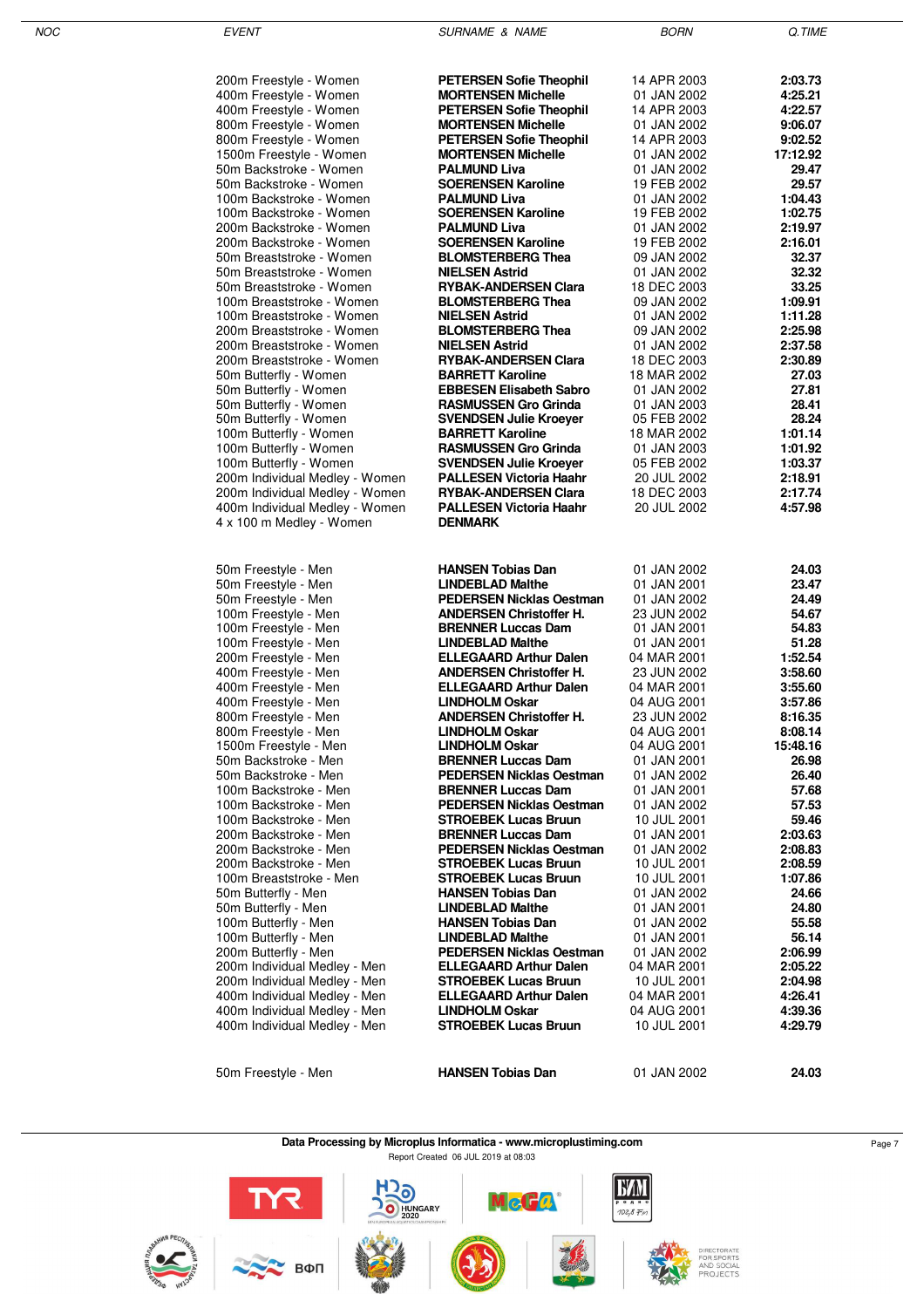| NOC | EVENT | SURNAME & NAME | BORN | Q.TIME |
|---|---|---|---|---|
| | 200m Freestyle - Women | **PETERSEN Sofie Theophil** | 14 APR 2003 | **2:03.73** |
| | 400m Freestyle - Women | **MORTENSEN Michelle** | 01 JAN 2002 | **4:25.21** |
| | 400m Freestyle - Women | **PETERSEN Sofie Theophil** | 14 APR 2003 | **4:22.57** |
| | 800m Freestyle - Women | **MORTENSEN Michelle** | 01 JAN 2002 | **9:06.07** |
| | 800m Freestyle - Women | **PETERSEN Sofie Theophil** | 14 APR 2003 | **9:02.52** |
| | 1500m Freestyle - Women | **MORTENSEN Michelle** | 01 JAN 2002 | **17:12.92** |
| | 50m Backstroke - Women | **PALMUND Liva** | 01 JAN 2002 | **29.47** |
| | 50m Backstroke - Women | **SOERENSEN Karoline** | 19 FEB 2002 | **29.57** |
| | 100m Backstroke - Women | **PALMUND Liva** | 01 JAN 2002 | **1:04.43** |
| | 100m Backstroke - Women | **SOERENSEN Karoline** | 19 FEB 2002 | **1:02.75** |
| | 200m Backstroke - Women | **PALMUND Liva** | 01 JAN 2002 | **2:19.97** |
| | 200m Backstroke - Women | **SOERENSEN Karoline** | 19 FEB 2002 | **2:16.01** |
| | 50m Breaststroke - Women | **BLOMSTERBERG Thea** | 09 JAN 2002 | **32.37** |
| | 50m Breaststroke - Women | **NIELSEN Astrid** | 01 JAN 2002 | **32.32** |
| | 50m Breaststroke - Women | **RYBAK-ANDERSEN Clara** | 18 DEC 2003 | **33.25** |
| | 100m Breaststroke - Women | **BLOMSTERBERG Thea** | 09 JAN 2002 | **1:09.91** |
| | 100m Breaststroke - Women | **NIELSEN Astrid** | 01 JAN 2002 | **1:11.28** |
| | 200m Breaststroke - Women | **BLOMSTERBERG Thea** | 09 JAN 2002 | **2:25.98** |
| | 200m Breaststroke - Women | **NIELSEN Astrid** | 01 JAN 2002 | **2:37.58** |
| | 200m Breaststroke - Women | **RYBAK-ANDERSEN Clara** | 18 DEC 2003 | **2:30.89** |
| | 50m Butterfly - Women | **BARRETT Karoline** | 18 MAR 2002 | **27.03** |
| | 50m Butterfly - Women | **EBBESEN Elisabeth Sabro** | 01 JAN 2002 | **27.81** |
| | 50m Butterfly - Women | **RASMUSSEN Gro Grinda** | 01 JAN 2003 | **28.41** |
| | 50m Butterfly - Women | **SVENDSEN Julie Kroeyer** | 05 FEB 2002 | **28.24** |
| | 100m Butterfly - Women | **BARRETT Karoline** | 18 MAR 2002 | **1:01.14** |
| | 100m Butterfly - Women | **RASMUSSEN Gro Grinda** | 01 JAN 2003 | **1:01.92** |
| | 100m Butterfly - Women | **SVENDSEN Julie Kroeyer** | 05 FEB 2002 | **1:03.37** |
| | 200m Individual Medley - Women | **PALLESEN Victoria Haahr** | 20 JUL 2002 | **2:18.91** |
| | 200m Individual Medley - Women | **RYBAK-ANDERSEN Clara** | 18 DEC 2003 | **2:17.74** |
| | 400m Individual Medley - Women | **PALLESEN Victoria Haahr** | 20 JUL 2002 | **4:57.98** |
| | 4 x 100 m Medley - Women | **DENMARK** | | |
| | 50m Freestyle - Men | **HANSEN Tobias Dan** | 01 JAN 2002 | **24.03** |
| | 50m Freestyle - Men | **LINDEBLAD Malthe** | 01 JAN 2001 | **23.47** |
| | 50m Freestyle - Men | **PEDERSEN Nicklas Oestman** | 01 JAN 2002 | **24.49** |
| | 100m Freestyle - Men | **ANDERSEN Christoffer H.** | 23 JUN 2002 | **54.67** |
| | 100m Freestyle - Men | **BRENNER Luccas Dam** | 01 JAN 2001 | **54.83** |
| | 100m Freestyle - Men | **LINDEBLAD Malthe** | 01 JAN 2001 | **51.28** |
| | 200m Freestyle - Men | **ELLEGAARD Arthur Dalen** | 04 MAR 2001 | **1:52.54** |
| | 400m Freestyle - Men | **ANDERSEN Christoffer H.** | 23 JUN 2002 | **3:58.60** |
| | 400m Freestyle - Men | **ELLEGAARD Arthur Dalen** | 04 MAR 2001 | **3:55.60** |
| | 400m Freestyle - Men | **LINDHOLM Oskar** | 04 AUG 2001 | **3:57.86** |
| | 800m Freestyle - Men | **ANDERSEN Christoffer H.** | 23 JUN 2002 | **8:16.35** |
| | 800m Freestyle - Men | **LINDHOLM Oskar** | 04 AUG 2001 | **8:08.14** |
| | 1500m Freestyle - Men | **LINDHOLM Oskar** | 04 AUG 2001 | **15:48.16** |
| | 50m Backstroke - Men | **BRENNER Luccas Dam** | 01 JAN 2001 | **26.98** |
| | 50m Backstroke - Men | **PEDERSEN Nicklas Oestman** | 01 JAN 2002 | **26.40** |
| | 100m Backstroke - Men | **BRENNER Luccas Dam** | 01 JAN 2001 | **57.68** |
| | 100m Backstroke - Men | **PEDERSEN Nicklas Oestman** | 01 JAN 2002 | **57.53** |
| | 100m Backstroke - Men | **STROEBEK Lucas Bruun** | 10 JUL 2001 | **59.46** |
| | 200m Backstroke - Men | **BRENNER Luccas Dam** | 01 JAN 2001 | **2:03.63** |
| | 200m Backstroke - Men | **PEDERSEN Nicklas Oestman** | 01 JAN 2002 | **2:08.83** |
| | 200m Backstroke - Men | **STROEBEK Lucas Bruun** | 10 JUL 2001 | **2:08.59** |
| | 100m Breaststroke - Men | **STROEBEK Lucas Bruun** | 10 JUL 2001 | **1:07.86** |
| | 50m Butterfly - Men | **HANSEN Tobias Dan** | 01 JAN 2002 | **24.66** |
| | 50m Butterfly - Men | **LINDEBLAD Malthe** | 01 JAN 2001 | **24.80** |
| | 100m Butterfly - Men | **HANSEN Tobias Dan** | 01 JAN 2002 | **55.58** |
| | 100m Butterfly - Men | **LINDEBLAD Malthe** | 01 JAN 2001 | **56.14** |
| | 200m Butterfly - Men | **PEDERSEN Nicklas Oestman** | 01 JAN 2002 | **2:06.99** |
| | 200m Individual Medley - Men | **ELLEGAARD Arthur Dalen** | 04 MAR 2001 | **2:05.22** |
| | 200m Individual Medley - Men | **STROEBEK Lucas Bruun** | 10 JUL 2001 | **2:04.98** |
| | 400m Individual Medley - Men | **ELLEGAARD Arthur Dalen** | 04 MAR 2001 | **4:26.41** |
| | 400m Individual Medley - Men | **LINDHOLM Oskar** | 04 AUG 2001 | **4:39.36** |
| | 400m Individual Medley - Men | **STROEBEK Lucas Bruun** | 10 JUL 2001 | **4:29.79** |
| | 50m Freestyle - Men | **HANSEN Tobias Dan** | 01 JAN 2002 | **24.03** |

**Data Processing by Microplus Informatica - www.microplustiming.com**

Report Created 06 JUL 2019 at 08:03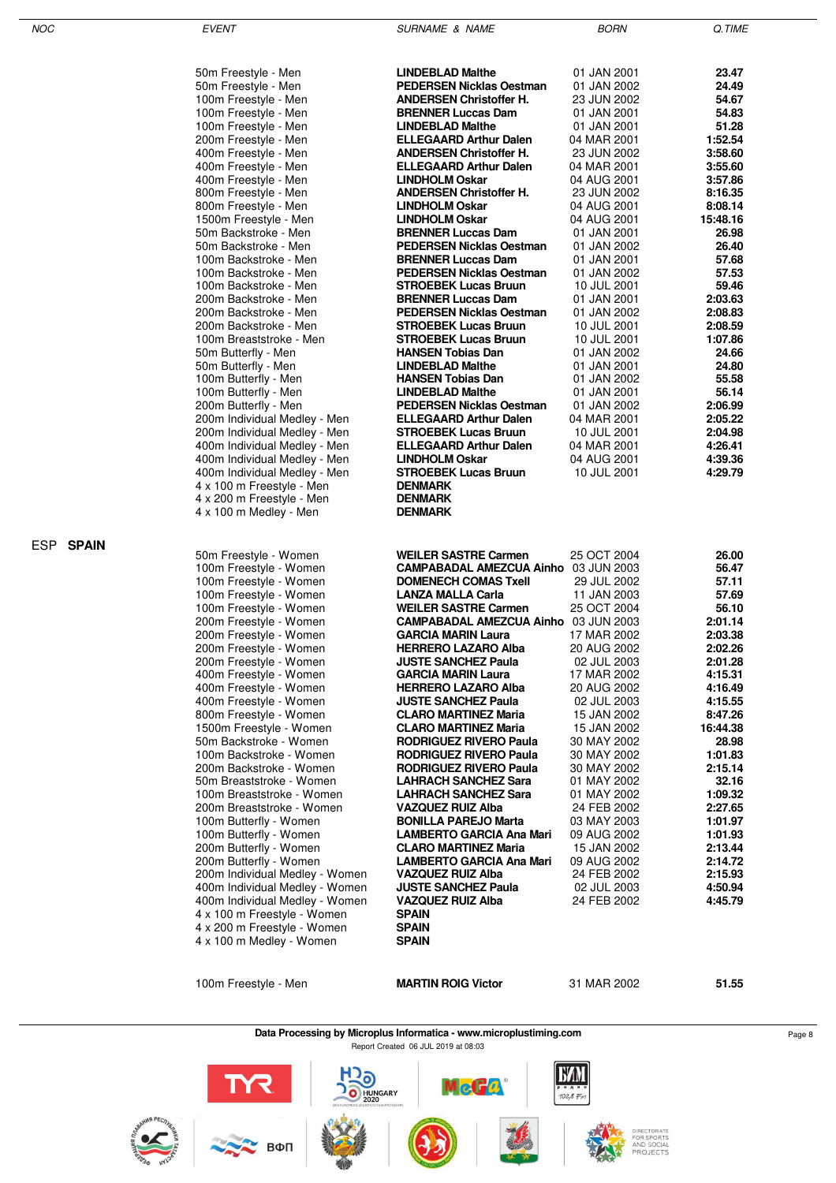| NOC | EVENT | SURNAME & NAME | BORN | Q.TIME |
|---|---|---|---|---|
| | 50m Freestyle - Men | **LINDEBLAD Malthe** | 01 JAN 2001 | **23.47** |
| | 50m Freestyle - Men | **PEDERSEN Nicklas Oestman** | 01 JAN 2002 | **24.49** |
| | 100m Freestyle - Men | **ANDERSEN Christoffer H.** | 23 JUN 2002 | **54.67** |
| | 100m Freestyle - Men | **BRENNER Luccas Dam** | 01 JAN 2001 | **54.83** |
| | 100m Freestyle - Men | **LINDEBLAD Malthe** | 01 JAN 2001 | **51.28** |
| | 200m Freestyle - Men | **ELLEGAARD Arthur Dalen** | 04 MAR 2001 | **1:52.54** |
| | 400m Freestyle - Men | **ANDERSEN Christoffer H.** | 23 JUN 2002 | **3:58.60** |
| | 400m Freestyle - Men | **ELLEGAARD Arthur Dalen** | 04 MAR 2001 | **3:55.60** |
| | 400m Freestyle - Men | **LINDHOLM Oskar** | 04 AUG 2001 | **3:57.86** |
| | 800m Freestyle - Men | **ANDERSEN Christoffer H.** | 23 JUN 2002 | **8:16.35** |
| | 800m Freestyle - Men | **LINDHOLM Oskar** | 04 AUG 2001 | **8:08.14** |
| | 1500m Freestyle - Men | **LINDHOLM Oskar** | 04 AUG 2001 | **15:48.16** |
| | 50m Backstroke - Men | **BRENNER Luccas Dam** | 01 JAN 2001 | **26.98** |
| | 50m Backstroke - Men | **PEDERSEN Nicklas Oestman** | 01 JAN 2002 | **26.40** |
| | 100m Backstroke - Men | **BRENNER Luccas Dam** | 01 JAN 2001 | **57.68** |
| | 100m Backstroke - Men | **PEDERSEN Nicklas Oestman** | 01 JAN 2002 | **57.53** |
| | 100m Backstroke - Men | **STROEBEK Lucas Bruun** | 10 JUL 2001 | **59.46** |
| | 200m Backstroke - Men | **BRENNER Luccas Dam** | 01 JAN 2001 | **2:03.63** |
| | 200m Backstroke - Men | **PEDERSEN Nicklas Oestman** | 01 JAN 2002 | **2:08.83** |
| | 200m Backstroke - Men | **STROEBEK Lucas Bruun** | 10 JUL 2001 | **2:08.59** |
| | 100m Breaststroke - Men | **STROEBEK Lucas Bruun** | 10 JUL 2001 | **1:07.86** |
| | 50m Butterfly - Men | **HANSEN Tobias Dan** | 01 JAN 2002 | **24.66** |
| | 50m Butterfly - Men | **LINDEBLAD Malthe** | 01 JAN 2001 | **24.80** |
| | 100m Butterfly - Men | **HANSEN Tobias Dan** | 01 JAN 2002 | **55.58** |
| | 100m Butterfly - Men | **LINDEBLAD Malthe** | 01 JAN 2001 | **56.14** |
| | 200m Butterfly - Men | **PEDERSEN Nicklas Oestman** | 01 JAN 2002 | **2:06.99** |
| | 200m Individual Medley - Men | **ELLEGAARD Arthur Dalen** | 04 MAR 2001 | **2:05.22** |
| | 200m Individual Medley - Men | **STROEBEK Lucas Bruun** | 10 JUL 2001 | **2:04.98** |
| | 400m Individual Medley - Men | **ELLEGAARD Arthur Dalen** | 04 MAR 2001 | **4:26.41** |
| | 400m Individual Medley - Men | **LINDHOLM Oskar** | 04 AUG 2001 | **4:39.36** |
| | 400m Individual Medley - Men | **STROEBEK Lucas Bruun** | 10 JUL 2001 | **4:29.79** |
| | 4 x 100 m Freestyle - Men | **DENMARK** | | |
| | 4 x 200 m Freestyle - Men | **DENMARK** | | |
| | 4 x 100 m Medley - Men | **DENMARK** | | |
| ESP **SPAIN** | | | | |
| | 50m Freestyle - Women | **WEILER SASTRE Carmen** | 25 OCT 2004 | **26.00** |
| | 100m Freestyle - Women | **CAMPABADAL AMEZCUA Ainho** | 03 JUN 2003 | **56.47** |
| | 100m Freestyle - Women | **DOMENECH COMAS Txell** | 29 JUL 2002 | **57.11** |
| | 100m Freestyle - Women | **LANZA MALLA Carla** | 11 JAN 2003 | **57.69** |
| | 100m Freestyle - Women | **WEILER SASTRE Carmen** | 25 OCT 2004 | **56.10** |
| | 200m Freestyle - Women | **CAMPABADAL AMEZCUA Ainho** | 03 JUN 2003 | **2:01.14** |
| | 200m Freestyle - Women | **GARCIA MARIN Laura** | 17 MAR 2002 | **2:03.38** |
| | 200m Freestyle - Women | **HERRERO LAZARO Alba** | 20 AUG 2002 | **2:02.26** |
| | 200m Freestyle - Women | **JUSTE SANCHEZ Paula** | 02 JUL 2003 | **2:01.28** |
| | 400m Freestyle - Women | **GARCIA MARIN Laura** | 17 MAR 2002 | **4:15.31** |
| | 400m Freestyle - Women | **HERRERO LAZARO Alba** | 20 AUG 2002 | **4:16.49** |
| | 400m Freestyle - Women | **JUSTE SANCHEZ Paula** | 02 JUL 2003 | **4:15.55** |
| | 800m Freestyle - Women | **CLARO MARTINEZ Maria** | 15 JAN 2002 | **8:47.26** |
| | 1500m Freestyle - Women | **CLARO MARTINEZ Maria** | 15 JAN 2002 | **16:44.38** |
| | 50m Backstroke - Women | **RODRIGUEZ RIVERO Paula** | 30 MAY 2002 | **28.98** |
| | 100m Backstroke - Women | **RODRIGUEZ RIVERO Paula** | 30 MAY 2002 | **1:01.83** |
| | 200m Backstroke - Women | **RODRIGUEZ RIVERO Paula** | 30 MAY 2002 | **2:15.14** |
| | 50m Breaststroke - Women | **LAHRACH SANCHEZ Sara** | 01 MAY 2002 | **32.16** |
| | 100m Breaststroke - Women | **LAHRACH SANCHEZ Sara** | 01 MAY 2002 | **1:09.32** |
| | 200m Breaststroke - Women | **VAZQUEZ RUIZ Alba** | 24 FEB 2002 | **2:27.65** |
| | 100m Butterfly - Women | **BONILLA PAREJO Marta** | 03 MAY 2003 | **1:01.97** |
| | 100m Butterfly - Women | **LAMBERTO GARCIA Ana Mari** | 09 AUG 2002 | **1:01.93** |
| | 200m Butterfly - Women | **CLARO MARTINEZ Maria** | 15 JAN 2002 | **2:13.44** |
| | 200m Butterfly - Women | **LAMBERTO GARCIA Ana Mari** | 09 AUG 2002 | **2:14.72** |
| | 200m Individual Medley - Women | **VAZQUEZ RUIZ Alba** | 24 FEB 2002 | **2:15.93** |
| | 400m Individual Medley - Women | **JUSTE SANCHEZ Paula** | 02 JUL 2003 | **4:50.94** |
| | 400m Individual Medley - Women | **VAZQUEZ RUIZ Alba** | 24 FEB 2002 | **4:45.79** |
| | 4 x 100 m Freestyle - Women | **SPAIN** | | |
| | 4 x 200 m Freestyle - Women | **SPAIN** | | |
| | 4 x 100 m Medley - Women | **SPAIN** | | |
| | 100m Freestyle - Men | **MARTIN ROIG Victor** | 31 MAR 2002 | **51.55** |

**Data Processing by Microplus Informatica - www.microplustiming.com**

Report Created 06 JUL 2019 at 08:03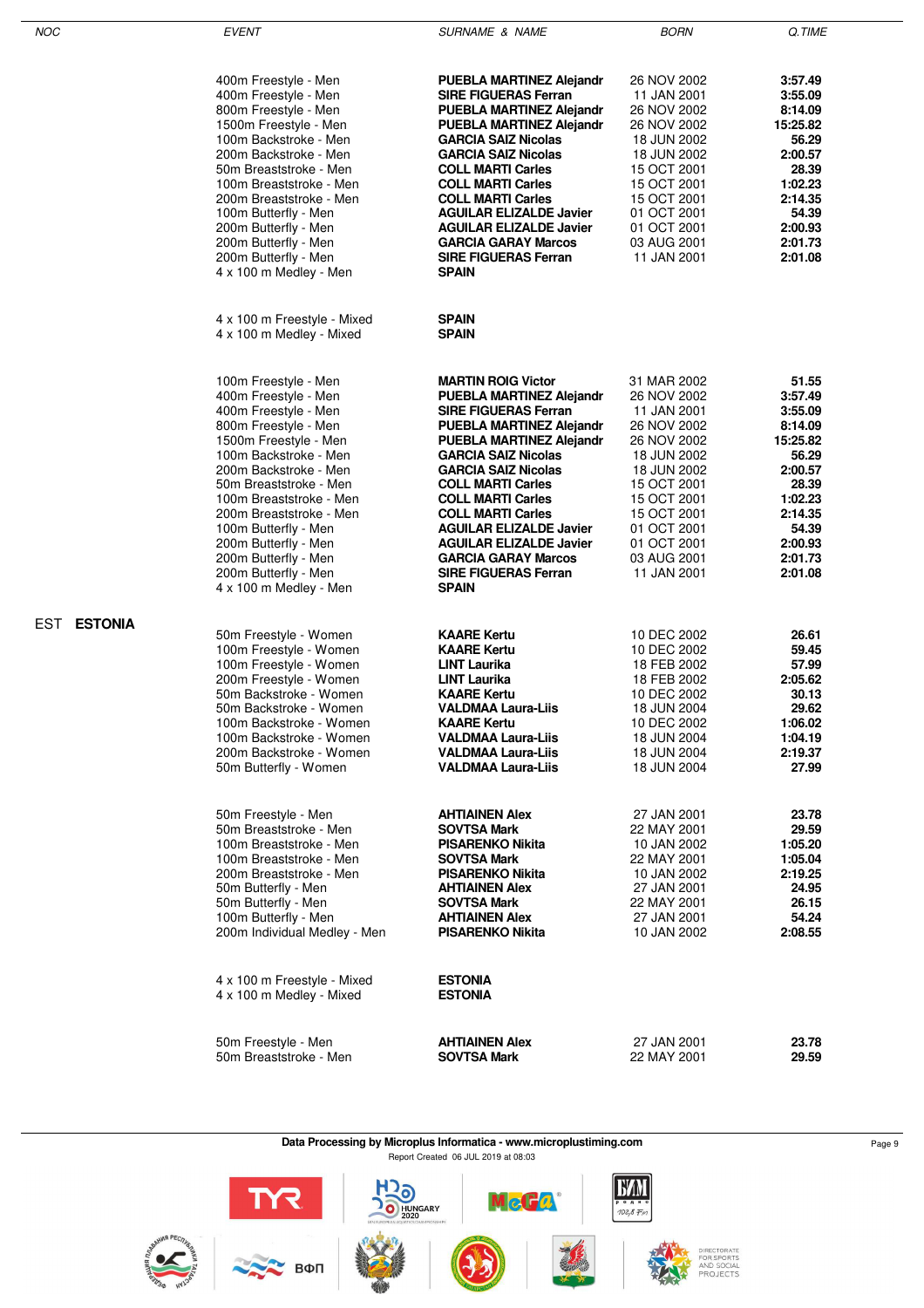| NOC | EVENT | SURNAME & NAME | BORN | Q.TIME |
|---|---|---|---|---|
| | 400m Freestyle - Men | **PUEBLA MARTINEZ Alejandr** | 26 NOV 2002 | **3:57.49** |
| | 400m Freestyle - Men | **SIRE FIGUERAS Ferran** | 11 JAN 2001 | **3:55.09** |
| | 800m Freestyle - Men | **PUEBLA MARTINEZ Alejandr** | 26 NOV 2002 | **8:14.09** |
| | 1500m Freestyle - Men | **PUEBLA MARTINEZ Alejandr** | 26 NOV 2002 | **15:25.82** |
| | 100m Backstroke - Men | **GARCIA SAIZ Nicolas** | 18 JUN 2002 | **56.29** |
| | 200m Backstroke - Men | **GARCIA SAIZ Nicolas** | 18 JUN 2002 | **2:00.57** |
| | 50m Breaststroke - Men | **COLL MARTI Carles** | 15 OCT 2001 | **28.39** |
| | 100m Breaststroke - Men | **COLL MARTI Carles** | 15 OCT 2001 | **1:02.23** |
| | 200m Breaststroke - Men | **COLL MARTI Carles** | 15 OCT 2001 | **2:14.35** |
| | 100m Butterfly - Men | **AGUILAR ELIZALDE Javier** | 01 OCT 2001 | **54.39** |
| | 200m Butterfly - Men | **AGUILAR ELIZALDE Javier** | 01 OCT 2001 | **2:00.93** |
| | 200m Butterfly - Men | **GARCIA GARAY Marcos** | 03 AUG 2001 | **2:01.73** |
| | 200m Butterfly - Men | **SIRE FIGUERAS Ferran** | 11 JAN 2001 | **2:01.08** |
| | 4 x 100 m Medley - Men | **SPAIN** | | |
| | 4 x 100 m Freestyle - Mixed | **SPAIN** | | |
| | 4 x 100 m Medley - Mixed | **SPAIN** | | |
| | 100m Freestyle - Men | **MARTIN ROIG Victor** | 31 MAR 2002 | **51.55** |
| | 400m Freestyle - Men | **PUEBLA MARTINEZ Alejandr** | 26 NOV 2002 | **3:57.49** |
| | 400m Freestyle - Men | **SIRE FIGUERAS Ferran** | 11 JAN 2001 | **3:55.09** |
| | 800m Freestyle - Men | **PUEBLA MARTINEZ Alejandr** | 26 NOV 2002 | **8:14.09** |
| | 1500m Freestyle - Men | **PUEBLA MARTINEZ Alejandr** | 26 NOV 2002 | **15:25.82** |
| | 100m Backstroke - Men | **GARCIA SAIZ Nicolas** | 18 JUN 2002 | **56.29** |
| | 200m Backstroke - Men | **GARCIA SAIZ Nicolas** | 18 JUN 2002 | **2:00.57** |
| | 50m Breaststroke - Men | **COLL MARTI Carles** | 15 OCT 2001 | **28.39** |
| | 100m Breaststroke - Men | **COLL MARTI Carles** | 15 OCT 2001 | **1:02.23** |
| | 200m Breaststroke - Men | **COLL MARTI Carles** | 15 OCT 2001 | **2:14.35** |
| | 100m Butterfly - Men | **AGUILAR ELIZALDE Javier** | 01 OCT 2001 | **54.39** |
| | 200m Butterfly - Men | **AGUILAR ELIZALDE Javier** | 01 OCT 2001 | **2:00.93** |
| | 200m Butterfly - Men | **GARCIA GARAY Marcos** | 03 AUG 2001 | **2:01.73** |
| | 200m Butterfly - Men | **SIRE FIGUERAS Ferran** | 11 JAN 2001 | **2:01.08** |
| | 4 x 100 m Medley - Men | **SPAIN** | | |
| EST **ESTONIA** | | | | |
| | 50m Freestyle - Women | **KAARE Kertu** | 10 DEC 2002 | **26.61** |
| | 100m Freestyle - Women | **KAARE Kertu** | 10 DEC 2002 | **59.45** |
| | 100m Freestyle - Women | **LINT Laurika** | 18 FEB 2002 | **57.99** |
| | 200m Freestyle - Women | **LINT Laurika** | 18 FEB 2002 | **2:05.62** |
| | 50m Backstroke - Women | **KAARE Kertu** | 10 DEC 2002 | **30.13** |
| | 50m Backstroke - Women | **VALDMAA Laura-Liis** | 18 JUN 2004 | **29.62** |
| | 100m Backstroke - Women | **KAARE Kertu** | 10 DEC 2002 | **1:06.02** |
| | 100m Backstroke - Women | **VALDMAA Laura-Liis** | 18 JUN 2004 | **1:04.19** |
| | 200m Backstroke - Women | **VALDMAA Laura-Liis** | 18 JUN 2004 | **2:19.37** |
| | 50m Butterfly - Women | **VALDMAA Laura-Liis** | 18 JUN 2004 | **27.99** |
| | 50m Freestyle - Men | **AHTIAINEN Alex** | 27 JAN 2001 | **23.78** |
| | 50m Breaststroke - Men | **SOVTSA Mark** | 22 MAY 2001 | **29.59** |
| | 100m Breaststroke - Men | **PISARENKO Nikita** | 10 JAN 2002 | **1:05.20** |
| | 100m Breaststroke - Men | **SOVTSA Mark** | 22 MAY 2001 | **1:05.04** |
| | 200m Breaststroke - Men | **PISARENKO Nikita** | 10 JAN 2002 | **2:19.25** |
| | 50m Butterfly - Men | **AHTIAINEN Alex** | 27 JAN 2001 | **24.95** |
| | 50m Butterfly - Men | **SOVTSA Mark** | 22 MAY 2001 | **26.15** |
| | 100m Butterfly - Men | **AHTIAINEN Alex** | 27 JAN 2001 | **54.24** |
| | 200m Individual Medley - Men | **PISARENKO Nikita** | 10 JAN 2002 | **2:08.55** |
| | 4 x 100 m Freestyle - Mixed | **ESTONIA** | | |
| | 4 x 100 m Medley - Mixed | **ESTONIA** | | |
| | 50m Freestyle - Men | **AHTIAINEN Alex** | 27 JAN 2001 | **23.78** |
| | 50m Breaststroke - Men | **SOVTSA Mark** | 22 MAY 2001 | **29.59** |

**Data Processing by Microplus Informatica - www.microplustiming.com**

Report Created 06 JUL 2019 at 08:03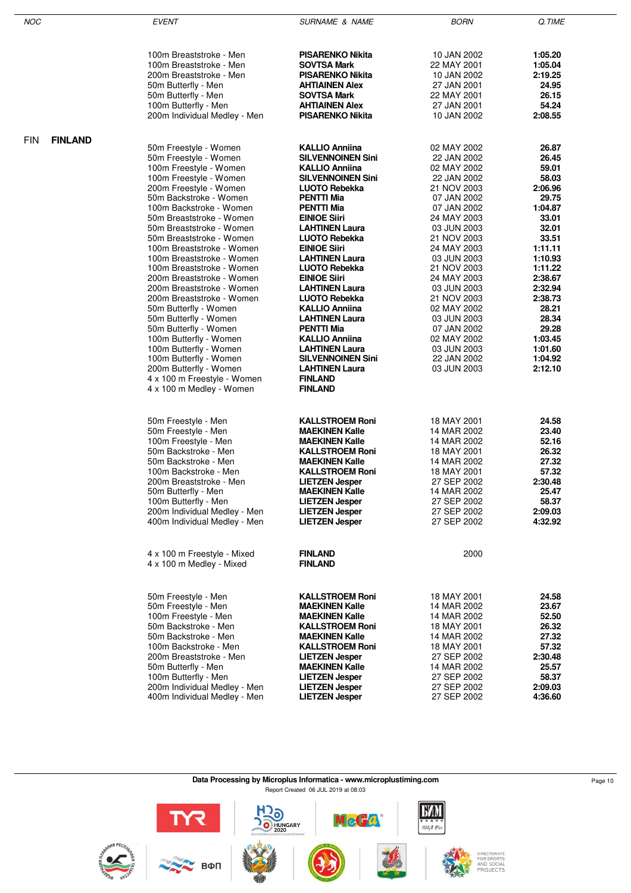| NOC | | EVENT | SURNAME & NAME | BORN | Q.TIME |
|---|---|---|---|---|---|
| | | 100m Breaststroke - Men | **PISARENKO Nikita** | 10 JAN 2002 | **1:05.20** |
| | | 100m Breaststroke - Men | **SOVTSA Mark** | 22 MAY 2001 | **1:05.04** |
| | | 200m Breaststroke - Men | **PISARENKO Nikita** | 10 JAN 2002 | **2:19.25** |
| | | 50m Butterfly - Men | **AHTIAINEN Alex** | 27 JAN 2001 | **24.95** |
| | | 50m Butterfly - Men | **SOVTSA Mark** | 22 MAY 2001 | **26.15** |
| | | 100m Butterfly - Men | **AHTIAINEN Alex** | 27 JAN 2001 | **54.24** |
| | | 200m Individual Medley - Men | **PISARENKO Nikita** | 10 JAN 2002 | **2:08.55** |
| FIN | **FINLAND** | | | | |
| | | 50m Freestyle - Women | **KALLIO Anniina** | 02 MAY 2002 | **26.87** |
| | | 50m Freestyle - Women | **SILVENNOINEN Sini** | 22 JAN 2002 | **26.45** |
| | | 100m Freestyle - Women | **KALLIO Anniina** | 02 MAY 2002 | **59.01** |
| | | 100m Freestyle - Women | **SILVENNOINEN Sini** | 22 JAN 2002 | **58.03** |
| | | 200m Freestyle - Women | **LUOTO Rebekka** | 21 NOV 2003 | **2:06.96** |
| | | 50m Backstroke - Women | **PENTTI Mia** | 07 JAN 2002 | **29.75** |
| | | 100m Backstroke - Women | **PENTTI Mia** | 07 JAN 2002 | **1:04.87** |
| | | 50m Breaststroke - Women | **EINIOE Siiri** | 24 MAY 2003 | **33.01** |
| | | 50m Breaststroke - Women | **LAHTINEN Laura** | 03 JUN 2003 | **32.01** |
| | | 50m Breaststroke - Women | **LUOTO Rebekka** | 21 NOV 2003 | **33.51** |
| | | 100m Breaststroke - Women | **EINIOE Siiri** | 24 MAY 2003 | **1:11.11** |
| | | 100m Breaststroke - Women | **LAHTINEN Laura** | 03 JUN 2003 | **1:10.93** |
| | | 100m Breaststroke - Women | **LUOTO Rebekka** | 21 NOV 2003 | **1:11.22** |
| | | 200m Breaststroke - Women | **EINIOE Siiri** | 24 MAY 2003 | **2:38.67** |
| | | 200m Breaststroke - Women | **LAHTINEN Laura** | 03 JUN 2003 | **2:32.94** |
| | | 200m Breaststroke - Women | **LUOTO Rebekka** | 21 NOV 2003 | **2:38.73** |
| | | 50m Butterfly - Women | **KALLIO Anniina** | 02 MAY 2002 | **28.21** |
| | | 50m Butterfly - Women | **LAHTINEN Laura** | 03 JUN 2003 | **28.34** |
| | | 50m Butterfly - Women | **PENTTI Mia** | 07 JAN 2002 | **29.28** |
| | | 100m Butterfly - Women | **KALLIO Anniina** | 02 MAY 2002 | **1:03.45** |
| | | 100m Butterfly - Women | **LAHTINEN Laura** | 03 JUN 2003 | **1:01.60** |
| | | 100m Butterfly - Women | **SILVENNOINEN Sini** | 22 JAN 2002 | **1:04.92** |
| | | 200m Butterfly - Women | **LAHTINEN Laura** | 03 JUN 2003 | **2:12.10** |
| | | 4 x 100 m Freestyle - Women | **FINLAND** | | |
| | | 4 x 100 m Medley - Women | **FINLAND** | | |
| | | 50m Freestyle - Men | **KALLSTROEM Roni** | 18 MAY 2001 | **24.58** |
| | | 50m Freestyle - Men | **MAEKINEN Kalle** | 14 MAR 2002 | **23.40** |
| | | 100m Freestyle - Men | **MAEKINEN Kalle** | 14 MAR 2002 | **52.16** |
| | | 50m Backstroke - Men | **KALLSTROEM Roni** | 18 MAY 2001 | **26.32** |
| | | 50m Backstroke - Men | **MAEKINEN Kalle** | 14 MAR 2002 | **27.32** |
| | | 100m Backstroke - Men | **KALLSTROEM Roni** | 18 MAY 2001 | **57.32** |
| | | 200m Breaststroke - Men | **LIETZEN Jesper** | 27 SEP 2002 | **2:30.48** |
| | | 50m Butterfly - Men | **MAEKINEN Kalle** | 14 MAR 2002 | **25.47** |
| | | 100m Butterfly - Men | **LIETZEN Jesper** | 27 SEP 2002 | **58.37** |
| | | 200m Individual Medley - Men | **LIETZEN Jesper** | 27 SEP 2002 | **2:09.03** |
| | | 400m Individual Medley - Men | **LIETZEN Jesper** | 27 SEP 2002 | **4:32.92** |
| | | 4 x 100 m Freestyle - Mixed | **FINLAND** | 2000 | |
| | | 4 x 100 m Medley - Mixed | **FINLAND** | | |
| | | 50m Freestyle - Men | **KALLSTROEM Roni** | 18 MAY 2001 | **24.58** |
| | | 50m Freestyle - Men | **MAEKINEN Kalle** | 14 MAR 2002 | **23.67** |
| | | 100m Freestyle - Men | **MAEKINEN Kalle** | 14 MAR 2002 | **52.50** |
| | | 50m Backstroke - Men | **KALLSTROEM Roni** | 18 MAY 2001 | **26.32** |
| | | 50m Backstroke - Men | **MAEKINEN Kalle** | 14 MAR 2002 | **27.32** |
| | | 100m Backstroke - Men | **KALLSTROEM Roni** | 18 MAY 2001 | **57.32** |
| | | 200m Breaststroke - Men | **LIETZEN Jesper** | 27 SEP 2002 | **2:30.48** |
| | | 50m Butterfly - Men | **MAEKINEN Kalle** | 14 MAR 2002 | **25.57** |
| | | 100m Butterfly - Men | **LIETZEN Jesper** | 27 SEP 2002 | **58.37** |
| | | 200m Individual Medley - Men | **LIETZEN Jesper** | 27 SEP 2002 | **2:09.03** |
| | | 400m Individual Medley - Men | **LIETZEN Jesper** | 27 SEP 2002 | **4:36.60** |

**Data Processing by Microplus Informatica - www.microplustiming.com**

Report Created 06 JUL 2019 at 08:03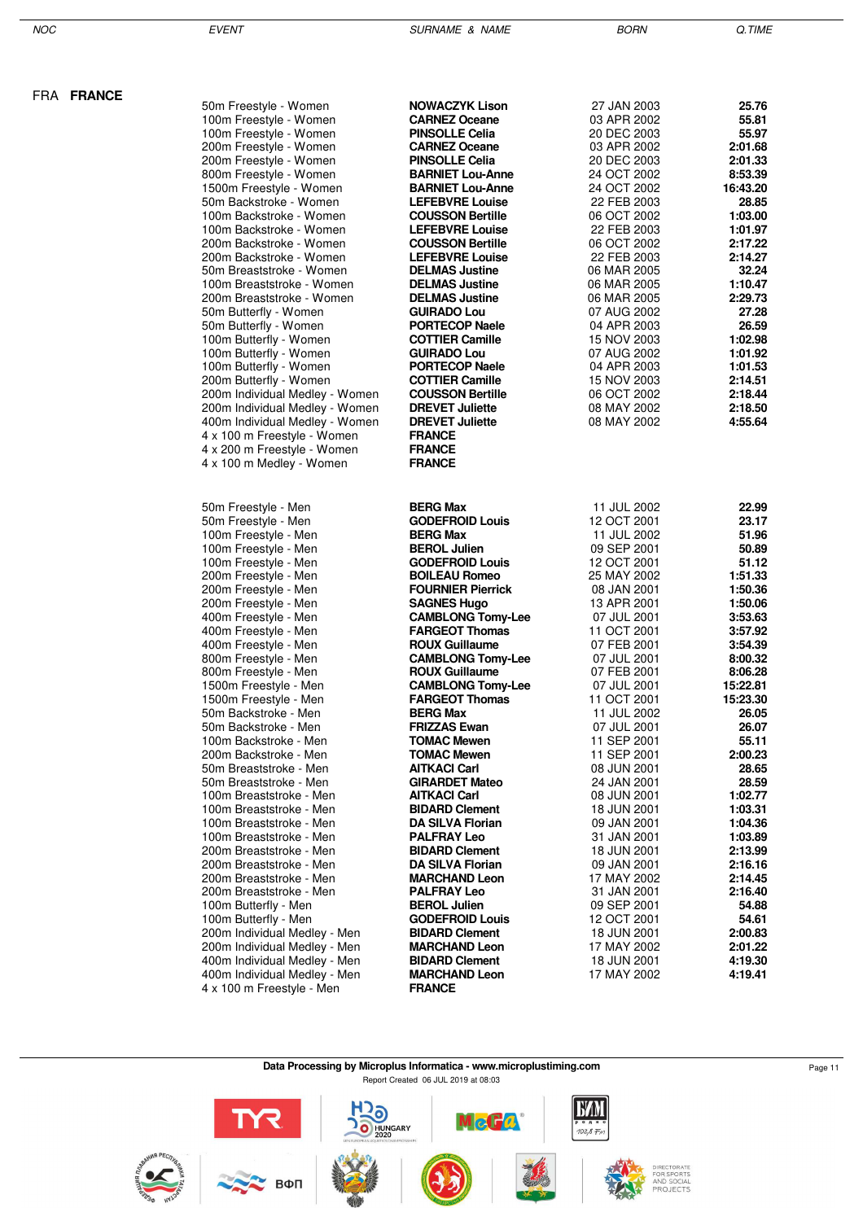| NOC | EVENT | SURNAME & NAME | BORN | Q.TIME |
|---|---|---|---|---|
| FRA **FRANCE** | | | | |
| | 50m Freestyle - Women | **NOWACZYK Lison** | 27 JAN 2003 | **25.76** |
| | 100m Freestyle - Women | **CARNEZ Oceane** | 03 APR 2002 | **55.81** |
| | 100m Freestyle - Women | **PINSOLLE Celia** | 20 DEC 2003 | **55.97** |
| | 200m Freestyle - Women | **CARNEZ Oceane** | 03 APR 2002 | **2:01.68** |
| | 200m Freestyle - Women | **PINSOLLE Celia** | 20 DEC 2003 | **2:01.33** |
| | 800m Freestyle - Women | **BARNIET Lou-Anne** | 24 OCT 2002 | **8:53.39** |
| | 1500m Freestyle - Women | **BARNIET Lou-Anne** | 24 OCT 2002 | **16:43.20** |
| | 50m Backstroke - Women | **LEFEBVRE Louise** | 22 FEB 2003 | **28.85** |
| | 100m Backstroke - Women | **COUSSON Bertille** | 06 OCT 2002 | **1:03.00** |
| | 100m Backstroke - Women | **LEFEBVRE Louise** | 22 FEB 2003 | **1:01.97** |
| | 200m Backstroke - Women | **COUSSON Bertille** | 06 OCT 2002 | **2:17.22** |
| | 200m Backstroke - Women | **LEFEBVRE Louise** | 22 FEB 2003 | **2:14.27** |
| | 50m Breaststroke - Women | **DELMAS Justine** | 06 MAR 2005 | **32.24** |
| | 100m Breaststroke - Women | **DELMAS Justine** | 06 MAR 2005 | **1:10.47** |
| | 200m Breaststroke - Women | **DELMAS Justine** | 06 MAR 2005 | **2:29.73** |
| | 50m Butterfly - Women | **GUIRADO Lou** | 07 AUG 2002 | **27.28** |
| | 50m Butterfly - Women | **PORTECOP Naele** | 04 APR 2003 | **26.59** |
| | 100m Butterfly - Women | **COTTIER Camille** | 15 NOV 2003 | **1:02.98** |
| | 100m Butterfly - Women | **GUIRADO Lou** | 07 AUG 2002 | **1:01.92** |
| | 100m Butterfly - Women | **PORTECOP Naele** | 04 APR 2003 | **1:01.53** |
| | 200m Butterfly - Women | **COTTIER Camille** | 15 NOV 2003 | **2:14.51** |
| | 200m Individual Medley - Women | **COUSSON Bertille** | 06 OCT 2002 | **2:18.44** |
| | 200m Individual Medley - Women | **DREVET Juliette** | 08 MAY 2002 | **2:18.50** |
| | 400m Individual Medley - Women | **DREVET Juliette** | 08 MAY 2002 | **4:55.64** |
| | 4 x 100 m Freestyle - Women | **FRANCE** | | |
| | 4 x 200 m Freestyle - Women | **FRANCE** | | |
| | 4 x 100 m Medley - Women | **FRANCE** | | |
| | 50m Freestyle - Men | **BERG Max** | 11 JUL 2002 | **22.99** |
| | 50m Freestyle - Men | **GODEFROID Louis** | 12 OCT 2001 | **23.17** |
| | 100m Freestyle - Men | **BERG Max** | 11 JUL 2002 | **51.96** |
| | 100m Freestyle - Men | **BEROL Julien** | 09 SEP 2001 | **50.89** |
| | 100m Freestyle - Men | **GODEFROID Louis** | 12 OCT 2001 | **51.12** |
| | 200m Freestyle - Men | **BOILEAU Romeo** | 25 MAY 2002 | **1:51.33** |
| | 200m Freestyle - Men | **FOURNIER Pierrick** | 08 JAN 2001 | **1:50.36** |
| | 200m Freestyle - Men | **SAGNES Hugo** | 13 APR 2001 | **1:50.06** |
| | 400m Freestyle - Men | **CAMBLONG Tomy-Lee** | 07 JUL 2001 | **3:53.63** |
| | 400m Freestyle - Men | **FARGEOT Thomas** | 11 OCT 2001 | **3:57.92** |
| | 400m Freestyle - Men | **ROUX Guillaume** | 07 FEB 2001 | **3:54.39** |
| | 800m Freestyle - Men | **CAMBLONG Tomy-Lee** | 07 JUL 2001 | **8:00.32** |
| | 800m Freestyle - Men | **ROUX Guillaume** | 07 FEB 2001 | **8:06.28** |
| | 1500m Freestyle - Men | **CAMBLONG Tomy-Lee** | 07 JUL 2001 | **15:22.81** |
| | 1500m Freestyle - Men | **FARGEOT Thomas** | 11 OCT 2001 | **15:23.30** |
| | 50m Backstroke - Men | **BERG Max** | 11 JUL 2002 | **26.05** |
| | 50m Backstroke - Men | **FRIZZAS Ewan** | 07 JUL 2001 | **26.07** |
| | 100m Backstroke - Men | **TOMAC Mewen** | 11 SEP 2001 | **55.11** |
| | 200m Backstroke - Men | **TOMAC Mewen** | 11 SEP 2001 | **2:00.23** |
| | 50m Breaststroke - Men | **AITKACI Carl** | 08 JUN 2001 | **28.65** |
| | 50m Breaststroke - Men | **GIRARDET Mateo** | 24 JAN 2001 | **28.59** |
| | 100m Breaststroke - Men | **AITKACI Carl** | 08 JUN 2001 | **1:02.77** |
| | 100m Breaststroke - Men | **BIDARD Clement** | 18 JUN 2001 | **1:03.31** |
| | 100m Breaststroke - Men | **DA SILVA Florian** | 09 JAN 2001 | **1:04.36** |
| | 100m Breaststroke - Men | **PALFRAY Leo** | 31 JAN 2001 | **1:03.89** |
| | 200m Breaststroke - Men | **BIDARD Clement** | 18 JUN 2001 | **2:13.99** |
| | 200m Breaststroke - Men | **DA SILVA Florian** | 09 JAN 2001 | **2:16.16** |
| | 200m Breaststroke - Men | **MARCHAND Leon** | 17 MAY 2002 | **2:14.45** |
| | 200m Breaststroke - Men | **PALFRAY Leo** | 31 JAN 2001 | **2:16.40** |
| | 100m Butterfly - Men | **BEROL Julien** | 09 SEP 2001 | **54.88** |
| | 100m Butterfly - Men | **GODEFROID Louis** | 12 OCT 2001 | **54.61** |
| | 200m Individual Medley - Men | **BIDARD Clement** | 18 JUN 2001 | **2:00.83** |
| | 200m Individual Medley - Men | **MARCHAND Leon** | 17 MAY 2002 | **2:01.22** |
| | 400m Individual Medley - Men | **BIDARD Clement** | 18 JUN 2001 | **4:19.30** |
| | 400m Individual Medley - Men | **MARCHAND Leon** | 17 MAY 2002 | **4:19.41** |
| | 4 x 100 m Freestyle - Men | **FRANCE** | | |

**Data Processing by Microplus Informatica - www.microplustiming.com**

Report Created 06 JUL 2019 at 08:03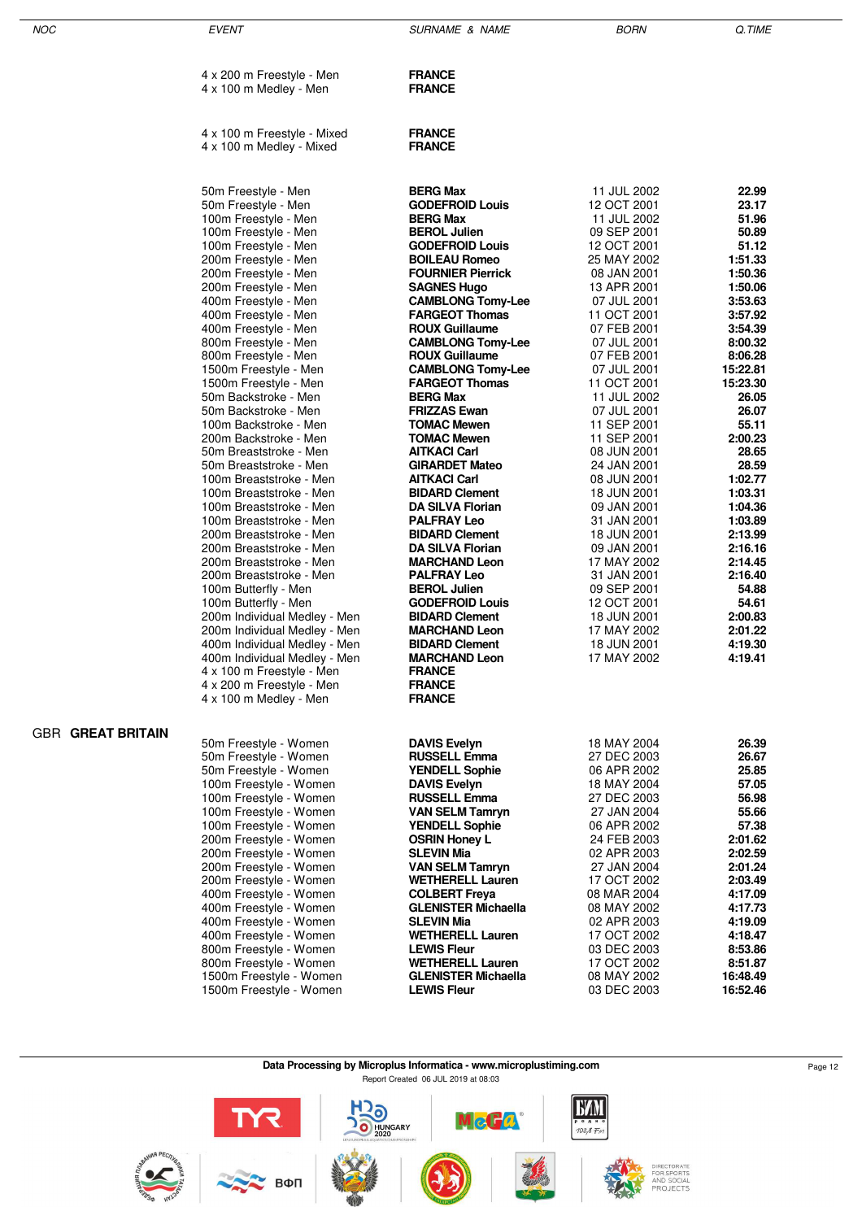| NOC | EVENT | SURNAME & NAME | BORN | Q.TIME |
|---|---|---|---|---|
| | 4 x 200 m Freestyle - Men | **FRANCE** | | |
| | 4 x 100 m Medley - Men | **FRANCE** | | |
| | 4 x 100 m Freestyle - Mixed | **FRANCE** | | |
| | 4 x 100 m Medley - Mixed | **FRANCE** | | |
| | 50m Freestyle - Men | **BERG Max** | 11 JUL 2002 | **22.99** |
| | 50m Freestyle - Men | **GODEFROID Louis** | 12 OCT 2001 | **23.17** |
| | 100m Freestyle - Men | **BERG Max** | 11 JUL 2002 | **51.96** |
| | 100m Freestyle - Men | **BEROL Julien** | 09 SEP 2001 | **50.89** |
| | 100m Freestyle - Men | **GODEFROID Louis** | 12 OCT 2001 | **51.12** |
| | 200m Freestyle - Men | **BOILEAU Romeo** | 25 MAY 2002 | **1:51.33** |
| | 200m Freestyle - Men | **FOURNIER Pierrick** | 08 JAN 2001 | **1:50.36** |
| | 200m Freestyle - Men | **SAGNES Hugo** | 13 APR 2001 | **1:50.06** |
| | 400m Freestyle - Men | **CAMBLONG Tomy-Lee** | 07 JUL 2001 | **3:53.63** |
| | 400m Freestyle - Men | **FARGEOT Thomas** | 11 OCT 2001 | **3:57.92** |
| | 400m Freestyle - Men | **ROUX Guillaume** | 07 FEB 2001 | **3:54.39** |
| | 800m Freestyle - Men | **CAMBLONG Tomy-Lee** | 07 JUL 2001 | **8:00.32** |
| | 800m Freestyle - Men | **ROUX Guillaume** | 07 FEB 2001 | **8:06.28** |
| | 1500m Freestyle - Men | **CAMBLONG Tomy-Lee** | 07 JUL 2001 | **15:22.81** |
| | 1500m Freestyle - Men | **FARGEOT Thomas** | 11 OCT 2001 | **15:23.30** |
| | 50m Backstroke - Men | **BERG Max** | 11 JUL 2002 | **26.05** |
| | 50m Backstroke - Men | **FRIZZAS Ewan** | 07 JUL 2001 | **26.07** |
| | 100m Backstroke - Men | **TOMAC Mewen** | 11 SEP 2001 | **55.11** |
| | 200m Backstroke - Men | **TOMAC Mewen** | 11 SEP 2001 | **2:00.23** |
| | 50m Breaststroke - Men | **AITKACI Carl** | 08 JUN 2001 | **28.65** |
| | 50m Breaststroke - Men | **GIRARDET Mateo** | 24 JAN 2001 | **28.59** |
| | 100m Breaststroke - Men | **AITKACI Carl** | 08 JUN 2001 | **1:02.77** |
| | 100m Breaststroke - Men | **BIDARD Clement** | 18 JUN 2001 | **1:03.31** |
| | 100m Breaststroke - Men | **DA SILVA Florian** | 09 JAN 2001 | **1:04.36** |
| | 100m Breaststroke - Men | **PALFRAY Leo** | 31 JAN 2001 | **1:03.89** |
| | 200m Breaststroke - Men | **BIDARD Clement** | 18 JUN 2001 | **2:13.99** |
| | 200m Breaststroke - Men | **DA SILVA Florian** | 09 JAN 2001 | **2:16.16** |
| | 200m Breaststroke - Men | **MARCHAND Leon** | 17 MAY 2002 | **2:14.45** |
| | 200m Breaststroke - Men | **PALFRAY Leo** | 31 JAN 2001 | **2:16.40** |
| | 100m Butterfly - Men | **BEROL Julien** | 09 SEP 2001 | **54.88** |
| | 100m Butterfly - Men | **GODEFROID Louis** | 12 OCT 2001 | **54.61** |
| | 200m Individual Medley - Men | **BIDARD Clement** | 18 JUN 2001 | **2:00.83** |
| | 200m Individual Medley - Men | **MARCHAND Leon** | 17 MAY 2002 | **2:01.22** |
| | 400m Individual Medley - Men | **BIDARD Clement** | 18 JUN 2001 | **4:19.30** |
| | 400m Individual Medley - Men | **MARCHAND Leon** | 17 MAY 2002 | **4:19.41** |
| | 4 x 100 m Freestyle - Men | **FRANCE** | | |
| | 4 x 200 m Freestyle - Men | **FRANCE** | | |
| | 4 x 100 m Medley - Men | **FRANCE** | | |
| GBR **GREAT BRITAIN** | | | | |
| | 50m Freestyle - Women | **DAVIS Evelyn** | 18 MAY 2004 | **26.39** |
| | 50m Freestyle - Women | **RUSSELL Emma** | 27 DEC 2003 | **26.67** |
| | 50m Freestyle - Women | **YENDELL Sophie** | 06 APR 2002 | **25.85** |
| | 100m Freestyle - Women | **DAVIS Evelyn** | 18 MAY 2004 | **57.05** |
| | 100m Freestyle - Women | **RUSSELL Emma** | 27 DEC 2003 | **56.98** |
| | 100m Freestyle - Women | **VAN SELM Tamryn** | 27 JAN 2004 | **55.66** |
| | 100m Freestyle - Women | **YENDELL Sophie** | 06 APR 2002 | **57.38** |
| | 200m Freestyle - Women | **OSRIN Honey L** | 24 FEB 2003 | **2:01.62** |
| | 200m Freestyle - Women | **SLEVIN Mia** | 02 APR 2003 | **2:02.59** |
| | 200m Freestyle - Women | **VAN SELM Tamryn** | 27 JAN 2004 | **2:01.24** |
| | 200m Freestyle - Women | **WETHERELL Lauren** | 17 OCT 2002 | **2:03.49** |
| | 400m Freestyle - Women | **COLBERT Freya** | 08 MAR 2004 | **4:17.09** |
| | 400m Freestyle - Women | **GLENISTER Michaella** | 08 MAY 2002 | **4:17.73** |
| | 400m Freestyle - Women | **SLEVIN Mia** | 02 APR 2003 | **4:19.09** |
| | 400m Freestyle - Women | **WETHERELL Lauren** | 17 OCT 2002 | **4:18.47** |
| | 800m Freestyle - Women | **LEWIS Fleur** | 03 DEC 2003 | **8:53.86** |
| | 800m Freestyle - Women | **WETHERELL Lauren** | 17 OCT 2002 | **8:51.87** |
| | 1500m Freestyle - Women | **GLENISTER Michaella** | 08 MAY 2002 | **16:48.49** |
| | 1500m Freestyle - Women | **LEWIS Fleur** | 03 DEC 2003 | **16:52.46** |

**Data Processing by Microplus Informatica - www.microplustiming.com**
Report Created 06 JUL 2019 at 08:03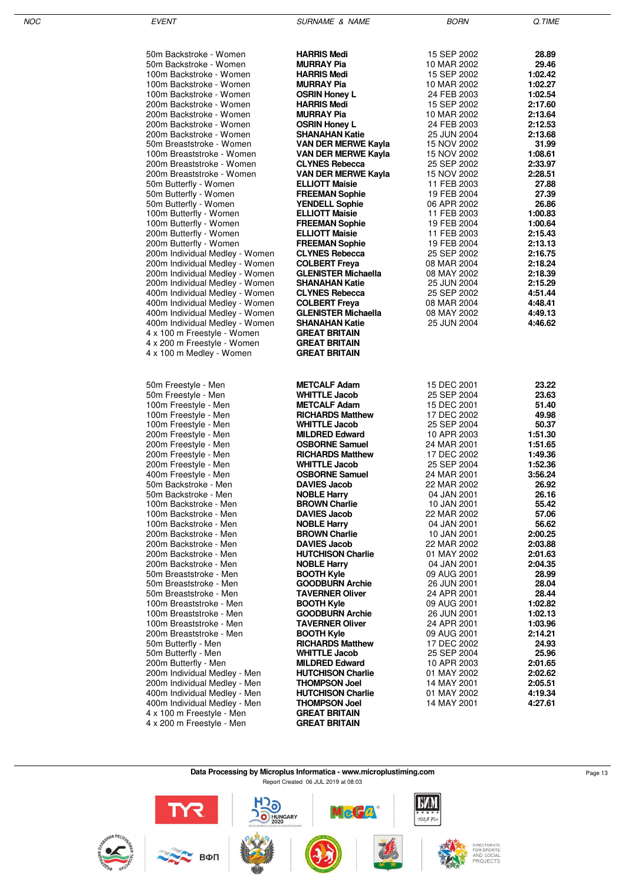| NOC | EVENT | SURNAME & NAME | BORN | Q.TIME |
|---|---|---|---|---|
| | 50m Backstroke - Women | **HARRIS Medi** | 15 SEP 2002 | **28.89** |
| | 50m Backstroke - Women | **MURRAY Pia** | 10 MAR 2002 | **29.46** |
| | 100m Backstroke - Women | **HARRIS Medi** | 15 SEP 2002 | **1:02.42** |
| | 100m Backstroke - Women | **MURRAY Pia** | 10 MAR 2002 | **1:02.27** |
| | 100m Backstroke - Women | **OSRIN Honey L** | 24 FEB 2003 | **1:02.54** |
| | 200m Backstroke - Women | **HARRIS Medi** | 15 SEP 2002 | **2:17.60** |
| | 200m Backstroke - Women | **MURRAY Pia** | 10 MAR 2002 | **2:13.64** |
| | 200m Backstroke - Women | **OSRIN Honey L** | 24 FEB 2003 | **2:12.53** |
| | 200m Backstroke - Women | **SHANAHAN Katie** | 25 JUN 2004 | **2:13.68** |
| | 50m Breaststroke - Women | **VAN DER MERWE Kayla** | 15 NOV 2002 | **31.99** |
| | 100m Breaststroke - Women | **VAN DER MERWE Kayla** | 15 NOV 2002 | **1:08.61** |
| | 200m Breaststroke - Women | **CLYNES Rebecca** | 25 SEP 2002 | **2:33.97** |
| | 200m Breaststroke - Women | **VAN DER MERWE Kayla** | 15 NOV 2002 | **2:28.51** |
| | 50m Butterfly - Women | **ELLIOTT Maisie** | 11 FEB 2003 | **27.88** |
| | 50m Butterfly - Women | **FREEMAN Sophie** | 19 FEB 2004 | **27.39** |
| | 50m Butterfly - Women | **YENDELL Sophie** | 06 APR 2002 | **26.86** |
| | 100m Butterfly - Women | **ELLIOTT Maisie** | 11 FEB 2003 | **1:00.83** |
| | 100m Butterfly - Women | **FREEMAN Sophie** | 19 FEB 2004 | **1:00.64** |
| | 200m Butterfly - Women | **ELLIOTT Maisie** | 11 FEB 2003 | **2:15.43** |
| | 200m Butterfly - Women | **FREEMAN Sophie** | 19 FEB 2004 | **2:13.13** |
| | 200m Individual Medley - Women | **CLYNES Rebecca** | 25 SEP 2002 | **2:16.75** |
| | 200m Individual Medley - Women | **COLBERT Freya** | 08 MAR 2004 | **2:18.24** |
| | 200m Individual Medley - Women | **GLENISTER Michaella** | 08 MAY 2002 | **2:18.39** |
| | 200m Individual Medley - Women | **SHANAHAN Katie** | 25 JUN 2004 | **2:15.29** |
| | 400m Individual Medley - Women | **CLYNES Rebecca** | 25 SEP 2002 | **4:51.44** |
| | 400m Individual Medley - Women | **COLBERT Freya** | 08 MAR 2004 | **4:48.41** |
| | 400m Individual Medley - Women | **GLENISTER Michaella** | 08 MAY 2002 | **4:49.13** |
| | 400m Individual Medley - Women | **SHANAHAN Katie** | 25 JUN 2004 | **4:46.62** |
| | 4 x 100 m Freestyle - Women | **GREAT BRITAIN** | | |
| | 4 x 200 m Freestyle - Women | **GREAT BRITAIN** | | |
| | 4 x 100 m Medley - Women | **GREAT BRITAIN** | | |
| | 50m Freestyle - Men | **METCALF Adam** | 15 DEC 2001 | **23.22** |
| | 50m Freestyle - Men | **WHITTLE Jacob** | 25 SEP 2004 | **23.63** |
| | 100m Freestyle - Men | **METCALF Adam** | 15 DEC 2001 | **51.40** |
| | 100m Freestyle - Men | **RICHARDS Matthew** | 17 DEC 2002 | **49.98** |
| | 100m Freestyle - Men | **WHITTLE Jacob** | 25 SEP 2004 | **50.37** |
| | 200m Freestyle - Men | **MILDRED Edward** | 10 APR 2003 | **1:51.30** |
| | 200m Freestyle - Men | **OSBORNE Samuel** | 24 MAR 2001 | **1:51.65** |
| | 200m Freestyle - Men | **RICHARDS Matthew** | 17 DEC 2002 | **1:49.36** |
| | 200m Freestyle - Men | **WHITTLE Jacob** | 25 SEP 2004 | **1:52.36** |
| | 400m Freestyle - Men | **OSBORNE Samuel** | 24 MAR 2001 | **3:56.24** |
| | 50m Backstroke - Men | **DAVIES Jacob** | 22 MAR 2002 | **26.92** |
| | 50m Backstroke - Men | **NOBLE Harry** | 04 JAN 2001 | **26.16** |
| | 100m Backstroke - Men | **BROWN Charlie** | 10 JAN 2001 | **55.42** |
| | 100m Backstroke - Men | **DAVIES Jacob** | 22 MAR 2002 | **57.06** |
| | 100m Backstroke - Men | **NOBLE Harry** | 04 JAN 2001 | **56.62** |
| | 200m Backstroke - Men | **BROWN Charlie** | 10 JAN 2001 | **2:00.25** |
| | 200m Backstroke - Men | **DAVIES Jacob** | 22 MAR 2002 | **2:03.88** |
| | 200m Backstroke - Men | **HUTCHISON Charlie** | 01 MAY 2002 | **2:01.63** |
| | 200m Backstroke - Men | **NOBLE Harry** | 04 JAN 2001 | **2:04.35** |
| | 50m Breaststroke - Men | **BOOTH Kyle** | 09 AUG 2001 | **28.99** |
| | 50m Breaststroke - Men | **GOODBURN Archie** | 26 JUN 2001 | **28.04** |
| | 50m Breaststroke - Men | **TAVERNER Oliver** | 24 APR 2001 | **28.44** |
| | 100m Breaststroke - Men | **BOOTH Kyle** | 09 AUG 2001 | **1:02.82** |
| | 100m Breaststroke - Men | **GOODBURN Archie** | 26 JUN 2001 | **1:02.13** |
| | 100m Breaststroke - Men | **TAVERNER Oliver** | 24 APR 2001 | **1:03.96** |
| | 200m Breaststroke - Men | **BOOTH Kyle** | 09 AUG 2001 | **2:14.21** |
| | 50m Butterfly - Men | **RICHARDS Matthew** | 17 DEC 2002 | **24.93** |
| | 50m Butterfly - Men | **WHITTLE Jacob** | 25 SEP 2004 | **25.96** |
| | 200m Butterfly - Men | **MILDRED Edward** | 10 APR 2003 | **2:01.65** |
| | 200m Individual Medley - Men | **HUTCHISON Charlie** | 01 MAY 2002 | **2:02.62** |
| | 200m Individual Medley - Men | **THOMPSON Joel** | 14 MAY 2001 | **2:05.51** |
| | 400m Individual Medley - Men | **HUTCHISON Charlie** | 01 MAY 2002 | **4:19.34** |
| | 400m Individual Medley - Men | **THOMPSON Joel** | 14 MAY 2001 | **4:27.61** |
| | 4 x 100 m Freestyle - Men | **GREAT BRITAIN** | | |
| | 4 x 200 m Freestyle - Men | **GREAT BRITAIN** | | |

**Data Processing by Microplus Informatica - www.microplustiming.com**

Report Created 06 JUL 2019 at 08:03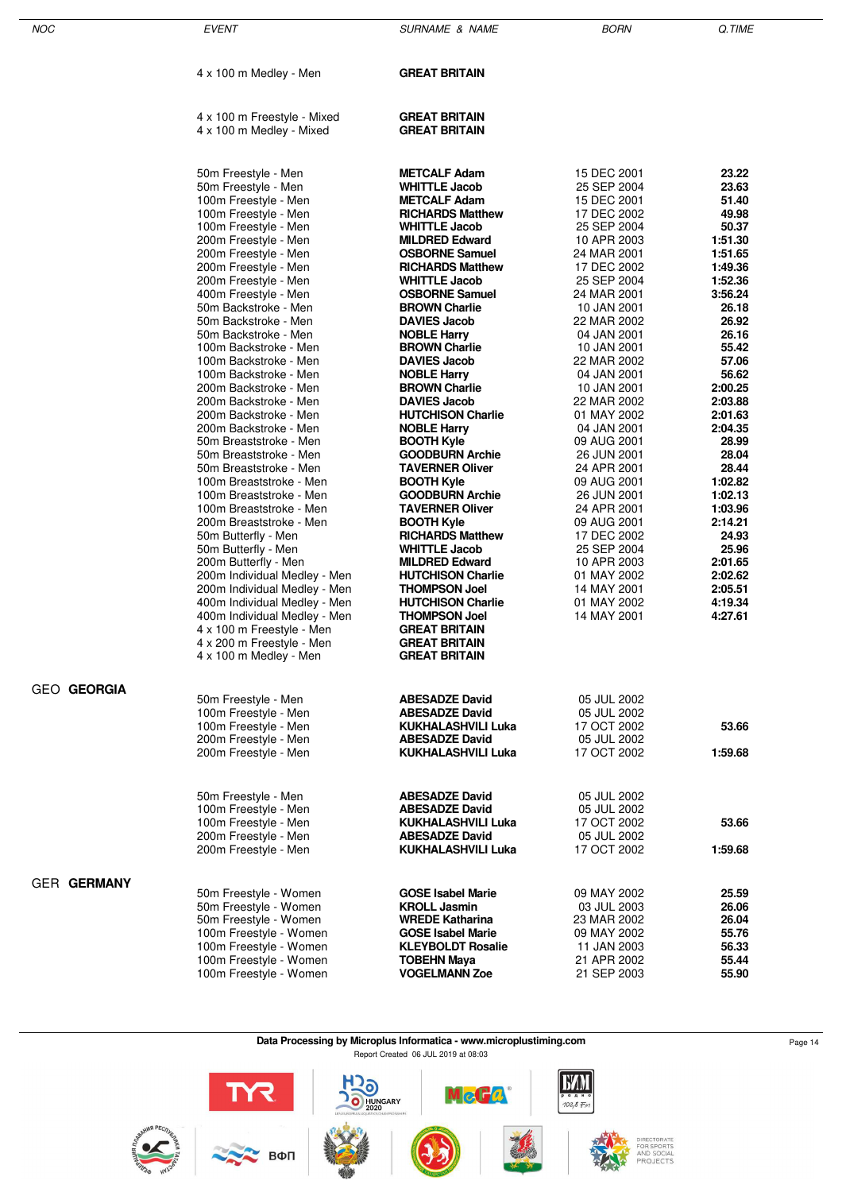| NOC | EVENT | SURNAME & NAME | BORN | Q.TIME |
|---|---|---|---|---|
| | 4 x 100 m Medley - Men | **GREAT BRITAIN** | | |
| | | | | |
| | 4 x 100 m Freestyle - Mixed | **GREAT BRITAIN** | | |
| | 4 x 100 m Medley - Mixed | **GREAT BRITAIN** | | |
| | | | | |
| | 50m Freestyle - Men | **METCALF Adam** | 15 DEC 2001 | **23.22** |
| | 50m Freestyle - Men | **WHITTLE Jacob** | 25 SEP 2004 | **23.63** |
| | 100m Freestyle - Men | **METCALF Adam** | 15 DEC 2001 | **51.40** |
| | 100m Freestyle - Men | **RICHARDS Matthew** | 17 DEC 2002 | **49.98** |
| | 100m Freestyle - Men | **WHITTLE Jacob** | 25 SEP 2004 | **50.37** |
| | 200m Freestyle - Men | **MILDRED Edward** | 10 APR 2003 | **1:51.30** |
| | 200m Freestyle - Men | **OSBORNE Samuel** | 24 MAR 2001 | **1:51.65** |
| | 200m Freestyle - Men | **RICHARDS Matthew** | 17 DEC 2002 | **1:49.36** |
| | 200m Freestyle - Men | **WHITTLE Jacob** | 25 SEP 2004 | **1:52.36** |
| | 400m Freestyle - Men | **OSBORNE Samuel** | 24 MAR 2001 | **3:56.24** |
| | 50m Backstroke - Men | **BROWN Charlie** | 10 JAN 2001 | **26.18** |
| | 50m Backstroke - Men | **DAVIES Jacob** | 22 MAR 2002 | **26.92** |
| | 50m Backstroke - Men | **NOBLE Harry** | 04 JAN 2001 | **26.16** |
| | 100m Backstroke - Men | **BROWN Charlie** | 10 JAN 2001 | **55.42** |
| | 100m Backstroke - Men | **DAVIES Jacob** | 22 MAR 2002 | **57.06** |
| | 100m Backstroke - Men | **NOBLE Harry** | 04 JAN 2001 | **56.62** |
| | 200m Backstroke - Men | **BROWN Charlie** | 10 JAN 2001 | **2:00.25** |
| | 200m Backstroke - Men | **DAVIES Jacob** | 22 MAR 2002 | **2:03.88** |
| | 200m Backstroke - Men | **HUTCHISON Charlie** | 01 MAY 2002 | **2:01.63** |
| | 200m Backstroke - Men | **NOBLE Harry** | 04 JAN 2001 | **2:04.35** |
| | 50m Breaststroke - Men | **BOOTH Kyle** | 09 AUG 2001 | **28.99** |
| | 50m Breaststroke - Men | **GOODBURN Archie** | 26 JUN 2001 | **28.04** |
| | 50m Breaststroke - Men | **TAVERNER Oliver** | 24 APR 2001 | **28.44** |
| | 100m Breaststroke - Men | **BOOTH Kyle** | 09 AUG 2001 | **1:02.82** |
| | 100m Breaststroke - Men | **GOODBURN Archie** | 26 JUN 2001 | **1:02.13** |
| | 100m Breaststroke - Men | **TAVERNER Oliver** | 24 APR 2001 | **1:03.96** |
| | 200m Breaststroke - Men | **BOOTH Kyle** | 09 AUG 2001 | **2:14.21** |
| | 50m Butterfly - Men | **RICHARDS Matthew** | 17 DEC 2002 | **24.93** |
| | 50m Butterfly - Men | **WHITTLE Jacob** | 25 SEP 2004 | **25.96** |
| | 200m Butterfly - Men | **MILDRED Edward** | 10 APR 2003 | **2:01.65** |
| | 200m Individual Medley - Men | **HUTCHISON Charlie** | 01 MAY 2002 | **2:02.62** |
| | 200m Individual Medley - Men | **THOMPSON Joel** | 14 MAY 2001 | **2:05.51** |
| | 400m Individual Medley - Men | **HUTCHISON Charlie** | 01 MAY 2002 | **4:19.34** |
| | 400m Individual Medley - Men | **THOMPSON Joel** | 14 MAY 2001 | **4:27.61** |
| | 4 x 100 m Freestyle - Men | **GREAT BRITAIN** | | |
| | 4 x 200 m Freestyle - Men | **GREAT BRITAIN** | | |
| | 4 x 100 m Medley - Men | **GREAT BRITAIN** | | |
| GEO **GEORGIA** | | | | |
| | 50m Freestyle - Men | **ABESADZE David** | 05 JUL 2002 | |
| | 100m Freestyle - Men | **ABESADZE David** | 05 JUL 2002 | |
| | 100m Freestyle - Men | **KUKHALASHVILI Luka** | 17 OCT 2002 | **53.66** |
| | 200m Freestyle - Men | **ABESADZE David** | 05 JUL 2002 | |
| | 200m Freestyle - Men | **KUKHALASHVILI Luka** | 17 OCT 2002 | **1:59.68** |
| | | | | |
| | 50m Freestyle - Men | **ABESADZE David** | 05 JUL 2002 | |
| | 100m Freestyle - Men | **ABESADZE David** | 05 JUL 2002 | |
| | 100m Freestyle - Men | **KUKHALASHVILI Luka** | 17 OCT 2002 | **53.66** |
| | 200m Freestyle - Men | **ABESADZE David** | 05 JUL 2002 | |
| | 200m Freestyle - Men | **KUKHALASHVILI Luka** | 17 OCT 2002 | **1:59.68** |
| GER **GERMANY** | | | | |
| | 50m Freestyle - Women | **GOSE Isabel Marie** | 09 MAY 2002 | **25.59** |
| | 50m Freestyle - Women | **KROLL Jasmin** | 03 JUL 2003 | **26.06** |
| | 50m Freestyle - Women | **WREDE Katharina** | 23 MAR 2002 | **26.04** |
| | 100m Freestyle - Women | **GOSE Isabel Marie** | 09 MAY 2002 | **55.76** |
| | 100m Freestyle - Women | **KLEYBOLDT Rosalie** | 11 JAN 2003 | **56.33** |
| | 100m Freestyle - Women | **TOBEHN Maya** | 21 APR 2002 | **55.44** |
| | 100m Freestyle - Women | **VOGELMANN Zoe** | 21 SEP 2003 | **55.90** |

**Data Processing by Microplus Informatica - www.microplustiming.com**

Report Created 06 JUL 2019 at 08:03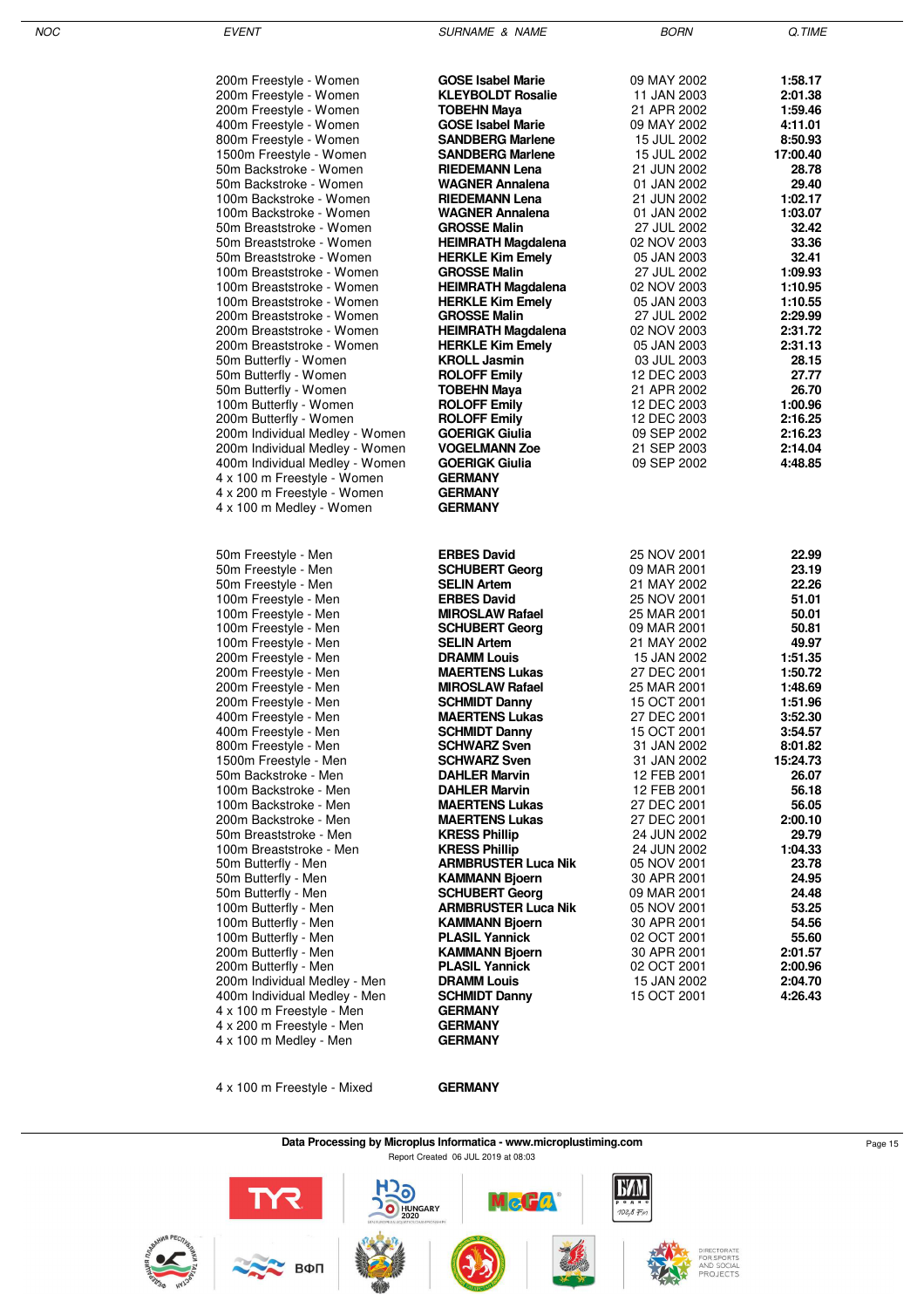| NOC | EVENT | SURNAME & NAME | BORN | Q.TIME |
|---|---|---|---|---|
| | 200m Freestyle - Women | **GOSE Isabel Marie** | 09 MAY 2002 | **1:58.17** |
| | 200m Freestyle - Women | **KLEYBOLDT Rosalie** | 11 JAN 2003 | **2:01.38** |
| | 200m Freestyle - Women | **TOBEHN Maya** | 21 APR 2002 | **1:59.46** |
| | 400m Freestyle - Women | **GOSE Isabel Marie** | 09 MAY 2002 | **4:11.01** |
| | 800m Freestyle - Women | **SANDBERG Marlene** | 15 JUL 2002 | **8:50.93** |
| | 1500m Freestyle - Women | **SANDBERG Marlene** | 15 JUL 2002 | **17:00.40** |
| | 50m Backstroke - Women | **RIEDEMANN Lena** | 21 JUN 2002 | **28.78** |
| | 50m Backstroke - Women | **WAGNER Annalena** | 01 JAN 2002 | **29.40** |
| | 100m Backstroke - Women | **RIEDEMANN Lena** | 21 JUN 2002 | **1:02.17** |
| | 100m Backstroke - Women | **WAGNER Annalena** | 01 JAN 2002 | **1:03.07** |
| | 50m Breaststroke - Women | **GROSSE Malin** | 27 JUL 2002 | **32.42** |
| | 50m Breaststroke - Women | **HEIMRATH Magdalena** | 02 NOV 2003 | **33.36** |
| | 50m Breaststroke - Women | **HERKLE Kim Emely** | 05 JAN 2003 | **32.41** |
| | 100m Breaststroke - Women | **GROSSE Malin** | 27 JUL 2002 | **1:09.93** |
| | 100m Breaststroke - Women | **HEIMRATH Magdalena** | 02 NOV 2003 | **1:10.95** |
| | 100m Breaststroke - Women | **HERKLE Kim Emely** | 05 JAN 2003 | **1:10.55** |
| | 200m Breaststroke - Women | **GROSSE Malin** | 27 JUL 2002 | **2:29.99** |
| | 200m Breaststroke - Women | **HEIMRATH Magdalena** | 02 NOV 2003 | **2:31.72** |
| | 200m Breaststroke - Women | **HERKLE Kim Emely** | 05 JAN 2003 | **2:31.13** |
| | 50m Butterfly - Women | **KROLL Jasmin** | 03 JUL 2003 | **28.15** |
| | 50m Butterfly - Women | **ROLOFF Emily** | 12 DEC 2003 | **27.77** |
| | 50m Butterfly - Women | **TOBEHN Maya** | 21 APR 2002 | **26.70** |
| | 100m Butterfly - Women | **ROLOFF Emily** | 12 DEC 2003 | **1:00.96** |
| | 200m Butterfly - Women | **ROLOFF Emily** | 12 DEC 2003 | **2:16.25** |
| | 200m Individual Medley - Women | **GOERIGK Giulia** | 09 SEP 2002 | **2:16.23** |
| | 200m Individual Medley - Women | **VOGELMANN Zoe** | 21 SEP 2003 | **2:14.04** |
| | 400m Individual Medley - Women | **GOERIGK Giulia** | 09 SEP 2002 | **4:48.85** |
| | 4 x 100 m Freestyle - Women | **GERMANY** | | |
| | 4 x 200 m Freestyle - Women | **GERMANY** | | |
| | 4 x 100 m Medley - Women | **GERMANY** | | |
| | 50m Freestyle - Men | **ERBES David** | 25 NOV 2001 | **22.99** |
| | 50m Freestyle - Men | **SCHUBERT Georg** | 09 MAR 2001 | **23.19** |
| | 50m Freestyle - Men | **SELIN Artem** | 21 MAY 2002 | **22.26** |
| | 100m Freestyle - Men | **ERBES David** | 25 NOV 2001 | **51.01** |
| | 100m Freestyle - Men | **MIROSLAW Rafael** | 25 MAR 2001 | **50.01** |
| | 100m Freestyle - Men | **SCHUBERT Georg** | 09 MAR 2001 | **50.81** |
| | 100m Freestyle - Men | **SELIN Artem** | 21 MAY 2002 | **49.97** |
| | 200m Freestyle - Men | **DRAMM Louis** | 15 JAN 2002 | **1:51.35** |
| | 200m Freestyle - Men | **MAERTENS Lukas** | 27 DEC 2001 | **1:50.72** |
| | 200m Freestyle - Men | **MIROSLAW Rafael** | 25 MAR 2001 | **1:48.69** |
| | 200m Freestyle - Men | **SCHMIDT Danny** | 15 OCT 2001 | **1:51.96** |
| | 400m Freestyle - Men | **MAERTENS Lukas** | 27 DEC 2001 | **3:52.30** |
| | 400m Freestyle - Men | **SCHMIDT Danny** | 15 OCT 2001 | **3:54.57** |
| | 800m Freestyle - Men | **SCHWARZ Sven** | 31 JAN 2002 | **8:01.82** |
| | 1500m Freestyle - Men | **SCHWARZ Sven** | 31 JAN 2002 | **15:24.73** |
| | 50m Backstroke - Men | **DAHLER Marvin** | 12 FEB 2001 | **26.07** |
| | 100m Backstroke - Men | **DAHLER Marvin** | 12 FEB 2001 | **56.18** |
| | 100m Backstroke - Men | **MAERTENS Lukas** | 27 DEC 2001 | **56.05** |
| | 200m Backstroke - Men | **MAERTENS Lukas** | 27 DEC 2001 | **2:00.10** |
| | 50m Breaststroke - Men | **KRESS Phillip** | 24 JUN 2002 | **29.79** |
| | 100m Breaststroke - Men | **KRESS Phillip** | 24 JUN 2002 | **1:04.33** |
| | 50m Butterfly - Men | **ARMBRUSTER Luca Nik** | 05 NOV 2001 | **23.78** |
| | 50m Butterfly - Men | **KAMMANN Bjoern** | 30 APR 2001 | **24.95** |
| | 50m Butterfly - Men | **SCHUBERT Georg** | 09 MAR 2001 | **24.48** |
| | 100m Butterfly - Men | **ARMBRUSTER Luca Nik** | 05 NOV 2001 | **53.25** |
| | 100m Butterfly - Men | **KAMMANN Bjoern** | 30 APR 2001 | **54.56** |
| | 100m Butterfly - Men | **PLASIL Yannick** | 02 OCT 2001 | **55.60** |
| | 200m Butterfly - Men | **KAMMANN Bjoern** | 30 APR 2001 | **2:01.57** |
| | 200m Butterfly - Men | **PLASIL Yannick** | 02 OCT 2001 | **2:00.96** |
| | 200m Individual Medley - Men | **DRAMM Louis** | 15 JAN 2002 | **2:04.70** |
| | 400m Individual Medley - Men | **SCHMIDT Danny** | 15 OCT 2001 | **4:26.43** |
| | 4 x 100 m Freestyle - Men | **GERMANY** | | |
| | 4 x 200 m Freestyle - Men | **GERMANY** | | |
| | 4 x 100 m Medley - Men | **GERMANY** | | |
| | 4 x 100 m Freestyle - Mixed | **GERMANY** | | |

**Data Processing by Microplus Informatica - www.microplustiming.com**

Report Created 06 JUL 2019 at 08:03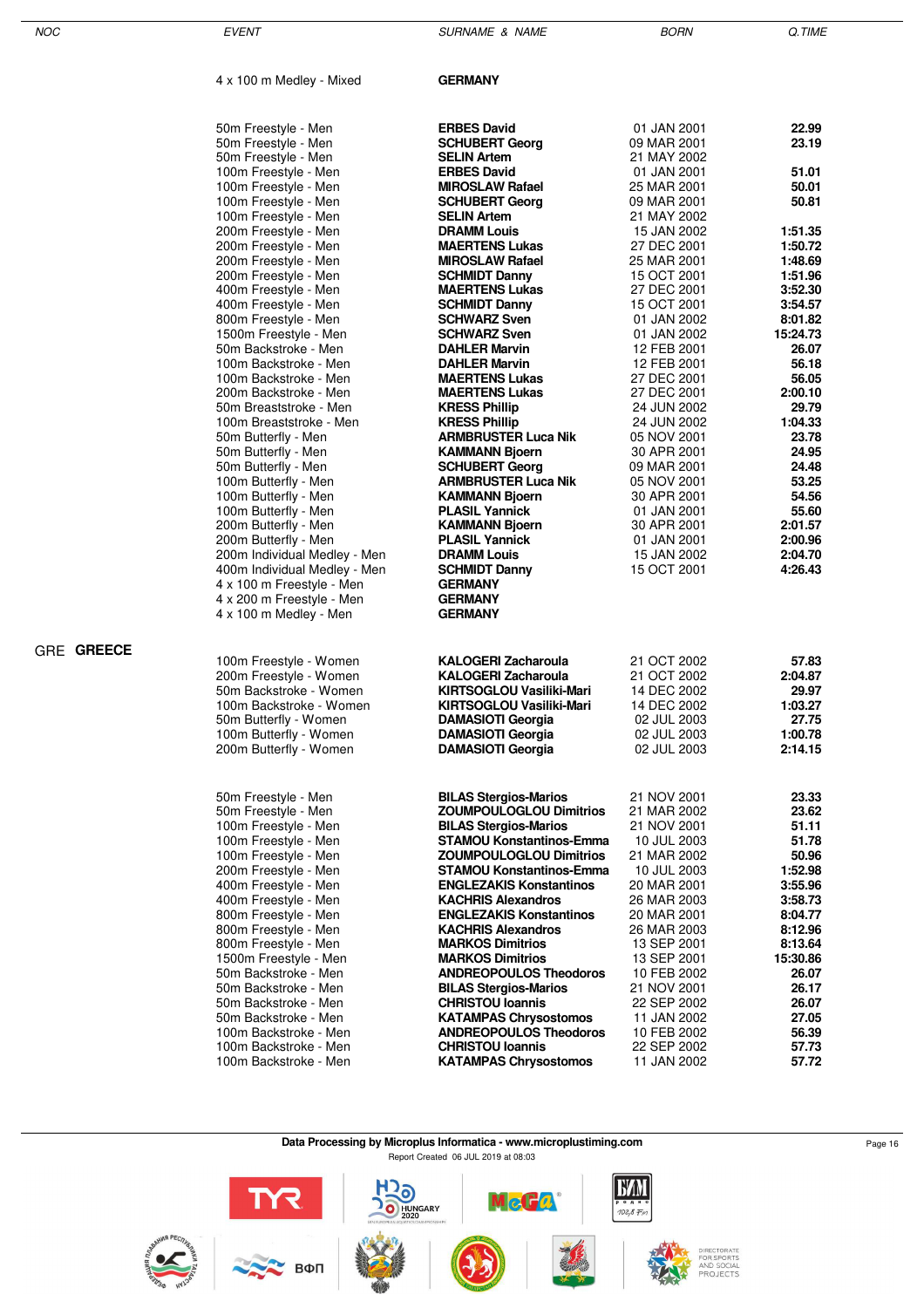| NOC | EVENT | SURNAME & NAME | BORN | Q.TIME |
|---|---|---|---|---|
| | 4 x 100 m Medley - Mixed | **GERMANY** | | |
| | 50m Freestyle - Men | **ERBES David** | 01 JAN 2001 | **22.99** |
| | 50m Freestyle - Men | **SCHUBERT Georg** | 09 MAR 2001 | **23.19** |
| | 50m Freestyle - Men | **SELIN Artem** | 21 MAY 2002 | |
| | 100m Freestyle - Men | **ERBES David** | 01 JAN 2001 | **51.01** |
| | 100m Freestyle - Men | **MIROSLAW Rafael** | 25 MAR 2001 | **50.01** |
| | 100m Freestyle - Men | **SCHUBERT Georg** | 09 MAR 2001 | **50.81** |
| | 100m Freestyle - Men | **SELIN Artem** | 21 MAY 2002 | |
| | 200m Freestyle - Men | **DRAMM Louis** | 15 JAN 2002 | **1:51.35** |
| | 200m Freestyle - Men | **MAERTENS Lukas** | 27 DEC 2001 | **1:50.72** |
| | 200m Freestyle - Men | **MIROSLAW Rafael** | 25 MAR 2001 | **1:48.69** |
| | 200m Freestyle - Men | **SCHMIDT Danny** | 15 OCT 2001 | **1:51.96** |
| | 400m Freestyle - Men | **MAERTENS Lukas** | 27 DEC 2001 | **3:52.30** |
| | 400m Freestyle - Men | **SCHMIDT Danny** | 15 OCT 2001 | **3:54.57** |
| | 800m Freestyle - Men | **SCHWARZ Sven** | 01 JAN 2002 | **8:01.82** |
| | 1500m Freestyle - Men | **SCHWARZ Sven** | 01 JAN 2002 | **15:24.73** |
| | 50m Backstroke - Men | **DAHLER Marvin** | 12 FEB 2001 | **26.07** |
| | 100m Backstroke - Men | **DAHLER Marvin** | 12 FEB 2001 | **56.18** |
| | 100m Backstroke - Men | **MAERTENS Lukas** | 27 DEC 2001 | **56.05** |
| | 200m Backstroke - Men | **MAERTENS Lukas** | 27 DEC 2001 | **2:00.10** |
| | 50m Breaststroke - Men | **KRESS Phillip** | 24 JUN 2002 | **29.79** |
| | 100m Breaststroke - Men | **KRESS Phillip** | 24 JUN 2002 | **1:04.33** |
| | 50m Butterfly - Men | **ARMBRUSTER Luca Nik** | 05 NOV 2001 | **23.78** |
| | 50m Butterfly - Men | **KAMMANN Bjoern** | 30 APR 2001 | **24.95** |
| | 50m Butterfly - Men | **SCHUBERT Georg** | 09 MAR 2001 | **24.48** |
| | 100m Butterfly - Men | **ARMBRUSTER Luca Nik** | 05 NOV 2001 | **53.25** |
| | 100m Butterfly - Men | **KAMMANN Bjoern** | 30 APR 2001 | **54.56** |
| | 100m Butterfly - Men | **PLASIL Yannick** | 01 JAN 2001 | **55.60** |
| | 200m Butterfly - Men | **KAMMANN Bjoern** | 30 APR 2001 | **2:01.57** |
| | 200m Butterfly - Men | **PLASIL Yannick** | 01 JAN 2001 | **2:00.96** |
| | 200m Individual Medley - Men | **DRAMM Louis** | 15 JAN 2002 | **2:04.70** |
| | 400m Individual Medley - Men | **SCHMIDT Danny** | 15 OCT 2001 | **4:26.43** |
| | 4 x 100 m Freestyle - Men | **GERMANY** | | |
| | 4 x 200 m Freestyle - Men | **GERMANY** | | |
| | 4 x 100 m Medley - Men | **GERMANY** | | |
| GRE **GREECE** | | | | |
| | 100m Freestyle - Women | **KALOGERI Zacharoula** | 21 OCT 2002 | **57.83** |
| | 200m Freestyle - Women | **KALOGERI Zacharoula** | 21 OCT 2002 | **2:04.87** |
| | 50m Backstroke - Women | **KIRTSOGLOU Vasiliki-Mari** | 14 DEC 2002 | **29.97** |
| | 100m Backstroke - Women | **KIRTSOGLOU Vasiliki-Mari** | 14 DEC 2002 | **1:03.27** |
| | 50m Butterfly - Women | **DAMASIOTI Georgia** | 02 JUL 2003 | **27.75** |
| | 100m Butterfly - Women | **DAMASIOTI Georgia** | 02 JUL 2003 | **1:00.78** |
| | 200m Butterfly - Women | **DAMASIOTI Georgia** | 02 JUL 2003 | **2:14.15** |
| | 50m Freestyle - Men | **BILAS Stergios-Marios** | 21 NOV 2001 | **23.33** |
| | 50m Freestyle - Men | **ZOUMPOULOGLOU Dimitrios** | 21 MAR 2002 | **23.62** |
| | 100m Freestyle - Men | **BILAS Stergios-Marios** | 21 NOV 2001 | **51.11** |
| | 100m Freestyle - Men | **STAMOU Konstantinos-Emma** | 10 JUL 2003 | **51.78** |
| | 100m Freestyle - Men | **ZOUMPOULOGLOU Dimitrios** | 21 MAR 2002 | **50.96** |
| | 200m Freestyle - Men | **STAMOU Konstantinos-Emma** | 10 JUL 2003 | **1:52.98** |
| | 400m Freestyle - Men | **ENGLEZAKIS Konstantinos** | 20 MAR 2001 | **3:55.96** |
| | 400m Freestyle - Men | **KACHRIS Alexandros** | 26 MAR 2003 | **3:58.73** |
| | 800m Freestyle - Men | **ENGLEZAKIS Konstantinos** | 20 MAR 2001 | **8:04.77** |
| | 800m Freestyle - Men | **KACHRIS Alexandros** | 26 MAR 2003 | **8:12.96** |
| | 800m Freestyle - Men | **MARKOS Dimitrios** | 13 SEP 2001 | **8:13.64** |
| | 1500m Freestyle - Men | **MARKOS Dimitrios** | 13 SEP 2001 | **15:30.86** |
| | 50m Backstroke - Men | **ANDREOPOULOS Theodoros** | 10 FEB 2002 | **26.07** |
| | 50m Backstroke - Men | **BILAS Stergios-Marios** | 21 NOV 2001 | **26.17** |
| | 50m Backstroke - Men | **CHRISTOU Ioannis** | 22 SEP 2002 | **26.07** |
| | 50m Backstroke - Men | **KATAMPAS Chrysostomos** | 11 JAN 2002 | **27.05** |
| | 100m Backstroke - Men | **ANDREOPOULOS Theodoros** | 10 FEB 2002 | **56.39** |
| | 100m Backstroke - Men | **CHRISTOU Ioannis** | 22 SEP 2002 | **57.73** |
| | 100m Backstroke - Men | **KATAMPAS Chrysostomos** | 11 JAN 2002 | **57.72** |

**Data Processing by Microplus Informatica - www.microplustiming.com**

Report Created 06 JUL 2019 at 08:03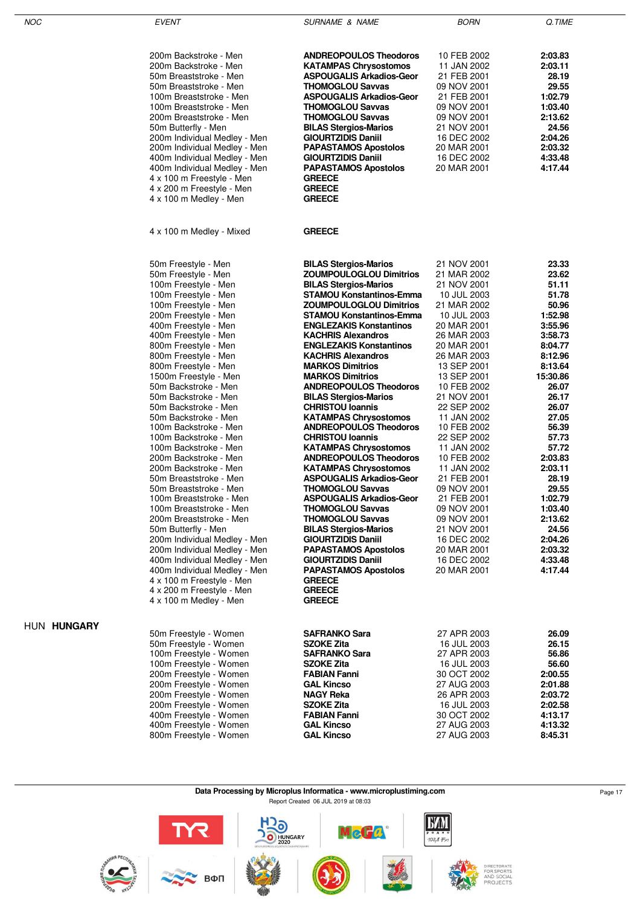| NOC | EVENT | SURNAME & NAME | BORN | Q.TIME |
|---|---|---|---|---|
| | 200m Backstroke - Men | **ANDREOPOULOS Theodoros** | 10 FEB 2002 | **2:03.83** |
| | 200m Backstroke - Men | **KATAMPAS Chrysostomos** | 11 JAN 2002 | **2:03.11** |
| | 50m Breaststroke - Men | **ASPOUGALIS Arkadios-Geor** | 21 FEB 2001 | **28.19** |
| | 50m Breaststroke - Men | **THOMOGLOU Savvas** | 09 NOV 2001 | **29.55** |
| | 100m Breaststroke - Men | **ASPOUGALIS Arkadios-Geor** | 21 FEB 2001 | **1:02.79** |
| | 100m Breaststroke - Men | **THOMOGLOU Savvas** | 09 NOV 2001 | **1:03.40** |
| | 200m Breaststroke - Men | **THOMOGLOU Savvas** | 09 NOV 2001 | **2:13.62** |
| | 50m Butterfly - Men | **BILAS Stergios-Marios** | 21 NOV 2001 | **24.56** |
| | 200m Individual Medley - Men | **GIOURTZIDIS Daniil** | 16 DEC 2002 | **2:04.26** |
| | 200m Individual Medley - Men | **PAPASTAMOS Apostolos** | 20 MAR 2001 | **2:03.32** |
| | 400m Individual Medley - Men | **GIOURTZIDIS Daniil** | 16 DEC 2002 | **4:33.48** |
| | 400m Individual Medley - Men | **PAPASTAMOS Apostolos** | 20 MAR 2001 | **4:17.44** |
| | 4 x 100 m Freestyle - Men | **GREECE** | | |
| | 4 x 200 m Freestyle - Men | **GREECE** | | |
| | 4 x 100 m Medley - Men | **GREECE** | | |
| | 4 x 100 m Medley - Mixed | **GREECE** | | |
| | 50m Freestyle - Men | **BILAS Stergios-Marios** | 21 NOV 2001 | **23.33** |
| | 50m Freestyle - Men | **ZOUMPOULOGLOU Dimitrios** | 21 MAR 2002 | **23.62** |
| | 100m Freestyle - Men | **BILAS Stergios-Marios** | 21 NOV 2001 | **51.11** |
| | 100m Freestyle - Men | **STAMOU Konstantinos-Emma** | 10 JUL 2003 | **51.78** |
| | 100m Freestyle - Men | **ZOUMPOULOGLOU Dimitrios** | 21 MAR 2002 | **50.96** |
| | 200m Freestyle - Men | **STAMOU Konstantinos-Emma** | 10 JUL 2003 | **1:52.98** |
| | 400m Freestyle - Men | **ENGLEZAKIS Konstantinos** | 20 MAR 2001 | **3:55.96** |
| | 400m Freestyle - Men | **KACHRIS Alexandros** | 26 MAR 2003 | **3:58.73** |
| | 800m Freestyle - Men | **ENGLEZAKIS Konstantinos** | 20 MAR 2001 | **8:04.77** |
| | 800m Freestyle - Men | **KACHRIS Alexandros** | 26 MAR 2003 | **8:12.96** |
| | 800m Freestyle - Men | **MARKOS Dimitrios** | 13 SEP 2001 | **8:13.64** |
| | 1500m Freestyle - Men | **MARKOS Dimitrios** | 13 SEP 2001 | **15:30.86** |
| | 50m Backstroke - Men | **ANDREOPOULOS Theodoros** | 10 FEB 2002 | **26.07** |
| | 50m Backstroke - Men | **BILAS Stergios-Marios** | 21 NOV 2001 | **26.17** |
| | 50m Backstroke - Men | **CHRISTOU Ioannis** | 22 SEP 2002 | **26.07** |
| | 50m Backstroke - Men | **KATAMPAS Chrysostomos** | 11 JAN 2002 | **27.05** |
| | 100m Backstroke - Men | **ANDREOPOULOS Theodoros** | 10 FEB 2002 | **56.39** |
| | 100m Backstroke - Men | **CHRISTOU Ioannis** | 22 SEP 2002 | **57.73** |
| | 100m Backstroke - Men | **KATAMPAS Chrysostomos** | 11 JAN 2002 | **57.72** |
| | 200m Backstroke - Men | **ANDREOPOULOS Theodoros** | 10 FEB 2002 | **2:03.83** |
| | 200m Backstroke - Men | **KATAMPAS Chrysostomos** | 11 JAN 2002 | **2:03.11** |
| | 50m Breaststroke - Men | **ASPOUGALIS Arkadios-Geor** | 21 FEB 2001 | **28.19** |
| | 50m Breaststroke - Men | **THOMOGLOU Savvas** | 09 NOV 2001 | **29.55** |
| | 100m Breaststroke - Men | **ASPOUGALIS Arkadios-Geor** | 21 FEB 2001 | **1:02.79** |
| | 100m Breaststroke - Men | **THOMOGLOU Savvas** | 09 NOV 2001 | **1:03.40** |
| | 200m Breaststroke - Men | **THOMOGLOU Savvas** | 09 NOV 2001 | **2:13.62** |
| | 50m Butterfly - Men | **BILAS Stergios-Marios** | 21 NOV 2001 | **24.56** |
| | 200m Individual Medley - Men | **GIOURTZIDIS Daniil** | 16 DEC 2002 | **2:04.26** |
| | 200m Individual Medley - Men | **PAPASTAMOS Apostolos** | 20 MAR 2001 | **2:03.32** |
| | 400m Individual Medley - Men | **GIOURTZIDIS Daniil** | 16 DEC 2002 | **4:33.48** |
| | 400m Individual Medley - Men | **PAPASTAMOS Apostolos** | 20 MAR 2001 | **4:17.44** |
| | 4 x 100 m Freestyle - Men | **GREECE** | | |
| | 4 x 200 m Freestyle - Men | **GREECE** | | |
| | 4 x 100 m Medley - Men | **GREECE** | | |
| HUN **HUNGARY** | 50m Freestyle - Women | **SAFRANKO Sara** | 27 APR 2003 | **26.09** |
| | 50m Freestyle - Women | **SZOKE Zita** | 16 JUL 2003 | **26.15** |
| | 100m Freestyle - Women | **SAFRANKO Sara** | 27 APR 2003 | **56.86** |
| | 100m Freestyle - Women | **SZOKE Zita** | 16 JUL 2003 | **56.60** |
| | 200m Freestyle - Women | **FABIAN Fanni** | 30 OCT 2002 | **2:00.55** |
| | 200m Freestyle - Women | **GAL Kincso** | 27 AUG 2003 | **2:01.88** |
| | 200m Freestyle - Women | **NAGY Reka** | 26 APR 2003 | **2:03.72** |
| | 200m Freestyle - Women | **SZOKE Zita** | 16 JUL 2003 | **2:02.58** |
| | 400m Freestyle - Women | **FABIAN Fanni** | 30 OCT 2002 | **4:13.17** |
| | 400m Freestyle - Women | **GAL Kincso** | 27 AUG 2003 | **4:13.32** |
| | 800m Freestyle - Women | **GAL Kincso** | 27 AUG 2003 | **8:45.31** |

**Data Processing by Microplus Informatica - www.microplustiming.com**

Report Created 06 JUL 2019 at 08:03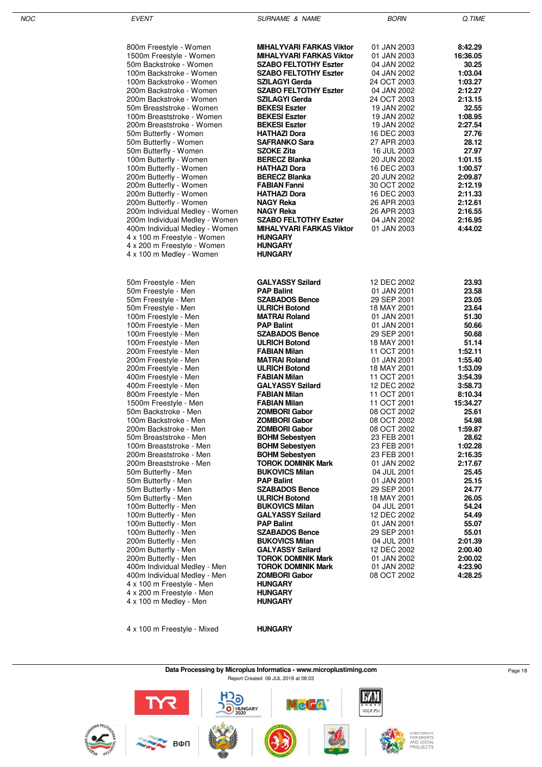| NOC | EVENT | SURNAME & NAME | BORN | Q.TIME |
|---|---|---|---|---|
| | 800m Freestyle - Women | **MIHALYVARI FARKAS Viktor** | 01 JAN 2003 | **8:42.29** |
| | 1500m Freestyle - Women | **MIHALYVARI FARKAS Viktor** | 01 JAN 2003 | **16:36.05** |
| | 50m Backstroke - Women | **SZABO FELTOTHY Eszter** | 04 JAN 2002 | **30.25** |
| | 100m Backstroke - Women | **SZABO FELTOTHY Eszter** | 04 JAN 2002 | **1:03.04** |
| | 100m Backstroke - Women | **SZILAGYI Gerda** | 24 OCT 2003 | **1:03.27** |
| | 200m Backstroke - Women | **SZABO FELTOTHY Eszter** | 04 JAN 2002 | **2:12.27** |
| | 200m Backstroke - Women | **SZILAGYI Gerda** | 24 OCT 2003 | **2:13.15** |
| | 50m Breaststroke - Women | **BEKESI Eszter** | 19 JAN 2002 | **32.55** |
| | 100m Breaststroke - Women | **BEKESI Eszter** | 19 JAN 2002 | **1:08.95** |
| | 200m Breaststroke - Women | **BEKESI Eszter** | 19 JAN 2002 | **2:27.54** |
| | 50m Butterfly - Women | **HATHAZI Dora** | 16 DEC 2003 | **27.76** |
| | 50m Butterfly - Women | **SAFRANKO Sara** | 27 APR 2003 | **28.12** |
| | 50m Butterfly - Women | **SZOKE Zita** | 16 JUL 2003 | **27.97** |
| | 100m Butterfly - Women | **BERECZ Blanka** | 20 JUN 2002 | **1:01.15** |
| | 100m Butterfly - Women | **HATHAZI Dora** | 16 DEC 2003 | **1:00.57** |
| | 200m Butterfly - Women | **BERECZ Blanka** | 20 JUN 2002 | **2:09.87** |
| | 200m Butterfly - Women | **FABIAN Fanni** | 30 OCT 2002 | **2:12.19** |
| | 200m Butterfly - Women | **HATHAZI Dora** | 16 DEC 2003 | **2:11.33** |
| | 200m Butterfly - Women | **NAGY Reka** | 26 APR 2003 | **2:12.61** |
| | 200m Individual Medley - Women | **NAGY Reka** | 26 APR 2003 | **2:16.55** |
| | 200m Individual Medley - Women | **SZABO FELTOTHY Eszter** | 04 JAN 2002 | **2:16.95** |
| | 400m Individual Medley - Women | **MIHALYVARI FARKAS Viktor** | 01 JAN 2003 | **4:44.02** |
| | 4 x 100 m Freestyle - Women | **HUNGARY** | | |
| | 4 x 200 m Freestyle - Women | **HUNGARY** | | |
| | 4 x 100 m Medley - Women | **HUNGARY** | | |
| | 50m Freestyle - Men | **GALYASSY Szilard** | 12 DEC 2002 | **23.93** |
| | 50m Freestyle - Men | **PAP Balint** | 01 JAN 2001 | **23.58** |
| | 50m Freestyle - Men | **SZABADOS Bence** | 29 SEP 2001 | **23.05** |
| | 50m Freestyle - Men | **ULRICH Botond** | 18 MAY 2001 | **23.64** |
| | 100m Freestyle - Men | **MATRAI Roland** | 01 JAN 2001 | **51.30** |
| | 100m Freestyle - Men | **PAP Balint** | 01 JAN 2001 | **50.66** |
| | 100m Freestyle - Men | **SZABADOS Bence** | 29 SEP 2001 | **50.68** |
| | 100m Freestyle - Men | **ULRICH Botond** | 18 MAY 2001 | **51.14** |
| | 200m Freestyle - Men | **FABIAN Milan** | 11 OCT 2001 | **1:52.11** |
| | 200m Freestyle - Men | **MATRAI Roland** | 01 JAN 2001 | **1:55.40** |
| | 200m Freestyle - Men | **ULRICH Botond** | 18 MAY 2001 | **1:53.09** |
| | 400m Freestyle - Men | **FABIAN Milan** | 11 OCT 2001 | **3:54.39** |
| | 400m Freestyle - Men | **GALYASSY Szilard** | 12 DEC 2002 | **3:58.73** |
| | 800m Freestyle - Men | **FABIAN Milan** | 11 OCT 2001 | **8:10.34** |
| | 1500m Freestyle - Men | **FABIAN Milan** | 11 OCT 2001 | **15:34.27** |
| | 50m Backstroke - Men | **ZOMBORI Gabor** | 08 OCT 2002 | **25.61** |
| | 100m Backstroke - Men | **ZOMBORI Gabor** | 08 OCT 2002 | **54.98** |
| | 200m Backstroke - Men | **ZOMBORI Gabor** | 08 OCT 2002 | **1:59.87** |
| | 50m Breaststroke - Men | **BOHM Sebestyen** | 23 FEB 2001 | **28.62** |
| | 100m Breaststroke - Men | **BOHM Sebestyen** | 23 FEB 2001 | **1:02.28** |
| | 200m Breaststroke - Men | **BOHM Sebestyen** | 23 FEB 2001 | **2:16.35** |
| | 200m Breaststroke - Men | **TOROK DOMINIK Mark** | 01 JAN 2002 | **2:17.67** |
| | 50m Butterfly - Men | **BUKOVICS Milan** | 04 JUL 2001 | **25.45** |
| | 50m Butterfly - Men | **PAP Balint** | 01 JAN 2001 | **25.15** |
| | 50m Butterfly - Men | **SZABADOS Bence** | 29 SEP 2001 | **24.77** |
| | 50m Butterfly - Men | **ULRICH Botond** | 18 MAY 2001 | **26.05** |
| | 100m Butterfly - Men | **BUKOVICS Milan** | 04 JUL 2001 | **54.24** |
| | 100m Butterfly - Men | **GALYASSY Szilard** | 12 DEC 2002 | **54.49** |
| | 100m Butterfly - Men | **PAP Balint** | 01 JAN 2001 | **55.07** |
| | 100m Butterfly - Men | **SZABADOS Bence** | 29 SEP 2001 | **55.01** |
| | 200m Butterfly - Men | **BUKOVICS Milan** | 04 JUL 2001 | **2:01.39** |
| | 200m Butterfly - Men | **GALYASSY Szilard** | 12 DEC 2002 | **2:00.40** |
| | 200m Butterfly - Men | **TOROK DOMINIK Mark** | 01 JAN 2002 | **2:00.02** |
| | 400m Individual Medley - Men | **TOROK DOMINIK Mark** | 01 JAN 2002 | **4:23.90** |
| | 400m Individual Medley - Men | **ZOMBORI Gabor** | 08 OCT 2002 | **4:28.25** |
| | 4 x 100 m Freestyle - Men | **HUNGARY** | | |
| | 4 x 200 m Freestyle - Men | **HUNGARY** | | |
| | 4 x 100 m Medley - Men | **HUNGARY** | | |
| | 4 x 100 m Freestyle - Mixed | **HUNGARY** | | |

**Data Processing by Microplus Informatica - www.microplustiming.com**

Report Created 06 JUL 2019 at 08:03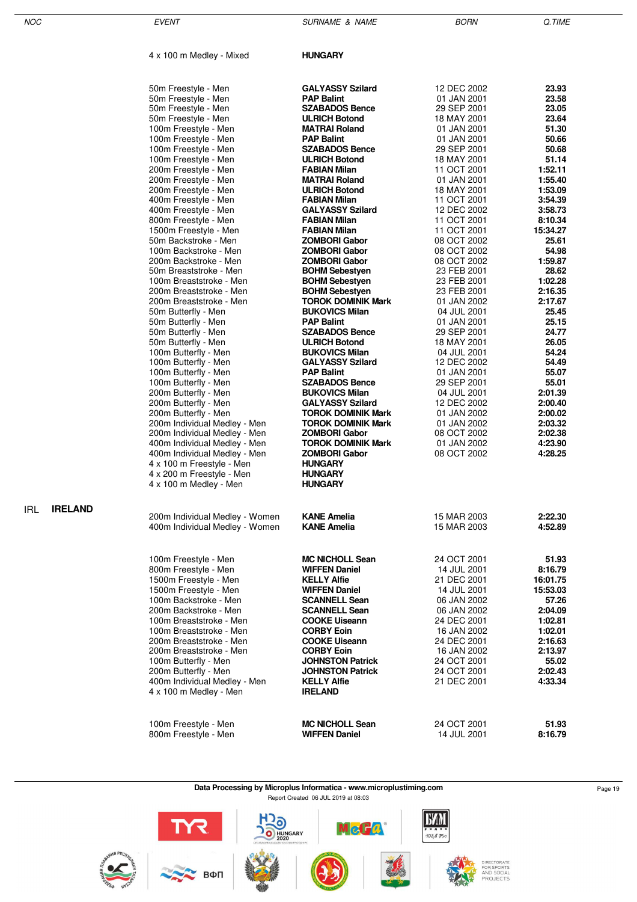| NOC | EVENT | SURNAME & NAME | BORN | Q.TIME |
|---|---|---|---|---|
| | 4 x 100 m Medley - Mixed | **HUNGARY** | | |
| | 50m Freestyle - Men | **GALYASSY Szilard** | 12 DEC 2002 | **23.93** |
| | 50m Freestyle - Men | **PAP Balint** | 01 JAN 2001 | **23.58** |
| | 50m Freestyle - Men | **SZABADOS Bence** | 29 SEP 2001 | **23.05** |
| | 50m Freestyle - Men | **ULRICH Botond** | 18 MAY 2001 | **23.64** |
| | 100m Freestyle - Men | **MATRAI Roland** | 01 JAN 2001 | **51.30** |
| | 100m Freestyle - Men | **PAP Balint** | 01 JAN 2001 | **50.66** |
| | 100m Freestyle - Men | **SZABADOS Bence** | 29 SEP 2001 | **50.68** |
| | 100m Freestyle - Men | **ULRICH Botond** | 18 MAY 2001 | **51.14** |
| | 200m Freestyle - Men | **FABIAN Milan** | 11 OCT 2001 | **1:52.11** |
| | 200m Freestyle - Men | **MATRAI Roland** | 01 JAN 2001 | **1:55.40** |
| | 200m Freestyle - Men | **ULRICH Botond** | 18 MAY 2001 | **1:53.09** |
| | 400m Freestyle - Men | **FABIAN Milan** | 11 OCT 2001 | **3:54.39** |
| | 400m Freestyle - Men | **GALYASSY Szilard** | 12 DEC 2002 | **3:58.73** |
| | 800m Freestyle - Men | **FABIAN Milan** | 11 OCT 2001 | **8:10.34** |
| | 1500m Freestyle - Men | **FABIAN Milan** | 11 OCT 2001 | **15:34.27** |
| | 50m Backstroke - Men | **ZOMBORI Gabor** | 08 OCT 2002 | **25.61** |
| | 100m Backstroke - Men | **ZOMBORI Gabor** | 08 OCT 2002 | **54.98** |
| | 200m Backstroke - Men | **ZOMBORI Gabor** | 08 OCT 2002 | **1:59.87** |
| | 50m Breaststroke - Men | **BOHM Sebestyen** | 23 FEB 2001 | **28.62** |
| | 100m Breaststroke - Men | **BOHM Sebestyen** | 23 FEB 2001 | **1:02.28** |
| | 200m Breaststroke - Men | **BOHM Sebestyen** | 23 FEB 2001 | **2:16.35** |
| | 200m Breaststroke - Men | **TOROK DOMINIK Mark** | 01 JAN 2002 | **2:17.67** |
| | 50m Butterfly - Men | **BUKOVICS Milan** | 04 JUL 2001 | **25.45** |
| | 50m Butterfly - Men | **PAP Balint** | 01 JAN 2001 | **25.15** |
| | 50m Butterfly - Men | **SZABADOS Bence** | 29 SEP 2001 | **24.77** |
| | 50m Butterfly - Men | **ULRICH Botond** | 18 MAY 2001 | **26.05** |
| | 100m Butterfly - Men | **BUKOVICS Milan** | 04 JUL 2001 | **54.24** |
| | 100m Butterfly - Men | **GALYASSY Szilard** | 12 DEC 2002 | **54.49** |
| | 100m Butterfly - Men | **PAP Balint** | 01 JAN 2001 | **55.07** |
| | 100m Butterfly - Men | **SZABADOS Bence** | 29 SEP 2001 | **55.01** |
| | 200m Butterfly - Men | **BUKOVICS Milan** | 04 JUL 2001 | **2:01.39** |
| | 200m Butterfly - Men | **GALYASSY Szilard** | 12 DEC 2002 | **2:00.40** |
| | 200m Butterfly - Men | **TOROK DOMINIK Mark** | 01 JAN 2002 | **2:00.02** |
| | 200m Individual Medley - Men | **TOROK DOMINIK Mark** | 01 JAN 2002 | **2:03.32** |
| | 200m Individual Medley - Men | **ZOMBORI Gabor** | 08 OCT 2002 | **2:02.38** |
| | 400m Individual Medley - Men | **TOROK DOMINIK Mark** | 01 JAN 2002 | **4:23.90** |
| | 400m Individual Medley - Men | **ZOMBORI Gabor** | 08 OCT 2002 | **4:28.25** |
| | 4 x 100 m Freestyle - Men | **HUNGARY** | | |
| | 4 x 200 m Freestyle - Men | **HUNGARY** | | |
| | 4 x 100 m Medley - Men | **HUNGARY** | | |
| IRL **IRELAND** | | | | |
| | 200m Individual Medley - Women | **KANE Amelia** | 15 MAR 2003 | **2:22.30** |
| | 400m Individual Medley - Women | **KANE Amelia** | 15 MAR 2003 | **4:52.89** |
| | 100m Freestyle - Men | **MC NICHOLL Sean** | 24 OCT 2001 | **51.93** |
| | 800m Freestyle - Men | **WIFFEN Daniel** | 14 JUL 2001 | **8:16.79** |
| | 1500m Freestyle - Men | **KELLY Alfie** | 21 DEC 2001 | **16:01.75** |
| | 1500m Freestyle - Men | **WIFFEN Daniel** | 14 JUL 2001 | **15:53.03** |
| | 100m Backstroke - Men | **SCANNELL Sean** | 06 JAN 2002 | **57.26** |
| | 200m Backstroke - Men | **SCANNELL Sean** | 06 JAN 2002 | **2:04.09** |
| | 100m Breaststroke - Men | **COOKE Uiseann** | 24 DEC 2001 | **1:02.81** |
| | 100m Breaststroke - Men | **CORBY Eoin** | 16 JAN 2002 | **1:02.01** |
| | 200m Breaststroke - Men | **COOKE Uiseann** | 24 DEC 2001 | **2:16.63** |
| | 200m Breaststroke - Men | **CORBY Eoin** | 16 JAN 2002 | **2:13.97** |
| | 100m Butterfly - Men | **JOHNSTON Patrick** | 24 OCT 2001 | **55.02** |
| | 200m Butterfly - Men | **JOHNSTON Patrick** | 24 OCT 2001 | **2:02.43** |
| | 400m Individual Medley - Men | **KELLY Alfie** | 21 DEC 2001 | **4:33.34** |
| | 4 x 100 m Medley - Men | **IRELAND** | | |
| | 100m Freestyle - Men | **MC NICHOLL Sean** | 24 OCT 2001 | **51.93** |
| | 800m Freestyle - Men | **WIFFEN Daniel** | 14 JUL 2001 | **8:16.79** |

**Data Processing by Microplus Informatica - www.microplustiming.com**

Report Created 06 JUL 2019 at 08:03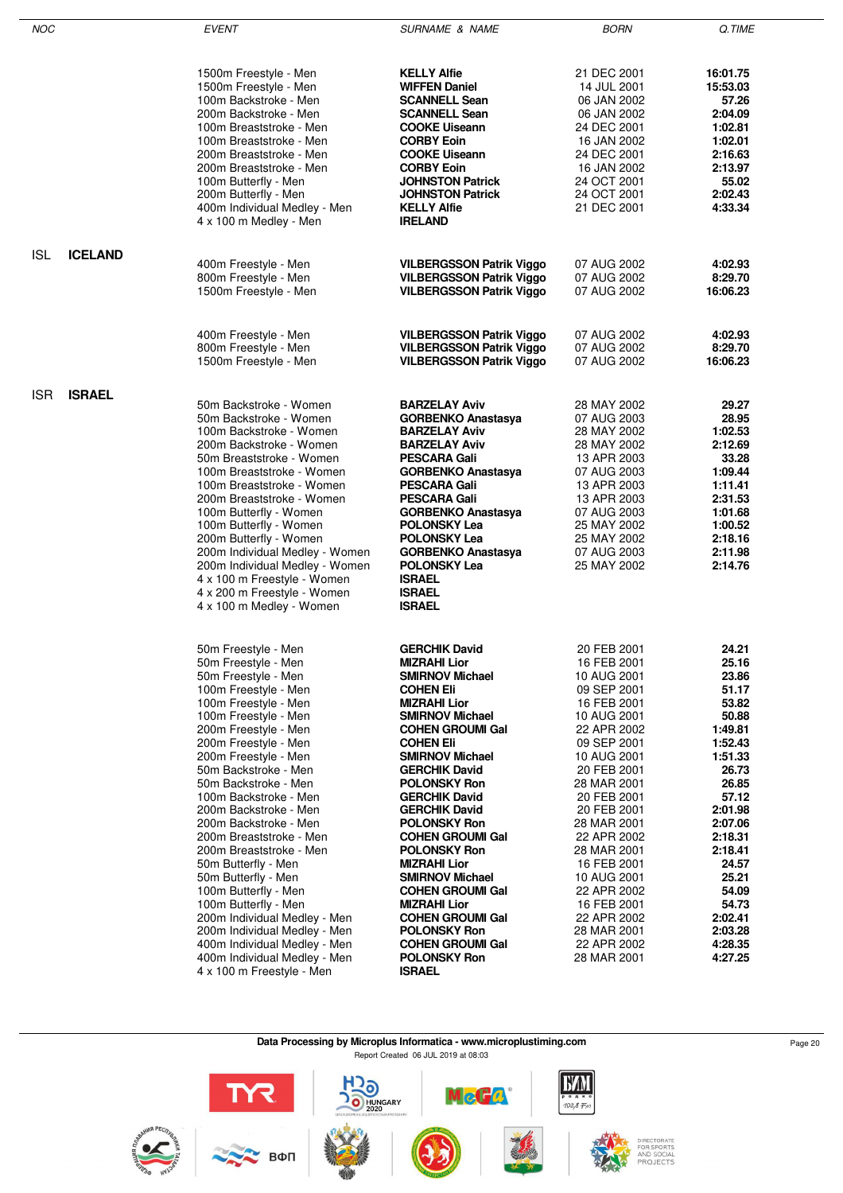| NOC | | EVENT | SURNAME & NAME | BORN | Q.TIME |
|---|---|---|---|---|---|
| | | 1500m Freestyle - Men | **KELLY Alfie** | 21 DEC 2001 | **16:01.75** |
| | | 1500m Freestyle - Men | **WIFFEN Daniel** | 14 JUL 2001 | **15:53.03** |
| | | 100m Backstroke - Men | **SCANNELL Sean** | 06 JAN 2002 | **57.26** |
| | | 200m Backstroke - Men | **SCANNELL Sean** | 06 JAN 2002 | **2:04.09** |
| | | 100m Breaststroke - Men | **COOKE Uiseann** | 24 DEC 2001 | **1:02.81** |
| | | 100m Breaststroke - Men | **CORBY Eoin** | 16 JAN 2002 | **1:02.01** |
| | | 200m Breaststroke - Men | **COOKE Uiseann** | 24 DEC 2001 | **2:16.63** |
| | | 200m Breaststroke - Men | **CORBY Eoin** | 16 JAN 2002 | **2:13.97** |
| | | 100m Butterfly - Men | **JOHNSTON Patrick** | 24 OCT 2001 | **55.02** |
| | | 200m Butterfly - Men | **JOHNSTON Patrick** | 24 OCT 2001 | **2:02.43** |
| | | 400m Individual Medley - Men | **KELLY Alfie** | 21 DEC 2001 | **4:33.34** |
| | | 4 x 100 m Medley - Men | **IRELAND** | | |
| ISL | **ICELAND** | | | | |
| | | 400m Freestyle - Men | **VILBERGSSON Patrik Viggo** | 07 AUG 2002 | **4:02.93** |
| | | 800m Freestyle - Men | **VILBERGSSON Patrik Viggo** | 07 AUG 2002 | **8:29.70** |
| | | 1500m Freestyle - Men | **VILBERGSSON Patrik Viggo** | 07 AUG 2002 | **16:06.23** |
| | | 400m Freestyle - Men | **VILBERGSSON Patrik Viggo** | 07 AUG 2002 | **4:02.93** |
| | | 800m Freestyle - Men | **VILBERGSSON Patrik Viggo** | 07 AUG 2002 | **8:29.70** |
| | | 1500m Freestyle - Men | **VILBERGSSON Patrik Viggo** | 07 AUG 2002 | **16:06.23** |
| ISR | **ISRAEL** | | | | |
| | | 50m Backstroke - Women | **BARZELAY Aviv** | 28 MAY 2002 | **29.27** |
| | | 50m Backstroke - Women | **GORBENKO Anastasya** | 07 AUG 2003 | **28.95** |
| | | 100m Backstroke - Women | **BARZELAY Aviv** | 28 MAY 2002 | **1:02.53** |
| | | 200m Backstroke - Women | **BARZELAY Aviv** | 28 MAY 2002 | **2:12.69** |
| | | 50m Breaststroke - Women | **PESCARA Gali** | 13 APR 2003 | **33.28** |
| | | 100m Breaststroke - Women | **GORBENKO Anastasya** | 07 AUG 2003 | **1:09.44** |
| | | 100m Breaststroke - Women | **PESCARA Gali** | 13 APR 2003 | **1:11.41** |
| | | 200m Breaststroke - Women | **PESCARA Gali** | 13 APR 2003 | **2:31.53** |
| | | 100m Butterfly - Women | **GORBENKO Anastasya** | 07 AUG 2003 | **1:01.68** |
| | | 100m Butterfly - Women | **POLONSKY Lea** | 25 MAY 2002 | **1:00.52** |
| | | 200m Butterfly - Women | **POLONSKY Lea** | 25 MAY 2002 | **2:18.16** |
| | | 200m Individual Medley - Women | **GORBENKO Anastasya** | 07 AUG 2003 | **2:11.98** |
| | | 200m Individual Medley - Women | **POLONSKY Lea** | 25 MAY 2002 | **2:14.76** |
| | | 4 x 100 m Freestyle - Women | **ISRAEL** | | |
| | | 4 x 200 m Freestyle - Women | **ISRAEL** | | |
| | | 4 x 100 m Medley - Women | **ISRAEL** | | |
| | | 50m Freestyle - Men | **GERCHIK David** | 20 FEB 2001 | **24.21** |
| | | 50m Freestyle - Men | **MIZRAHI Lior** | 16 FEB 2001 | **25.16** |
| | | 50m Freestyle - Men | **SMIRNOV Michael** | 10 AUG 2001 | **23.86** |
| | | 100m Freestyle - Men | **COHEN Eli** | 09 SEP 2001 | **51.17** |
| | | 100m Freestyle - Men | **MIZRAHI Lior** | 16 FEB 2001 | **53.82** |
| | | 100m Freestyle - Men | **SMIRNOV Michael** | 10 AUG 2001 | **50.88** |
| | | 200m Freestyle - Men | **COHEN GROUMI Gal** | 22 APR 2002 | **1:49.81** |
| | | 200m Freestyle - Men | **COHEN Eli** | 09 SEP 2001 | **1:52.43** |
| | | 200m Freestyle - Men | **SMIRNOV Michael** | 10 AUG 2001 | **1:51.33** |
| | | 50m Backstroke - Men | **GERCHIK David** | 20 FEB 2001 | **26.73** |
| | | 50m Backstroke - Men | **POLONSKY Ron** | 28 MAR 2001 | **26.85** |
| | | 100m Backstroke - Men | **GERCHIK David** | 20 FEB 2001 | **57.12** |
| | | 200m Backstroke - Men | **GERCHIK David** | 20 FEB 2001 | **2:01.98** |
| | | 200m Backstroke - Men | **POLONSKY Ron** | 28 MAR 2001 | **2:07.06** |
| | | 200m Breaststroke - Men | **COHEN GROUMI Gal** | 22 APR 2002 | **2:18.31** |
| | | 200m Breaststroke - Men | **POLONSKY Ron** | 28 MAR 2001 | **2:18.41** |
| | | 50m Butterfly - Men | **MIZRAHI Lior** | 16 FEB 2001 | **24.57** |
| | | 50m Butterfly - Men | **SMIRNOV Michael** | 10 AUG 2001 | **25.21** |
| | | 100m Butterfly - Men | **COHEN GROUMI Gal** | 22 APR 2002 | **54.09** |
| | | 100m Butterfly - Men | **MIZRAHI Lior** | 16 FEB 2001 | **54.73** |
| | | 200m Individual Medley - Men | **COHEN GROUMI Gal** | 22 APR 2002 | **2:02.41** |
| | | 200m Individual Medley - Men | **POLONSKY Ron** | 28 MAR 2001 | **2:03.28** |
| | | 400m Individual Medley - Men | **COHEN GROUMI Gal** | 22 APR 2002 | **4:28.35** |
| | | 400m Individual Medley - Men | **POLONSKY Ron** | 28 MAR 2001 | **4:27.25** |
| | | 4 x 100 m Freestyle - Men | **ISRAEL** | | |

**Data Processing by Microplus Informatica - www.microplustiming.com**

Report Created 06 JUL 2019 at 08:03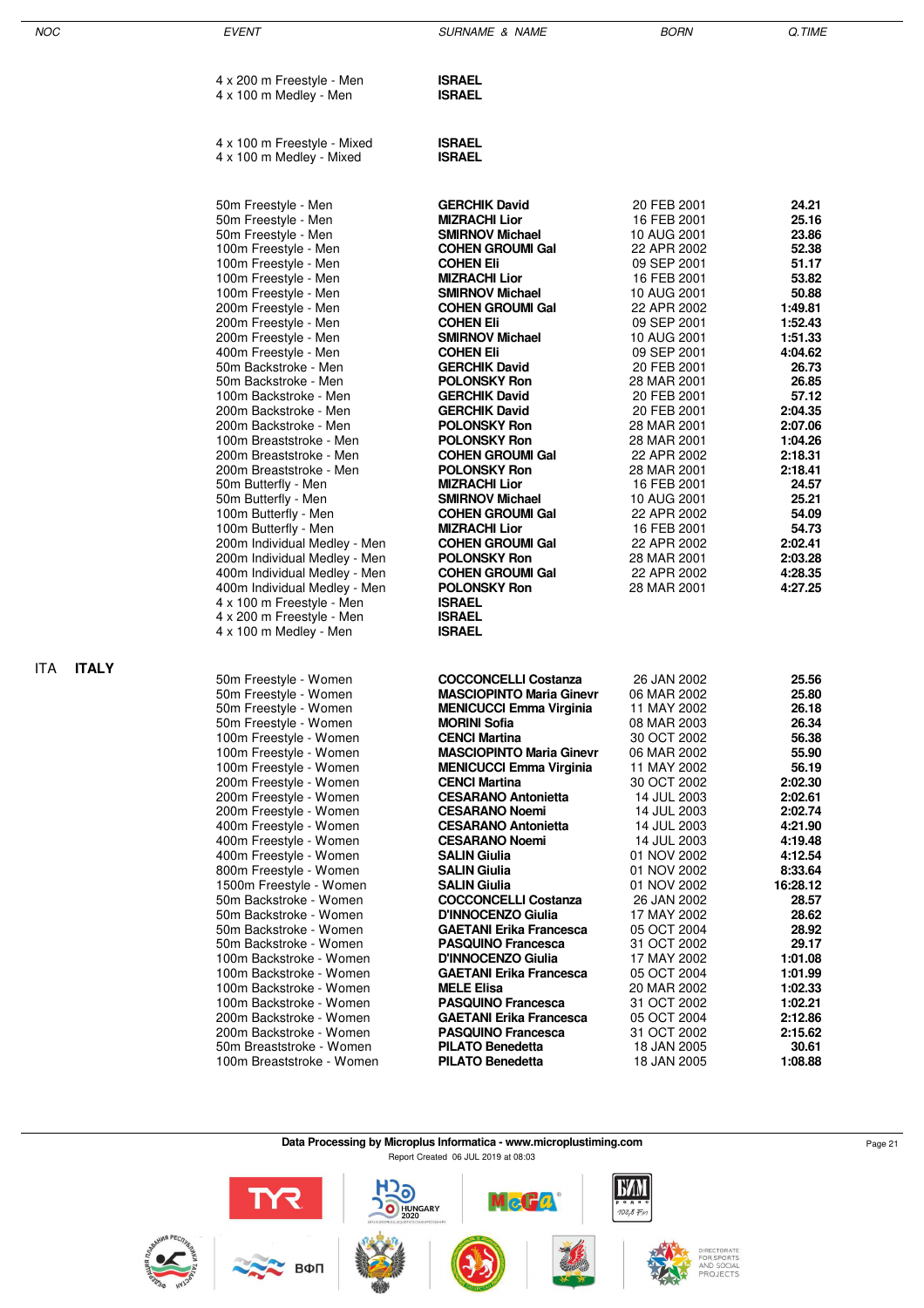| NOC | EVENT | SURNAME & NAME | BORN | Q.TIME |
|---|---|---|---|---|
| | 4 x 200 m Freestyle - Men | **ISRAEL** | | |
| | 4 x 100 m Medley - Men | **ISRAEL** | | |
| | 4 x 100 m Freestyle - Mixed | **ISRAEL** | | |
| | 4 x 100 m Medley - Mixed | **ISRAEL** | | |
| | 50m Freestyle - Men | **GERCHIK David** | 20 FEB 2001 | **24.21** |
| | 50m Freestyle - Men | **MIZRACHI Lior** | 16 FEB 2001 | **25.16** |
| | 50m Freestyle - Men | **SMIRNOV Michael** | 10 AUG 2001 | **23.86** |
| | 100m Freestyle - Men | **COHEN GROUMI Gal** | 22 APR 2002 | **52.38** |
| | 100m Freestyle - Men | **COHEN Eli** | 09 SEP 2001 | **51.17** |
| | 100m Freestyle - Men | **MIZRACHI Lior** | 16 FEB 2001 | **53.82** |
| | 100m Freestyle - Men | **SMIRNOV Michael** | 10 AUG 2001 | **50.88** |
| | 200m Freestyle - Men | **COHEN GROUMI Gal** | 22 APR 2002 | **1:49.81** |
| | 200m Freestyle - Men | **COHEN Eli** | 09 SEP 2001 | **1:52.43** |
| | 200m Freestyle - Men | **SMIRNOV Michael** | 10 AUG 2001 | **1:51.33** |
| | 400m Freestyle - Men | **COHEN Eli** | 09 SEP 2001 | **4:04.62** |
| | 50m Backstroke - Men | **GERCHIK David** | 20 FEB 2001 | **26.73** |
| | 50m Backstroke - Men | **POLONSKY Ron** | 28 MAR 2001 | **26.85** |
| | 100m Backstroke - Men | **GERCHIK David** | 20 FEB 2001 | **57.12** |
| | 200m Backstroke - Men | **GERCHIK David** | 20 FEB 2001 | **2:04.35** |
| | 200m Backstroke - Men | **POLONSKY Ron** | 28 MAR 2001 | **2:07.06** |
| | 100m Breaststroke - Men | **POLONSKY Ron** | 28 MAR 2001 | **1:04.26** |
| | 200m Breaststroke - Men | **COHEN GROUMI Gal** | 22 APR 2002 | **2:18.31** |
| | 200m Breaststroke - Men | **POLONSKY Ron** | 28 MAR 2001 | **2:18.41** |
| | 50m Butterfly - Men | **MIZRACHI Lior** | 16 FEB 2001 | **24.57** |
| | 50m Butterfly - Men | **SMIRNOV Michael** | 10 AUG 2001 | **25.21** |
| | 100m Butterfly - Men | **COHEN GROUMI Gal** | 22 APR 2002 | **54.09** |
| | 100m Butterfly - Men | **MIZRACHI Lior** | 16 FEB 2001 | **54.73** |
| | 200m Individual Medley - Men | **COHEN GROUMI Gal** | 22 APR 2002 | **2:02.41** |
| | 200m Individual Medley - Men | **POLONSKY Ron** | 28 MAR 2001 | **2:03.28** |
| | 400m Individual Medley - Men | **COHEN GROUMI Gal** | 22 APR 2002 | **4:28.35** |
| | 400m Individual Medley - Men | **POLONSKY Ron** | 28 MAR 2001 | **4:27.25** |
| | 4 x 100 m Freestyle - Men | **ISRAEL** | | |
| | 4 x 200 m Freestyle - Men | **ISRAEL** | | |
| | 4 x 100 m Medley - Men | **ISRAEL** | | |
| ITA **ITALY** | | | | |
| | 50m Freestyle - Women | **COCCONCELLI Costanza** | 26 JAN 2002 | **25.56** |
| | 50m Freestyle - Women | **MASCIOPINTO Maria Ginevr** | 06 MAR 2002 | **25.80** |
| | 50m Freestyle - Women | **MENICUCCI Emma Virginia** | 11 MAY 2002 | **26.18** |
| | 50m Freestyle - Women | **MORINI Sofia** | 08 MAR 2003 | **26.34** |
| | 100m Freestyle - Women | **CENCI Martina** | 30 OCT 2002 | **56.38** |
| | 100m Freestyle - Women | **MASCIOPINTO Maria Ginevr** | 06 MAR 2002 | **55.90** |
| | 100m Freestyle - Women | **MENICUCCI Emma Virginia** | 11 MAY 2002 | **56.19** |
| | 200m Freestyle - Women | **CENCI Martina** | 30 OCT 2002 | **2:02.30** |
| | 200m Freestyle - Women | **CESARANO Antonietta** | 14 JUL 2003 | **2:02.61** |
| | 200m Freestyle - Women | **CESARANO Noemi** | 14 JUL 2003 | **2:02.74** |
| | 400m Freestyle - Women | **CESARANO Antonietta** | 14 JUL 2003 | **4:21.90** |
| | 400m Freestyle - Women | **CESARANO Noemi** | 14 JUL 2003 | **4:19.48** |
| | 400m Freestyle - Women | **SALIN Giulia** | 01 NOV 2002 | **4:12.54** |
| | 800m Freestyle - Women | **SALIN Giulia** | 01 NOV 2002 | **8:33.64** |
| | 1500m Freestyle - Women | **SALIN Giulia** | 01 NOV 2002 | **16:28.12** |
| | 50m Backstroke - Women | **COCCONCELLI Costanza** | 26 JAN 2002 | **28.57** |
| | 50m Backstroke - Women | **D'INNOCENZO Giulia** | 17 MAY 2002 | **28.62** |
| | 50m Backstroke - Women | **GAETANI Erika Francesca** | 05 OCT 2004 | **28.92** |
| | 50m Backstroke - Women | **PASQUINO Francesca** | 31 OCT 2002 | **29.17** |
| | 100m Backstroke - Women | **D'INNOCENZO Giulia** | 17 MAY 2002 | **1:01.08** |
| | 100m Backstroke - Women | **GAETANI Erika Francesca** | 05 OCT 2004 | **1:01.99** |
| | 100m Backstroke - Women | **MELE Elisa** | 20 MAR 2002 | **1:02.33** |
| | 100m Backstroke - Women | **PASQUINO Francesca** | 31 OCT 2002 | **1:02.21** |
| | 200m Backstroke - Women | **GAETANI Erika Francesca** | 05 OCT 2004 | **2:12.86** |
| | 200m Backstroke - Women | **PASQUINO Francesca** | 31 OCT 2002 | **2:15.62** |
| | 50m Breaststroke - Women | **PILATO Benedetta** | 18 JAN 2005 | **30.61** |
| | 100m Breaststroke - Women | **PILATO Benedetta** | 18 JAN 2005 | **1:08.88** |

**Data Processing by Microplus Informatica - www.microplustiming.com**

Report Created 06 JUL 2019 at 08:03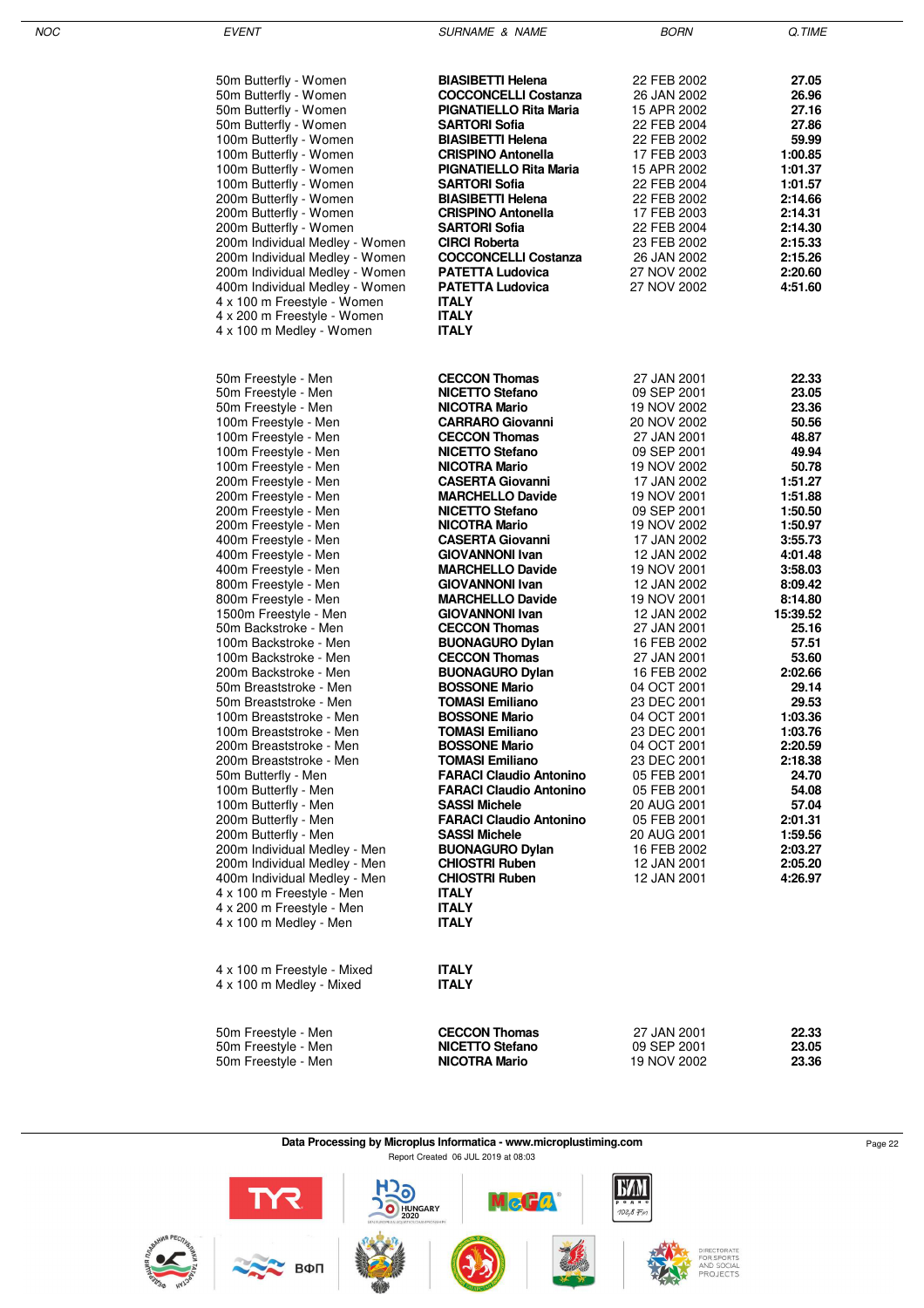| NOC | EVENT | SURNAME & NAME | BORN | Q.TIME |
|---|---|---|---|---|
| | 50m Butterfly - Women | **BIASIBETTI Helena** | 22 FEB 2002 | **27.05** |
| | 50m Butterfly - Women | **COCCONCELLI Costanza** | 26 JAN 2002 | **26.96** |
| | 50m Butterfly - Women | **PIGNATIELLO Rita Maria** | 15 APR 2002 | **27.16** |
| | 50m Butterfly - Women | **SARTORI Sofia** | 22 FEB 2004 | **27.86** |
| | 100m Butterfly - Women | **BIASIBETTI Helena** | 22 FEB 2002 | **59.99** |
| | 100m Butterfly - Women | **CRISPINO Antonella** | 17 FEB 2003 | **1:00.85** |
| | 100m Butterfly - Women | **PIGNATIELLO Rita Maria** | 15 APR 2002 | **1:01.37** |
| | 100m Butterfly - Women | **SARTORI Sofia** | 22 FEB 2004 | **1:01.57** |
| | 200m Butterfly - Women | **BIASIBETTI Helena** | 22 FEB 2002 | **2:14.66** |
| | 200m Butterfly - Women | **CRISPINO Antonella** | 17 FEB 2003 | **2:14.31** |
| | 200m Butterfly - Women | **SARTORI Sofia** | 22 FEB 2004 | **2:14.30** |
| | 200m Individual Medley - Women | **CIRCI Roberta** | 23 FEB 2002 | **2:15.33** |
| | 200m Individual Medley - Women | **COCCONCELLI Costanza** | 26 JAN 2002 | **2:15.26** |
| | 200m Individual Medley - Women | **PATETTA Ludovica** | 27 NOV 2002 | **2:20.60** |
| | 400m Individual Medley - Women | **PATETTA Ludovica** | 27 NOV 2002 | **4:51.60** |
| | 4 x 100 m Freestyle - Women | **ITALY** | | |
| | 4 x 200 m Freestyle - Women | **ITALY** | | |
| | 4 x 100 m Medley - Women | **ITALY** | | |
| | 50m Freestyle - Men | **CECCON Thomas** | 27 JAN 2001 | **22.33** |
| | 50m Freestyle - Men | **NICETTO Stefano** | 09 SEP 2001 | **23.05** |
| | 50m Freestyle - Men | **NICOTRA Mario** | 19 NOV 2002 | **23.36** |
| | 100m Freestyle - Men | **CARRARO Giovanni** | 20 NOV 2002 | **50.56** |
| | 100m Freestyle - Men | **CECCON Thomas** | 27 JAN 2001 | **48.87** |
| | 100m Freestyle - Men | **NICETTO Stefano** | 09 SEP 2001 | **49.94** |
| | 100m Freestyle - Men | **NICOTRA Mario** | 19 NOV 2002 | **50.78** |
| | 200m Freestyle - Men | **CASERTA Giovanni** | 17 JAN 2002 | **1:51.27** |
| | 200m Freestyle - Men | **MARCHELLO Davide** | 19 NOV 2001 | **1:51.88** |
| | 200m Freestyle - Men | **NICETTO Stefano** | 09 SEP 2001 | **1:50.50** |
| | 200m Freestyle - Men | **NICOTRA Mario** | 19 NOV 2002 | **1:50.97** |
| | 400m Freestyle - Men | **CASERTA Giovanni** | 17 JAN 2002 | **3:55.73** |
| | 400m Freestyle - Men | **GIOVANNONI Ivan** | 12 JAN 2002 | **4:01.48** |
| | 400m Freestyle - Men | **MARCHELLO Davide** | 19 NOV 2001 | **3:58.03** |
| | 800m Freestyle - Men | **GIOVANNONI Ivan** | 12 JAN 2002 | **8:09.42** |
| | 800m Freestyle - Men | **MARCHELLO Davide** | 19 NOV 2001 | **8:14.80** |
| | 1500m Freestyle - Men | **GIOVANNONI Ivan** | 12 JAN 2002 | **15:39.52** |
| | 50m Backstroke - Men | **CECCON Thomas** | 27 JAN 2001 | **25.16** |
| | 100m Backstroke - Men | **BUONAGURO Dylan** | 16 FEB 2002 | **57.51** |
| | 100m Backstroke - Men | **CECCON Thomas** | 27 JAN 2001 | **53.60** |
| | 200m Backstroke - Men | **BUONAGURO Dylan** | 16 FEB 2002 | **2:02.66** |
| | 50m Breaststroke - Men | **BOSSONE Mario** | 04 OCT 2001 | **29.14** |
| | 50m Breaststroke - Men | **TOMASI Emiliano** | 23 DEC 2001 | **29.53** |
| | 100m Breaststroke - Men | **BOSSONE Mario** | 04 OCT 2001 | **1:03.36** |
| | 100m Breaststroke - Men | **TOMASI Emiliano** | 23 DEC 2001 | **1:03.76** |
| | 200m Breaststroke - Men | **BOSSONE Mario** | 04 OCT 2001 | **2:20.59** |
| | 200m Breaststroke - Men | **TOMASI Emiliano** | 23 DEC 2001 | **2:18.38** |
| | 50m Butterfly - Men | **FARACI Claudio Antonino** | 05 FEB 2001 | **24.70** |
| | 100m Butterfly - Men | **FARACI Claudio Antonino** | 05 FEB 2001 | **54.08** |
| | 100m Butterfly - Men | **SASSI Michele** | 20 AUG 2001 | **57.04** |
| | 200m Butterfly - Men | **FARACI Claudio Antonino** | 05 FEB 2001 | **2:01.31** |
| | 200m Butterfly - Men | **SASSI Michele** | 20 AUG 2001 | **1:59.56** |
| | 200m Individual Medley - Men | **BUONAGURO Dylan** | 16 FEB 2002 | **2:03.27** |
| | 200m Individual Medley - Men | **CHIOSTRI Ruben** | 12 JAN 2001 | **2:05.20** |
| | 400m Individual Medley - Men | **CHIOSTRI Ruben** | 12 JAN 2001 | **4:26.97** |
| | 4 x 100 m Freestyle - Men | **ITALY** | | |
| | 4 x 200 m Freestyle - Men | **ITALY** | | |
| | 4 x 100 m Medley - Men | **ITALY** | | |
| | 4 x 100 m Freestyle - Mixed | **ITALY** | | |
| | 4 x 100 m Medley - Mixed | **ITALY** | | |
| | 50m Freestyle - Men | **CECCON Thomas** | 27 JAN 2001 | **22.33** |
| | 50m Freestyle - Men | **NICETTO Stefano** | 09 SEP 2001 | **23.05** |
| | 50m Freestyle - Men | **NICOTRA Mario** | 19 NOV 2002 | **23.36** |

**Data Processing by Microplus Informatica - www.microplustiming.com**

Report Created 06 JUL 2019 at 08:03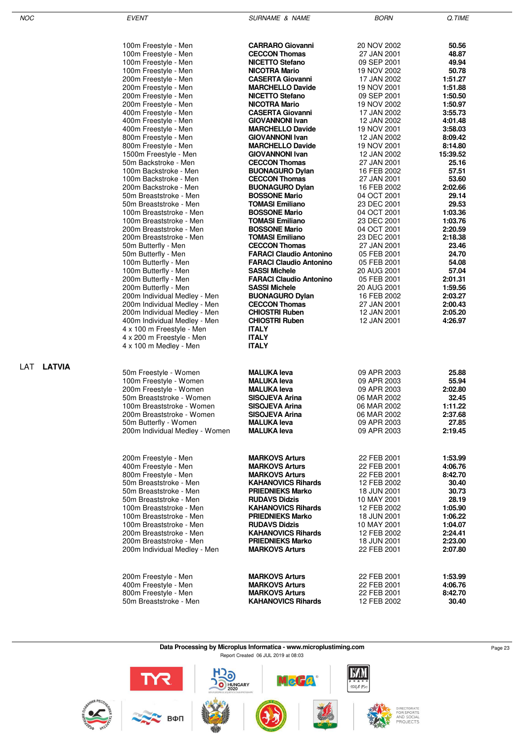| NOC | EVENT | SURNAME & NAME | BORN | Q.TIME |
|---|---|---|---|---|
| | 100m Freestyle - Men | **CARRARO Giovanni** | 20 NOV 2002 | **50.56** |
| | 100m Freestyle - Men | **CECCON Thomas** | 27 JAN 2001 | **48.87** |
| | 100m Freestyle - Men | **NICETTO Stefano** | 09 SEP 2001 | **49.94** |
| | 100m Freestyle - Men | **NICOTRA Mario** | 19 NOV 2002 | **50.78** |
| | 200m Freestyle - Men | **CASERTA Giovanni** | 17 JAN 2002 | **1:51.27** |
| | 200m Freestyle - Men | **MARCHELLO Davide** | 19 NOV 2001 | **1:51.88** |
| | 200m Freestyle - Men | **NICETTO Stefano** | 09 SEP 2001 | **1:50.50** |
| | 200m Freestyle - Men | **NICOTRA Mario** | 19 NOV 2002 | **1:50.97** |
| | 400m Freestyle - Men | **CASERTA Giovanni** | 17 JAN 2002 | **3:55.73** |
| | 400m Freestyle - Men | **GIOVANNONI Ivan** | 12 JAN 2002 | **4:01.48** |
| | 400m Freestyle - Men | **MARCHELLO Davide** | 19 NOV 2001 | **3:58.03** |
| | 800m Freestyle - Men | **GIOVANNONI Ivan** | 12 JAN 2002 | **8:09.42** |
| | 800m Freestyle - Men | **MARCHELLO Davide** | 19 NOV 2001 | **8:14.80** |
| | 1500m Freestyle - Men | **GIOVANNONI Ivan** | 12 JAN 2002 | **15:39.52** |
| | 50m Backstroke - Men | **CECCON Thomas** | 27 JAN 2001 | **25.16** |
| | 100m Backstroke - Men | **BUONAGURO Dylan** | 16 FEB 2002 | **57.51** |
| | 100m Backstroke - Men | **CECCON Thomas** | 27 JAN 2001 | **53.60** |
| | 200m Backstroke - Men | **BUONAGURO Dylan** | 16 FEB 2002 | **2:02.66** |
| | 50m Breaststroke - Men | **BOSSONE Mario** | 04 OCT 2001 | **29.14** |
| | 50m Breaststroke - Men | **TOMASI Emiliano** | 23 DEC 2001 | **29.53** |
| | 100m Breaststroke - Men | **BOSSONE Mario** | 04 OCT 2001 | **1:03.36** |
| | 100m Breaststroke - Men | **TOMASI Emiliano** | 23 DEC 2001 | **1:03.76** |
| | 200m Breaststroke - Men | **BOSSONE Mario** | 04 OCT 2001 | **2:20.59** |
| | 200m Breaststroke - Men | **TOMASI Emiliano** | 23 DEC 2001 | **2:18.38** |
| | 50m Butterfly - Men | **CECCON Thomas** | 27 JAN 2001 | **23.46** |
| | 50m Butterfly - Men | **FARACI Claudio Antonino** | 05 FEB 2001 | **24.70** |
| | 100m Butterfly - Men | **FARACI Claudio Antonino** | 05 FEB 2001 | **54.08** |
| | 100m Butterfly - Men | **SASSI Michele** | 20 AUG 2001 | **57.04** |
| | 200m Butterfly - Men | **FARACI Claudio Antonino** | 05 FEB 2001 | **2:01.31** |
| | 200m Butterfly - Men | **SASSI Michele** | 20 AUG 2001 | **1:59.56** |
| | 200m Individual Medley - Men | **BUONAGURO Dylan** | 16 FEB 2002 | **2:03.27** |
| | 200m Individual Medley - Men | **CECCON Thomas** | 27 JAN 2001 | **2:00.43** |
| | 200m Individual Medley - Men | **CHIOSTRI Ruben** | 12 JAN 2001 | **2:05.20** |
| | 400m Individual Medley - Men | **CHIOSTRI Ruben** | 12 JAN 2001 | **4:26.97** |
| | 4 x 100 m Freestyle - Men | **ITALY** | | |
| | 4 x 200 m Freestyle - Men | **ITALY** | | |
| | 4 x 100 m Medley - Men | **ITALY** | | |
| LAT **LATVIA** | | | | |
| | 50m Freestyle - Women | **MALUKA Ieva** | 09 APR 2003 | **25.88** |
| | 100m Freestyle - Women | **MALUKA Ieva** | 09 APR 2003 | **55.94** |
| | 200m Freestyle - Women | **MALUKA Ieva** | 09 APR 2003 | **2:02.80** |
| | 50m Breaststroke - Women | **SISOJEVA Arina** | 06 MAR 2002 | **32.45** |
| | 100m Breaststroke - Women | **SISOJEVA Arina** | 06 MAR 2002 | **1:11.22** |
| | 200m Breaststroke - Women | **SISOJEVA Arina** | 06 MAR 2002 | **2:37.68** |
| | 50m Butterfly - Women | **MALUKA Ieva** | 09 APR 2003 | **27.85** |
| | 200m Individual Medley - Women | **MALUKA Ieva** | 09 APR 2003 | **2:19.45** |
| | 200m Freestyle - Men | **MARKOVS Arturs** | 22 FEB 2001 | **1:53.99** |
| | 400m Freestyle - Men | **MARKOVS Arturs** | 22 FEB 2001 | **4:06.76** |
| | 800m Freestyle - Men | **MARKOVS Arturs** | 22 FEB 2001 | **8:42.70** |
| | 50m Breaststroke - Men | **KAHANOVICS Rihards** | 12 FEB 2002 | **30.40** |
| | 50m Breaststroke - Men | **PRIEDNIEKS Marko** | 18 JUN 2001 | **30.73** |
| | 50m Breaststroke - Men | **RUDAVS Didzis** | 10 MAY 2001 | **28.19** |
| | 100m Breaststroke - Men | **KAHANOVICS Rihards** | 12 FEB 2002 | **1:05.90** |
| | 100m Breaststroke - Men | **PRIEDNIEKS Marko** | 18 JUN 2001 | **1:06.22** |
| | 100m Breaststroke - Men | **RUDAVS Didzis** | 10 MAY 2001 | **1:04.07** |
| | 200m Breaststroke - Men | **KAHANOVICS Rihards** | 12 FEB 2002 | **2:24.41** |
| | 200m Breaststroke - Men | **PRIEDNIEKS Marko** | 18 JUN 2001 | **2:23.00** |
| | 200m Individual Medley - Men | **MARKOVS Arturs** | 22 FEB 2001 | **2:07.80** |
| | 200m Freestyle - Men | **MARKOVS Arturs** | 22 FEB 2001 | **1:53.99** |
| | 400m Freestyle - Men | **MARKOVS Arturs** | 22 FEB 2001 | **4:06.76** |
| | 800m Freestyle - Men | **MARKOVS Arturs** | 22 FEB 2001 | **8:42.70** |
| | 50m Breaststroke - Men | **KAHANOVICS Rihards** | 12 FEB 2002 | **30.40** |

**Data Processing by Microplus Informatica - www.microplustiming.com**

Report Created 06 JUL 2019 at 08:03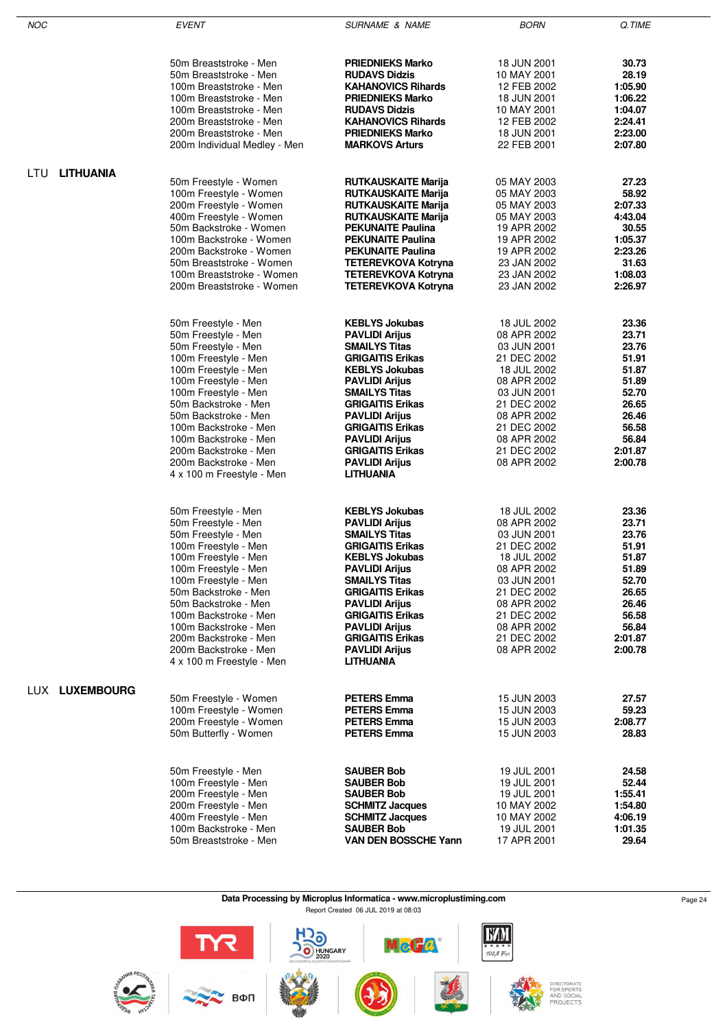| NOC | EVENT | SURNAME & NAME | BORN | Q.TIME |
|---|---|---|---|---|
| | 50m Breaststroke - Men | **PRIEDNIEKS Marko** | 18 JUN 2001 | **30.73** |
| | 50m Breaststroke - Men | **RUDAVS Didzis** | 10 MAY 2001 | **28.19** |
| | 100m Breaststroke - Men | **KAHANOVICS Rihards** | 12 FEB 2002 | **1:05.90** |
| | 100m Breaststroke - Men | **PRIEDNIEKS Marko** | 18 JUN 2001 | **1:06.22** |
| | 100m Breaststroke - Men | **RUDAVS Didzis** | 10 MAY 2001 | **1:04.07** |
| | 200m Breaststroke - Men | **KAHANOVICS Rihards** | 12 FEB 2002 | **2:24.41** |
| | 200m Breaststroke - Men | **PRIEDNIEKS Marko** | 18 JUN 2001 | **2:23.00** |
| | 200m Individual Medley - Men | **MARKOVS Arturs** | 22 FEB 2001 | **2:07.80** |
| LTU **LITHUANIA** | | | | |
| | 50m Freestyle - Women | **RUTKAUSKAITE Marija** | 05 MAY 2003 | **27.23** |
| | 100m Freestyle - Women | **RUTKAUSKAITE Marija** | 05 MAY 2003 | **58.92** |
| | 200m Freestyle - Women | **RUTKAUSKAITE Marija** | 05 MAY 2003 | **2:07.33** |
| | 400m Freestyle - Women | **RUTKAUSKAITE Marija** | 05 MAY 2003 | **4:43.04** |
| | 50m Backstroke - Women | **PEKUNAITE Paulina** | 19 APR 2002 | **30.55** |
| | 100m Backstroke - Women | **PEKUNAITE Paulina** | 19 APR 2002 | **1:05.37** |
| | 200m Backstroke - Women | **PEKUNAITE Paulina** | 19 APR 2002 | **2:23.26** |
| | 50m Breaststroke - Women | **TETEREVKOVA Kotryna** | 23 JAN 2002 | **31.63** |
| | 100m Breaststroke - Women | **TETEREVKOVA Kotryna** | 23 JAN 2002 | **1:08.03** |
| | 200m Breaststroke - Women | **TETEREVKOVA Kotryna** | 23 JAN 2002 | **2:26.97** |
| | 50m Freestyle - Men | **KEBLYS Jokubas** | 18 JUL 2002 | **23.36** |
| | 50m Freestyle - Men | **PAVLIDI Arijus** | 08 APR 2002 | **23.71** |
| | 50m Freestyle - Men | **SMAILYS Titas** | 03 JUN 2001 | **23.76** |
| | 100m Freestyle - Men | **GRIGAITIS Erikas** | 21 DEC 2002 | **51.91** |
| | 100m Freestyle - Men | **KEBLYS Jokubas** | 18 JUL 2002 | **51.87** |
| | 100m Freestyle - Men | **PAVLIDI Arijus** | 08 APR 2002 | **51.89** |
| | 100m Freestyle - Men | **SMAILYS Titas** | 03 JUN 2001 | **52.70** |
| | 50m Backstroke - Men | **GRIGAITIS Erikas** | 21 DEC 2002 | **26.65** |
| | 50m Backstroke - Men | **PAVLIDI Arijus** | 08 APR 2002 | **26.46** |
| | 100m Backstroke - Men | **GRIGAITIS Erikas** | 21 DEC 2002 | **56.58** |
| | 100m Backstroke - Men | **PAVLIDI Arijus** | 08 APR 2002 | **56.84** |
| | 200m Backstroke - Men | **GRIGAITIS Erikas** | 21 DEC 2002 | **2:01.87** |
| | 200m Backstroke - Men | **PAVLIDI Arijus** | 08 APR 2002 | **2:00.78** |
| | 4 x 100 m Freestyle - Men | **LITHUANIA** | | |
| | 50m Freestyle - Men | **KEBLYS Jokubas** | 18 JUL 2002 | **23.36** |
| | 50m Freestyle - Men | **PAVLIDI Arijus** | 08 APR 2002 | **23.71** |
| | 50m Freestyle - Men | **SMAILYS Titas** | 03 JUN 2001 | **23.76** |
| | 100m Freestyle - Men | **GRIGAITIS Erikas** | 21 DEC 2002 | **51.91** |
| | 100m Freestyle - Men | **KEBLYS Jokubas** | 18 JUL 2002 | **51.87** |
| | 100m Freestyle - Men | **PAVLIDI Arijus** | 08 APR 2002 | **51.89** |
| | 100m Freestyle - Men | **SMAILYS Titas** | 03 JUN 2001 | **52.70** |
| | 50m Backstroke - Men | **GRIGAITIS Erikas** | 21 DEC 2002 | **26.65** |
| | 50m Backstroke - Men | **PAVLIDI Arijus** | 08 APR 2002 | **26.46** |
| | 100m Backstroke - Men | **GRIGAITIS Erikas** | 21 DEC 2002 | **56.58** |
| | 100m Backstroke - Men | **PAVLIDI Arijus** | 08 APR 2002 | **56.84** |
| | 200m Backstroke - Men | **GRIGAITIS Erikas** | 21 DEC 2002 | **2:01.87** |
| | 200m Backstroke - Men | **PAVLIDI Arijus** | 08 APR 2002 | **2:00.78** |
| | 4 x 100 m Freestyle - Men | **LITHUANIA** | | |
| LUX **LUXEMBOURG** | | | | |
| | 50m Freestyle - Women | **PETERS Emma** | 15 JUN 2003 | **27.57** |
| | 100m Freestyle - Women | **PETERS Emma** | 15 JUN 2003 | **59.23** |
| | 200m Freestyle - Women | **PETERS Emma** | 15 JUN 2003 | **2:08.77** |
| | 50m Butterfly - Women | **PETERS Emma** | 15 JUN 2003 | **28.83** |
| | 50m Freestyle - Men | **SAUBER Bob** | 19 JUL 2001 | **24.58** |
| | 100m Freestyle - Men | **SAUBER Bob** | 19 JUL 2001 | **52.44** |
| | 200m Freestyle - Men | **SAUBER Bob** | 19 JUL 2001 | **1:55.41** |
| | 200m Freestyle - Men | **SCHMITZ Jacques** | 10 MAY 2002 | **1:54.80** |
| | 400m Freestyle - Men | **SCHMITZ Jacques** | 10 MAY 2002 | **4:06.19** |
| | 100m Backstroke - Men | **SAUBER Bob** | 19 JUL 2001 | **1:01.35** |
| | 50m Breaststroke - Men | **VAN DEN BOSSCHE Yann** | 17 APR 2001 | **29.64** |

**Data Processing by Microplus Informatica - www.microplustiming.com**

Report Created 06 JUL 2019 at 08:03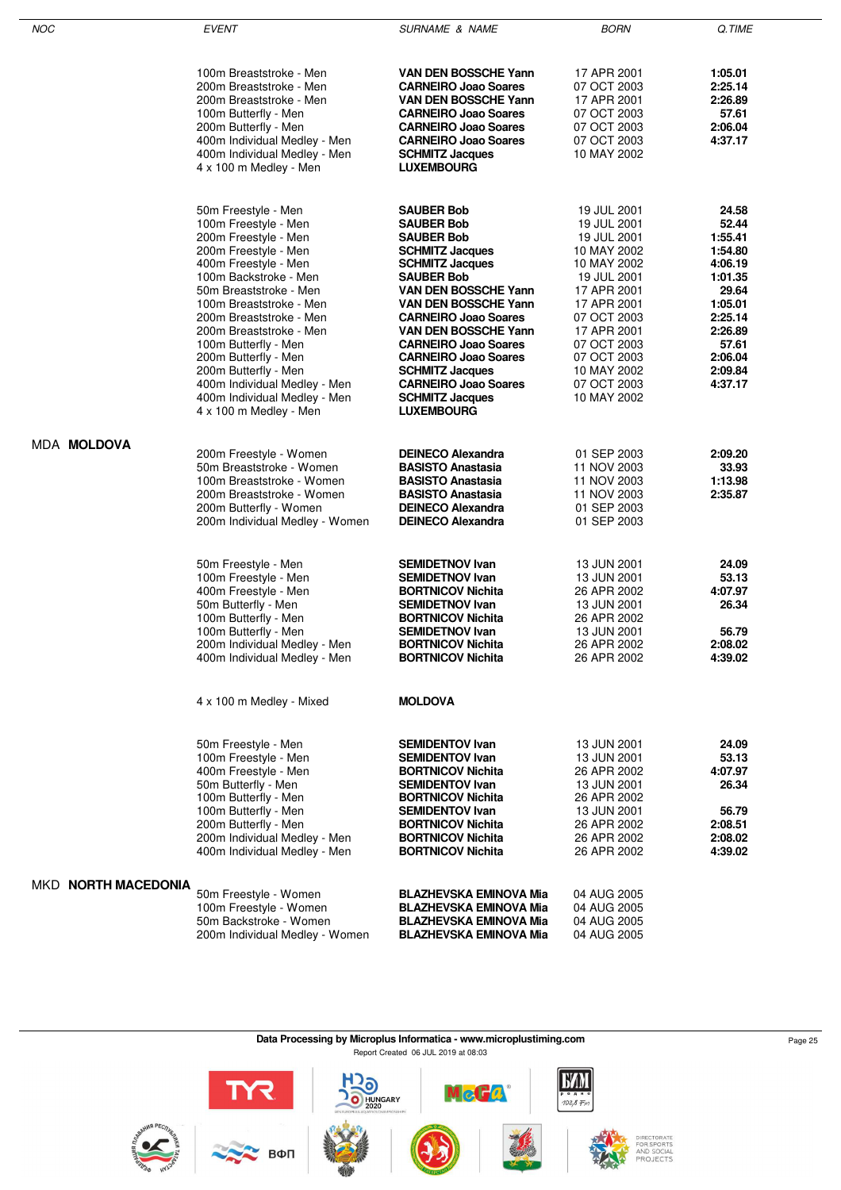| NOC | EVENT | SURNAME & NAME | BORN | Q.TIME |
|---|---|---|---|---|
| | 100m Breaststroke - Men | **VAN DEN BOSSCHE Yann** | 17 APR 2001 | **1:05.01** |
| | 200m Breaststroke - Men | **CARNEIRO Joao Soares** | 07 OCT 2003 | **2:25.14** |
| | 200m Breaststroke - Men | **VAN DEN BOSSCHE Yann** | 17 APR 2001 | **2:26.89** |
| | 100m Butterfly - Men | **CARNEIRO Joao Soares** | 07 OCT 2003 | **57.61** |
| | 200m Butterfly - Men | **CARNEIRO Joao Soares** | 07 OCT 2003 | **2:06.04** |
| | 400m Individual Medley - Men | **CARNEIRO Joao Soares** | 07 OCT 2003 | **4:37.17** |
| | 400m Individual Medley - Men | **SCHMITZ Jacques** | 10 MAY 2002 | |
| | 4 x 100 m Medley - Men | **LUXEMBOURG** | | |
| | | | | |
| | 50m Freestyle - Men | **SAUBER Bob** | 19 JUL 2001 | **24.58** |
| | 100m Freestyle - Men | **SAUBER Bob** | 19 JUL 2001 | **52.44** |
| | 200m Freestyle - Men | **SAUBER Bob** | 19 JUL 2001 | **1:55.41** |
| | 200m Freestyle - Men | **SCHMITZ Jacques** | 10 MAY 2002 | **1:54.80** |
| | 400m Freestyle - Men | **SCHMITZ Jacques** | 10 MAY 2002 | **4:06.19** |
| | 100m Backstroke - Men | **SAUBER Bob** | 19 JUL 2001 | **1:01.35** |
| | 50m Breaststroke - Men | **VAN DEN BOSSCHE Yann** | 17 APR 2001 | **29.64** |
| | 100m Breaststroke - Men | **VAN DEN BOSSCHE Yann** | 17 APR 2001 | **1:05.01** |
| | 200m Breaststroke - Men | **CARNEIRO Joao Soares** | 07 OCT 2003 | **2:25.14** |
| | 200m Breaststroke - Men | **VAN DEN BOSSCHE Yann** | 17 APR 2001 | **2:26.89** |
| | 100m Butterfly - Men | **CARNEIRO Joao Soares** | 07 OCT 2003 | **57.61** |
| | 200m Butterfly - Men | **CARNEIRO Joao Soares** | 07 OCT 2003 | **2:06.04** |
| | 200m Butterfly - Men | **SCHMITZ Jacques** | 10 MAY 2002 | **2:09.84** |
| | 400m Individual Medley - Men | **CARNEIRO Joao Soares** | 07 OCT 2003 | **4:37.17** |
| | 400m Individual Medley - Men | **SCHMITZ Jacques** | 10 MAY 2002 | |
| | 4 x 100 m Medley - Men | **LUXEMBOURG** | | |
| MDA **MOLDOVA** | | | | |
| | 200m Freestyle - Women | **DEINECO Alexandra** | 01 SEP 2003 | **2:09.20** |
| | 50m Breaststroke - Women | **BASISTO Anastasia** | 11 NOV 2003 | **33.93** |
| | 100m Breaststroke - Women | **BASISTO Anastasia** | 11 NOV 2003 | **1:13.98** |
| | 200m Breaststroke - Women | **BASISTO Anastasia** | 11 NOV 2003 | **2:35.87** |
| | 200m Butterfly - Women | **DEINECO Alexandra** | 01 SEP 2003 | |
| | 200m Individual Medley - Women | **DEINECO Alexandra** | 01 SEP 2003 | |
| | | | | |
| | 50m Freestyle - Men | **SEMIDETNOV Ivan** | 13 JUN 2001 | **24.09** |
| | 100m Freestyle - Men | **SEMIDETNOV Ivan** | 13 JUN 2001 | **53.13** |
| | 400m Freestyle - Men | **BORTNICOV Nichita** | 26 APR 2002 | **4:07.97** |
| | 50m Butterfly - Men | **SEMIDETNOV Ivan** | 13 JUN 2001 | **26.34** |
| | 100m Butterfly - Men | **BORTNICOV Nichita** | 26 APR 2002 | |
| | 100m Butterfly - Men | **SEMIDETNOV Ivan** | 13 JUN 2001 | **56.79** |
| | 200m Individual Medley - Men | **BORTNICOV Nichita** | 26 APR 2002 | **2:08.02** |
| | 400m Individual Medley - Men | **BORTNICOV Nichita** | 26 APR 2002 | **4:39.02** |
| | | | | |
| | 4 x 100 m Medley - Mixed | **MOLDOVA** | | |
| | | | | |
| | 50m Freestyle - Men | **SEMIDENTOV Ivan** | 13 JUN 2001 | **24.09** |
| | 100m Freestyle - Men | **SEMIDENTOV Ivan** | 13 JUN 2001 | **53.13** |
| | 400m Freestyle - Men | **BORTNICOV Nichita** | 26 APR 2002 | **4:07.97** |
| | 50m Butterfly - Men | **SEMIDENTOV Ivan** | 13 JUN 2001 | **26.34** |
| | 100m Butterfly - Men | **BORTNICOV Nichita** | 26 APR 2002 | |
| | 100m Butterfly - Men | **SEMIDENTOV Ivan** | 13 JUN 2001 | **56.79** |
| | 200m Butterfly - Men | **BORTNICOV Nichita** | 26 APR 2002 | **2:08.51** |
| | 200m Individual Medley - Men | **BORTNICOV Nichita** | 26 APR 2002 | **2:08.02** |
| | 400m Individual Medley - Men | **BORTNICOV Nichita** | 26 APR 2002 | **4:39.02** |
| MKD **NORTH MACEDONIA** | | | | |
| | 50m Freestyle - Women | **BLAZHEVSKA EMINOVA Mia** | 04 AUG 2005 | |
| | 100m Freestyle - Women | **BLAZHEVSKA EMINOVA Mia** | 04 AUG 2005 | |
| | 50m Backstroke - Women | **BLAZHEVSKA EMINOVA Mia** | 04 AUG 2005 | |
| | 200m Individual Medley - Women | **BLAZHEVSKA EMINOVA Mia** | 04 AUG 2005 | |

**Data Processing by Microplus Informatica - www.microplustiming.com**

Report Created 06 JUL 2019 at 08:03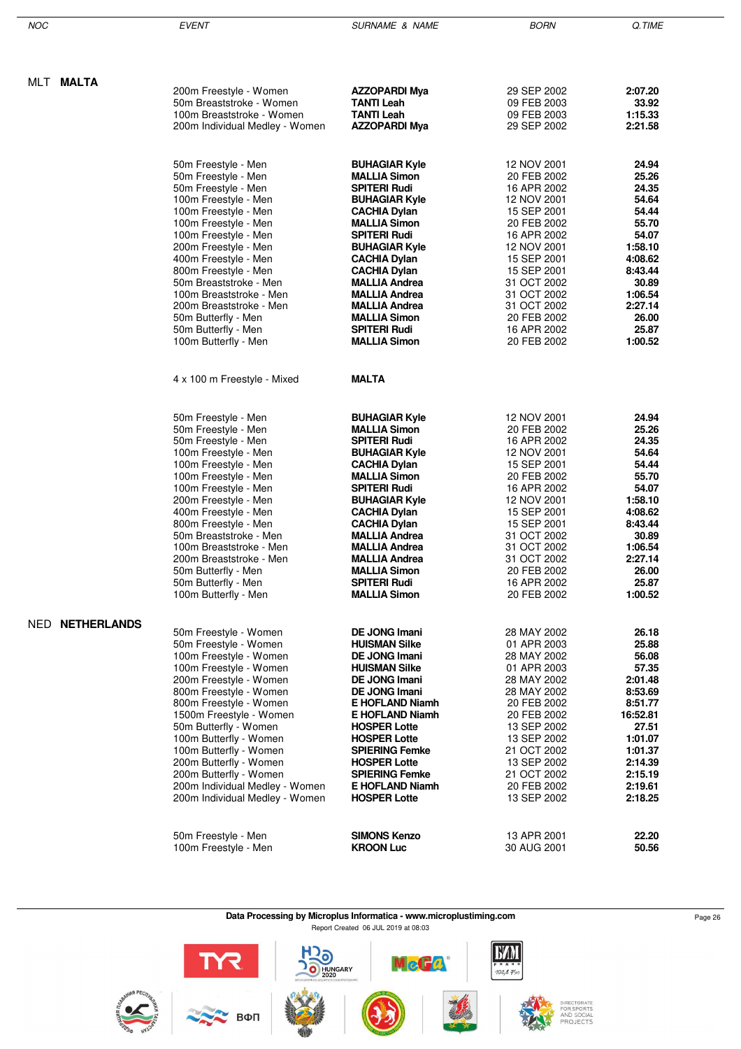| NOC | EVENT | SURNAME & NAME | BORN | Q.TIME |
|---|---|---|---|---|
| MLT **MALTA** | | | | |
| | 200m Freestyle - Women | **AZZOPARDI Mya** | 29 SEP 2002 | **2:07.20** |
| | 50m Breaststroke - Women | **TANTI Leah** | 09 FEB 2003 | **33.92** |
| | 100m Breaststroke - Women | **TANTI Leah** | 09 FEB 2003 | **1:15.33** |
| | 200m Individual Medley - Women | **AZZOPARDI Mya** | 29 SEP 2002 | **2:21.58** |
| | 50m Freestyle - Men | **BUHAGIAR Kyle** | 12 NOV 2001 | **24.94** |
| | 50m Freestyle - Men | **MALLIA Simon** | 20 FEB 2002 | **25.26** |
| | 50m Freestyle - Men | **SPITERI Rudi** | 16 APR 2002 | **24.35** |
| | 100m Freestyle - Men | **BUHAGIAR Kyle** | 12 NOV 2001 | **54.64** |
| | 100m Freestyle - Men | **CACHIA Dylan** | 15 SEP 2001 | **54.44** |
| | 100m Freestyle - Men | **MALLIA Simon** | 20 FEB 2002 | **55.70** |
| | 100m Freestyle - Men | **SPITERI Rudi** | 16 APR 2002 | **54.07** |
| | 200m Freestyle - Men | **BUHAGIAR Kyle** | 12 NOV 2001 | **1:58.10** |
| | 400m Freestyle - Men | **CACHIA Dylan** | 15 SEP 2001 | **4:08.62** |
| | 800m Freestyle - Men | **CACHIA Dylan** | 15 SEP 2001 | **8:43.44** |
| | 50m Breaststroke - Men | **MALLIA Andrea** | 31 OCT 2002 | **30.89** |
| | 100m Breaststroke - Men | **MALLIA Andrea** | 31 OCT 2002 | **1:06.54** |
| | 200m Breaststroke - Men | **MALLIA Andrea** | 31 OCT 2002 | **2:27.14** |
| | 50m Butterfly - Men | **MALLIA Simon** | 20 FEB 2002 | **26.00** |
| | 50m Butterfly - Men | **SPITERI Rudi** | 16 APR 2002 | **25.87** |
| | 100m Butterfly - Men | **MALLIA Simon** | 20 FEB 2002 | **1:00.52** |
| | 4 x 100 m Freestyle - Mixed | **MALTA** | | |
| | 50m Freestyle - Men | **BUHAGIAR Kyle** | 12 NOV 2001 | **24.94** |
| | 50m Freestyle - Men | **MALLIA Simon** | 20 FEB 2002 | **25.26** |
| | 50m Freestyle - Men | **SPITERI Rudi** | 16 APR 2002 | **24.35** |
| | 100m Freestyle - Men | **BUHAGIAR Kyle** | 12 NOV 2001 | **54.64** |
| | 100m Freestyle - Men | **CACHIA Dylan** | 15 SEP 2001 | **54.44** |
| | 100m Freestyle - Men | **MALLIA Simon** | 20 FEB 2002 | **55.70** |
| | 100m Freestyle - Men | **SPITERI Rudi** | 16 APR 2002 | **54.07** |
| | 200m Freestyle - Men | **BUHAGIAR Kyle** | 12 NOV 2001 | **1:58.10** |
| | 400m Freestyle - Men | **CACHIA Dylan** | 15 SEP 2001 | **4:08.62** |
| | 800m Freestyle - Men | **CACHIA Dylan** | 15 SEP 2001 | **8:43.44** |
| | 50m Breaststroke - Men | **MALLIA Andrea** | 31 OCT 2002 | **30.89** |
| | 100m Breaststroke - Men | **MALLIA Andrea** | 31 OCT 2002 | **1:06.54** |
| | 200m Breaststroke - Men | **MALLIA Andrea** | 31 OCT 2002 | **2:27.14** |
| | 50m Butterfly - Men | **MALLIA Simon** | 20 FEB 2002 | **26.00** |
| | 50m Butterfly - Men | **SPITERI Rudi** | 16 APR 2002 | **25.87** |
| | 100m Butterfly - Men | **MALLIA Simon** | 20 FEB 2002 | **1:00.52** |
| NED **NETHERLANDS** | | | | |
| | 50m Freestyle - Women | **DE JONG Imani** | 28 MAY 2002 | **26.18** |
| | 50m Freestyle - Women | **HUISMAN Silke** | 01 APR 2003 | **25.88** |
| | 100m Freestyle - Women | **DE JONG Imani** | 28 MAY 2002 | **56.08** |
| | 100m Freestyle - Women | **HUISMAN Silke** | 01 APR 2003 | **57.35** |
| | 200m Freestyle - Women | **DE JONG Imani** | 28 MAY 2002 | **2:01.48** |
| | 800m Freestyle - Women | **DE JONG Imani** | 28 MAY 2002 | **8:53.69** |
| | 800m Freestyle - Women | **E HOFLAND Niamh** | 20 FEB 2002 | **8:51.77** |
| | 1500m Freestyle - Women | **E HOFLAND Niamh** | 20 FEB 2002 | **16:52.81** |
| | 50m Butterfly - Women | **HOSPER Lotte** | 13 SEP 2002 | **27.51** |
| | 100m Butterfly - Women | **HOSPER Lotte** | 13 SEP 2002 | **1:01.07** |
| | 100m Butterfly - Women | **SPIERING Femke** | 21 OCT 2002 | **1:01.37** |
| | 200m Butterfly - Women | **HOSPER Lotte** | 13 SEP 2002 | **2:14.39** |
| | 200m Butterfly - Women | **SPIERING Femke** | 21 OCT 2002 | **2:15.19** |
| | 200m Individual Medley - Women | **E HOFLAND Niamh** | 20 FEB 2002 | **2:19.61** |
| | 200m Individual Medley - Women | **HOSPER Lotte** | 13 SEP 2002 | **2:18.25** |
| | 50m Freestyle - Men | **SIMONS Kenzo** | 13 APR 2001 | **22.20** |
| | 100m Freestyle - Men | **KROON Luc** | 30 AUG 2001 | **50.56** |

Data Processing by Microplus Informatica - www.microplustiming.com

Report Created 06 JUL 2019 at 08:03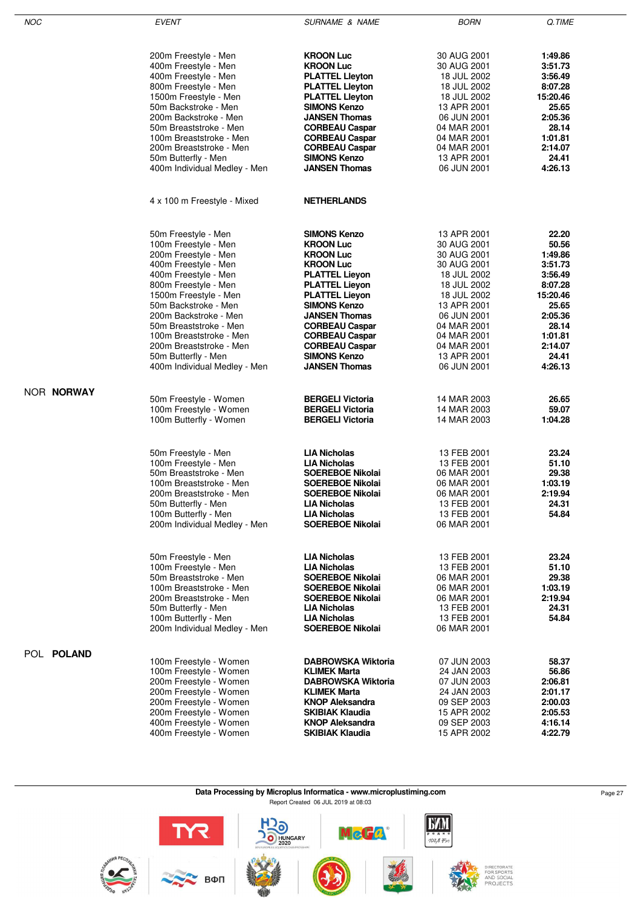| NOC | EVENT | SURNAME & NAME | BORN | Q.TIME |
|---|---|---|---|---|
| | 200m Freestyle - Men | **KROON Luc** | 30 AUG 2001 | **1:49.86** |
| | 400m Freestyle - Men | **KROON Luc** | 30 AUG 2001 | **3:51.73** |
| | 400m Freestyle - Men | **PLATTEL Lleyton** | 18 JUL 2002 | **3:56.49** |
| | 800m Freestyle - Men | **PLATTEL Lleyton** | 18 JUL 2002 | **8:07.28** |
| | 1500m Freestyle - Men | **PLATTEL Lleyton** | 18 JUL 2002 | **15:20.46** |
| | 50m Backstroke - Men | **SIMONS Kenzo** | 13 APR 2001 | **25.65** |
| | 200m Backstroke - Men | **JANSEN Thomas** | 06 JUN 2001 | **2:05.36** |
| | 50m Breaststroke - Men | **CORBEAU Caspar** | 04 MAR 2001 | **28.14** |
| | 100m Breaststroke - Men | **CORBEAU Caspar** | 04 MAR 2001 | **1:01.81** |
| | 200m Breaststroke - Men | **CORBEAU Caspar** | 04 MAR 2001 | **2:14.07** |
| | 50m Butterfly - Men | **SIMONS Kenzo** | 13 APR 2001 | **24.41** |
| | 400m Individual Medley - Men | **JANSEN Thomas** | 06 JUN 2001 | **4:26.13** |
| | | | | |
| | 4 x 100 m Freestyle - Mixed | **NETHERLANDS** | | |
| | | | | |
| | 50m Freestyle - Men | **SIMONS Kenzo** | 13 APR 2001 | **22.20** |
| | 100m Freestyle - Men | **KROON Luc** | 30 AUG 2001 | **50.56** |
| | 200m Freestyle - Men | **KROON Luc** | 30 AUG 2001 | **1:49.86** |
| | 400m Freestyle - Men | **KROON Luc** | 30 AUG 2001 | **3:51.73** |
| | 400m Freestyle - Men | **PLATTEL Lieyon** | 18 JUL 2002 | **3:56.49** |
| | 800m Freestyle - Men | **PLATTEL Lieyon** | 18 JUL 2002 | **8:07.28** |
| | 1500m Freestyle - Men | **PLATTEL Lieyon** | 18 JUL 2002 | **15:20.46** |
| | 50m Backstroke - Men | **SIMONS Kenzo** | 13 APR 2001 | **25.65** |
| | 200m Backstroke - Men | **JANSEN Thomas** | 06 JUN 2001 | **2:05.36** |
| | 50m Breaststroke - Men | **CORBEAU Caspar** | 04 MAR 2001 | **28.14** |
| | 100m Breaststroke - Men | **CORBEAU Caspar** | 04 MAR 2001 | **1:01.81** |
| | 200m Breaststroke - Men | **CORBEAU Caspar** | 04 MAR 2001 | **2:14.07** |
| | 50m Butterfly - Men | **SIMONS Kenzo** | 13 APR 2001 | **24.41** |
| | 400m Individual Medley - Men | **JANSEN Thomas** | 06 JUN 2001 | **4:26.13** |
| NOR **NORWAY** | | | | |
| | 50m Freestyle - Women | **BERGELI Victoria** | 14 MAR 2003 | **26.65** |
| | 100m Freestyle - Women | **BERGELI Victoria** | 14 MAR 2003 | **59.07** |
| | 100m Butterfly - Women | **BERGELI Victoria** | 14 MAR 2003 | **1:04.28** |
| | | | | |
| | 50m Freestyle - Men | **LIA Nicholas** | 13 FEB 2001 | **23.24** |
| | 100m Freestyle - Men | **LIA Nicholas** | 13 FEB 2001 | **51.10** |
| | 50m Breaststroke - Men | **SOEREBOE Nikolai** | 06 MAR 2001 | **29.38** |
| | 100m Breaststroke - Men | **SOEREBOE Nikolai** | 06 MAR 2001 | **1:03.19** |
| | 200m Breaststroke - Men | **SOEREBOE Nikolai** | 06 MAR 2001 | **2:19.94** |
| | 50m Butterfly - Men | **LIA Nicholas** | 13 FEB 2001 | **24.31** |
| | 100m Butterfly - Men | **LIA Nicholas** | 13 FEB 2001 | **54.84** |
| | 200m Individual Medley - Men | **SOEREBOE Nikolai** | 06 MAR 2001 | |
| | | | | |
| | 50m Freestyle - Men | **LIA Nicholas** | 13 FEB 2001 | **23.24** |
| | 100m Freestyle - Men | **LIA Nicholas** | 13 FEB 2001 | **51.10** |
| | 50m Breaststroke - Men | **SOEREBOE Nikolai** | 06 MAR 2001 | **29.38** |
| | 100m Breaststroke - Men | **SOEREBOE Nikolai** | 06 MAR 2001 | **1:03.19** |
| | 200m Breaststroke - Men | **SOEREBOE Nikolai** | 06 MAR 2001 | **2:19.94** |
| | 50m Butterfly - Men | **LIA Nicholas** | 13 FEB 2001 | **24.31** |
| | 100m Butterfly - Men | **LIA Nicholas** | 13 FEB 2001 | **54.84** |
| | 200m Individual Medley - Men | **SOEREBOE Nikolai** | 06 MAR 2001 | |
| POL **POLAND** | | | | |
| | 100m Freestyle - Women | **DABROWSKA Wiktoria** | 07 JUN 2003 | **58.37** |
| | 100m Freestyle - Women | **KLIMEK Marta** | 24 JAN 2003 | **56.86** |
| | 200m Freestyle - Women | **DABROWSKA Wiktoria** | 07 JUN 2003 | **2:06.81** |
| | 200m Freestyle - Women | **KLIMEK Marta** | 24 JAN 2003 | **2:01.17** |
| | 200m Freestyle - Women | **KNOP Aleksandra** | 09 SEP 2003 | **2:00.03** |
| | 200m Freestyle - Women | **SKIBIAK Klaudia** | 15 APR 2002 | **2:05.53** |
| | 400m Freestyle - Women | **KNOP Aleksandra** | 09 SEP 2003 | **4:16.14** |
| | 400m Freestyle - Women | **SKIBIAK Klaudia** | 15 APR 2002 | **4:22.79** |

**Data Processing by Microplus Informatica - www.microplustiming.com**

Report Created 06 JUL 2019 at 08:03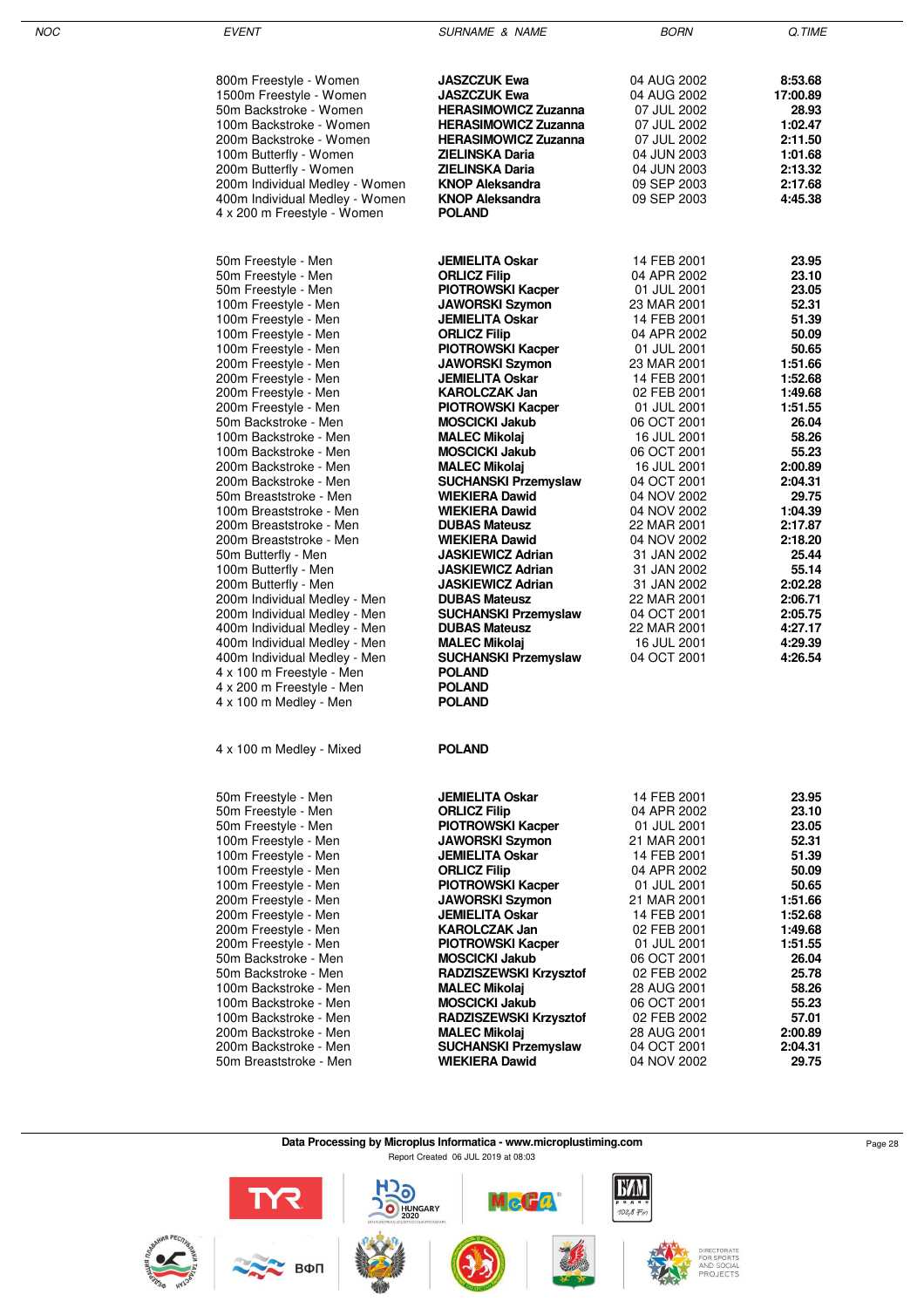| NOC | EVENT | SURNAME & NAME | BORN | Q.TIME |
|---|---|---|---|---|
| | 800m Freestyle - Women | **JASZCZUK Ewa** | 04 AUG 2002 | **8:53.68** |
| | 1500m Freestyle - Women | **JASZCZUK Ewa** | 04 AUG 2002 | **17:00.89** |
| | 50m Backstroke - Women | **HERASIMOWICZ Zuzanna** | 07 JUL 2002 | **28.93** |
| | 100m Backstroke - Women | **HERASIMOWICZ Zuzanna** | 07 JUL 2002 | **1:02.47** |
| | 200m Backstroke - Women | **HERASIMOWICZ Zuzanna** | 07 JUL 2002 | **2:11.50** |
| | 100m Butterfly - Women | **ZIELINSKA Daria** | 04 JUN 2003 | **1:01.68** |
| | 200m Butterfly - Women | **ZIELINSKA Daria** | 04 JUN 2003 | **2:13.32** |
| | 200m Individual Medley - Women | **KNOP Aleksandra** | 09 SEP 2003 | **2:17.68** |
| | 400m Individual Medley - Women | **KNOP Aleksandra** | 09 SEP 2003 | **4:45.38** |
| | 4 x 200 m Freestyle - Women | **POLAND** | | |
| | 50m Freestyle - Men | **JEMIELITA Oskar** | 14 FEB 2001 | **23.95** |
| | 50m Freestyle - Men | **ORLICZ Filip** | 04 APR 2002 | **23.10** |
| | 50m Freestyle - Men | **PIOTROWSKI Kacper** | 01 JUL 2001 | **23.05** |
| | 100m Freestyle - Men | **JAWORSKI Szymon** | 23 MAR 2001 | **52.31** |
| | 100m Freestyle - Men | **JEMIELITA Oskar** | 14 FEB 2001 | **51.39** |
| | 100m Freestyle - Men | **ORLICZ Filip** | 04 APR 2002 | **50.09** |
| | 100m Freestyle - Men | **PIOTROWSKI Kacper** | 01 JUL 2001 | **50.65** |
| | 200m Freestyle - Men | **JAWORSKI Szymon** | 23 MAR 2001 | **1:51.66** |
| | 200m Freestyle - Men | **JEMIELITA Oskar** | 14 FEB 2001 | **1:52.68** |
| | 200m Freestyle - Men | **KAROLCZAK Jan** | 02 FEB 2001 | **1:49.68** |
| | 200m Freestyle - Men | **PIOTROWSKI Kacper** | 01 JUL 2001 | **1:51.55** |
| | 50m Backstroke - Men | **MOSCICKI Jakub** | 06 OCT 2001 | **26.04** |
| | 100m Backstroke - Men | **MALEC Mikolaj** | 16 JUL 2001 | **58.26** |
| | 100m Backstroke - Men | **MOSCICKI Jakub** | 06 OCT 2001 | **55.23** |
| | 200m Backstroke - Men | **MALEC Mikolaj** | 16 JUL 2001 | **2:00.89** |
| | 200m Backstroke - Men | **SUCHANSKI Przemyslaw** | 04 OCT 2001 | **2:04.31** |
| | 50m Breaststroke - Men | **WIEKIERA Dawid** | 04 NOV 2002 | **29.75** |
| | 100m Breaststroke - Men | **WIEKIERA Dawid** | 04 NOV 2002 | **1:04.39** |
| | 200m Breaststroke - Men | **DUBAS Mateusz** | 22 MAR 2001 | **2:17.87** |
| | 200m Breaststroke - Men | **WIEKIERA Dawid** | 04 NOV 2002 | **2:18.20** |
| | 50m Butterfly - Men | **JASKIEWICZ Adrian** | 31 JAN 2002 | **25.44** |
| | 100m Butterfly - Men | **JASKIEWICZ Adrian** | 31 JAN 2002 | **55.14** |
| | 200m Butterfly - Men | **JASKIEWICZ Adrian** | 31 JAN 2002 | **2:02.28** |
| | 200m Individual Medley - Men | **DUBAS Mateusz** | 22 MAR 2001 | **2:06.71** |
| | 200m Individual Medley - Men | **SUCHANSKI Przemyslaw** | 04 OCT 2001 | **2:05.75** |
| | 400m Individual Medley - Men | **DUBAS Mateusz** | 22 MAR 2001 | **4:27.17** |
| | 400m Individual Medley - Men | **MALEC Mikolaj** | 16 JUL 2001 | **4:29.39** |
| | 400m Individual Medley - Men | **SUCHANSKI Przemyslaw** | 04 OCT 2001 | **4:26.54** |
| | 4 x 100 m Freestyle - Men | **POLAND** | | |
| | 4 x 200 m Freestyle - Men | **POLAND** | | |
| | 4 x 100 m Medley - Men | **POLAND** | | |
| | 4 x 100 m Medley - Mixed | **POLAND** | | |
| | 50m Freestyle - Men | **JEMIELITA Oskar** | 14 FEB 2001 | **23.95** |
| | 50m Freestyle - Men | **ORLICZ Filip** | 04 APR 2002 | **23.10** |
| | 50m Freestyle - Men | **PIOTROWSKI Kacper** | 01 JUL 2001 | **23.05** |
| | 100m Freestyle - Men | **JAWORSKI Szymon** | 21 MAR 2001 | **52.31** |
| | 100m Freestyle - Men | **JEMIELITA Oskar** | 14 FEB 2001 | **51.39** |
| | 100m Freestyle - Men | **ORLICZ Filip** | 04 APR 2002 | **50.09** |
| | 100m Freestyle - Men | **PIOTROWSKI Kacper** | 01 JUL 2001 | **50.65** |
| | 200m Freestyle - Men | **JAWORSKI Szymon** | 21 MAR 2001 | **1:51.66** |
| | 200m Freestyle - Men | **JEMIELITA Oskar** | 14 FEB 2001 | **1:52.68** |
| | 200m Freestyle - Men | **KAROLCZAK Jan** | 02 FEB 2001 | **1:49.68** |
| | 200m Freestyle - Men | **PIOTROWSKI Kacper** | 01 JUL 2001 | **1:51.55** |
| | 50m Backstroke - Men | **MOSCICKI Jakub** | 06 OCT 2001 | **26.04** |
| | 50m Backstroke - Men | **RADZISZEWSKI Krzysztof** | 02 FEB 2002 | **25.78** |
| | 100m Backstroke - Men | **MALEC Mikolaj** | 28 AUG 2001 | **58.26** |
| | 100m Backstroke - Men | **MOSCICKI Jakub** | 06 OCT 2001 | **55.23** |
| | 100m Backstroke - Men | **RADZISZEWSKI Krzysztof** | 02 FEB 2002 | **57.01** |
| | 200m Backstroke - Men | **MALEC Mikolaj** | 28 AUG 2001 | **2:00.89** |
| | 200m Backstroke - Men | **SUCHANSKI Przemyslaw** | 04 OCT 2001 | **2:04.31** |
| | 50m Breaststroke - Men | **WIEKIERA Dawid** | 04 NOV 2002 | **29.75** |

**Data Processing by Microplus Informatica - www.microplustiming.com**

Report Created 06 JUL 2019 at 08:03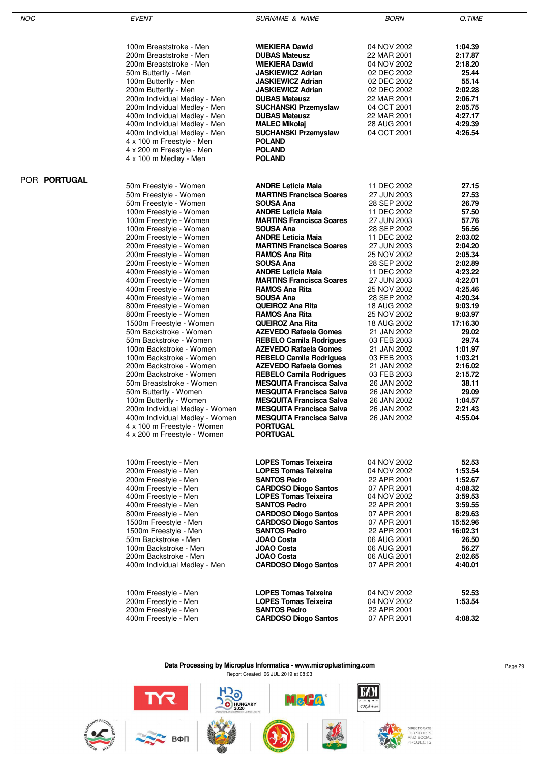| NOC | EVENT | SURNAME & NAME | BORN | Q.TIME |
|---|---|---|---|---|
| | 100m Breaststroke - Men | **WIEKIERA Dawid** | 04 NOV 2002 | **1:04.39** |
| | 200m Breaststroke - Men | **DUBAS Mateusz** | 22 MAR 2001 | **2:17.87** |
| | 200m Breaststroke - Men | **WIEKIERA Dawid** | 04 NOV 2002 | **2:18.20** |
| | 50m Butterfly - Men | **JASKIEWICZ Adrian** | 02 DEC 2002 | **25.44** |
| | 100m Butterfly - Men | **JASKIEWICZ Adrian** | 02 DEC 2002 | **55.14** |
| | 200m Butterfly - Men | **JASKIEWICZ Adrian** | 02 DEC 2002 | **2:02.28** |
| | 200m Individual Medley - Men | **DUBAS Mateusz** | 22 MAR 2001 | **2:06.71** |
| | 200m Individual Medley - Men | **SUCHANSKI Przemyslaw** | 04 OCT 2001 | **2:05.75** |
| | 400m Individual Medley - Men | **DUBAS Mateusz** | 22 MAR 2001 | **4:27.17** |
| | 400m Individual Medley - Men | **MALEC Mikolaj** | 28 AUG 2001 | **4:29.39** |
| | 400m Individual Medley - Men | **SUCHANSKI Przemyslaw** | 04 OCT 2001 | **4:26.54** |
| | 4 x 100 m Freestyle - Men | **POLAND** | | |
| | 4 x 200 m Freestyle - Men | **POLAND** | | |
| | 4 x 100 m Medley - Men | **POLAND** | | |
| POR **PORTUGAL** | | | | |
| | 50m Freestyle - Women | **ANDRE Leticia Maia** | 11 DEC 2002 | **27.15** |
| | 50m Freestyle - Women | **MARTINS Francisca Soares** | 27 JUN 2003 | **27.53** |
| | 50m Freestyle - Women | **SOUSA Ana** | 28 SEP 2002 | **26.79** |
| | 100m Freestyle - Women | **ANDRE Leticia Maia** | 11 DEC 2002 | **57.50** |
| | 100m Freestyle - Women | **MARTINS Francisca Soares** | 27 JUN 2003 | **57.76** |
| | 100m Freestyle - Women | **SOUSA Ana** | 28 SEP 2002 | **56.56** |
| | 200m Freestyle - Women | **ANDRE Leticia Maia** | 11 DEC 2002 | **2:03.02** |
| | 200m Freestyle - Women | **MARTINS Francisca Soares** | 27 JUN 2003 | **2:04.20** |
| | 200m Freestyle - Women | **RAMOS Ana Rita** | 25 NOV 2002 | **2:05.34** |
| | 200m Freestyle - Women | **SOUSA Ana** | 28 SEP 2002 | **2:02.89** |
| | 400m Freestyle - Women | **ANDRE Leticia Maia** | 11 DEC 2002 | **4:23.22** |
| | 400m Freestyle - Women | **MARTINS Francisca Soares** | 27 JUN 2003 | **4:22.01** |
| | 400m Freestyle - Women | **RAMOS Ana Rita** | 25 NOV 2002 | **4:25.46** |
| | 400m Freestyle - Women | **SOUSA Ana** | 28 SEP 2002 | **4:20.34** |
| | 800m Freestyle - Women | **QUEIROZ Ana Rita** | 18 AUG 2002 | **9:03.19** |
| | 800m Freestyle - Women | **RAMOS Ana Rita** | 25 NOV 2002 | **9:03.97** |
| | 1500m Freestyle - Women | **QUEIROZ Ana Rita** | 18 AUG 2002 | **17:16.30** |
| | 50m Backstroke - Women | **AZEVEDO Rafaela Gomes** | 21 JAN 2002 | **29.02** |
| | 50m Backstroke - Women | **REBELO Camila Rodrigues** | 03 FEB 2003 | **29.74** |
| | 100m Backstroke - Women | **AZEVEDO Rafaela Gomes** | 21 JAN 2002 | **1:01.97** |
| | 100m Backstroke - Women | **REBELO Camila Rodrigues** | 03 FEB 2003 | **1:03.21** |
| | 200m Backstroke - Women | **AZEVEDO Rafaela Gomes** | 21 JAN 2002 | **2:16.02** |
| | 200m Backstroke - Women | **REBELO Camila Rodrigues** | 03 FEB 2003 | **2:15.72** |
| | 50m Breaststroke - Women | **MESQUITA Francisca Salva** | 26 JAN 2002 | **38.11** |
| | 50m Butterfly - Women | **MESQUITA Francisca Salva** | 26 JAN 2002 | **29.09** |
| | 100m Butterfly - Women | **MESQUITA Francisca Salva** | 26 JAN 2002 | **1:04.57** |
| | 200m Individual Medley - Women | **MESQUITA Francisca Salva** | 26 JAN 2002 | **2:21.43** |
| | 400m Individual Medley - Women | **MESQUITA Francisca Salva** | 26 JAN 2002 | **4:55.04** |
| | 4 x 100 m Freestyle - Women | **PORTUGAL** | | |
| | 4 x 200 m Freestyle - Women | **PORTUGAL** | | |
| | 100m Freestyle - Men | **LOPES Tomas Teixeira** | 04 NOV 2002 | **52.53** |
| | 200m Freestyle - Men | **LOPES Tomas Teixeira** | 04 NOV 2002 | **1:53.54** |
| | 200m Freestyle - Men | **SANTOS Pedro** | 22 APR 2001 | **1:52.67** |
| | 400m Freestyle - Men | **CARDOSO Diogo Santos** | 07 APR 2001 | **4:08.32** |
| | 400m Freestyle - Men | **LOPES Tomas Teixeira** | 04 NOV 2002 | **3:59.53** |
| | 400m Freestyle - Men | **SANTOS Pedro** | 22 APR 2001 | **3:59.55** |
| | 800m Freestyle - Men | **CARDOSO Diogo Santos** | 07 APR 2001 | **8:29.63** |
| | 1500m Freestyle - Men | **CARDOSO Diogo Santos** | 07 APR 2001 | **15:52.96** |
| | 1500m Freestyle - Men | **SANTOS Pedro** | 22 APR 2001 | **16:02.31** |
| | 50m Backstroke - Men | **JOAO Costa** | 06 AUG 2001 | **26.50** |
| | 100m Backstroke - Men | **JOAO Costa** | 06 AUG 2001 | **56.27** |
| | 200m Backstroke - Men | **JOAO Costa** | 06 AUG 2001 | **2:02.65** |
| | 400m Individual Medley - Men | **CARDOSO Diogo Santos** | 07 APR 2001 | **4:40.01** |
| | 100m Freestyle - Men | **LOPES Tomas Teixeira** | 04 NOV 2002 | **52.53** |
| | 200m Freestyle - Men | **LOPES Tomas Teixeira** | 04 NOV 2002 | **1:53.54** |
| | 200m Freestyle - Men | **SANTOS Pedro** | 22 APR 2001 | |
| | 400m Freestyle - Men | **CARDOSO Diogo Santos** | 07 APR 2001 | **4:08.32** |

**Data Processing by Microplus Informatica - www.microplustiming.com**

Report Created 06 JUL 2019 at 08:03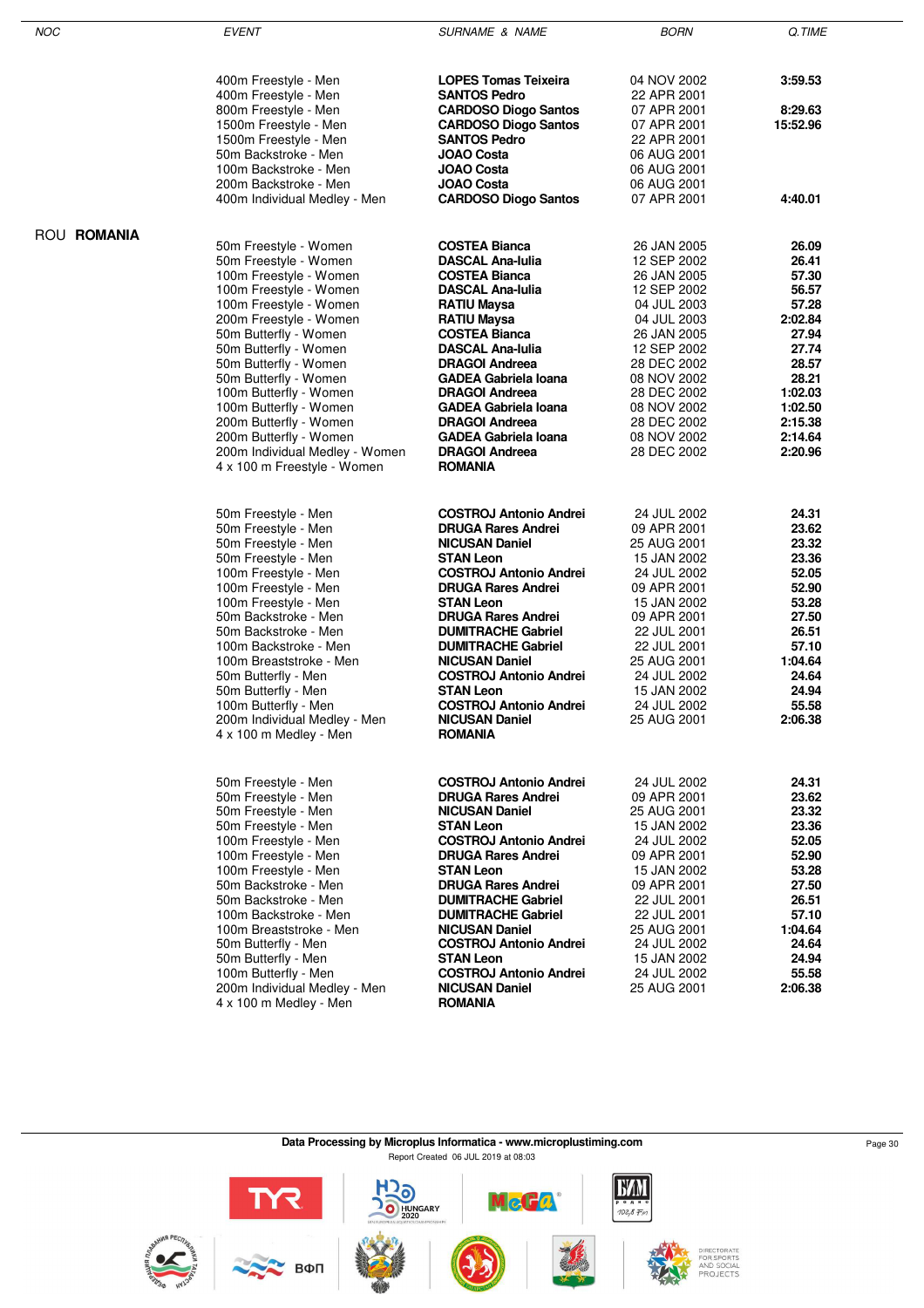| NOC | EVENT | SURNAME & NAME | BORN | Q.TIME |
|---|---|---|---|---|
| | 400m Freestyle - Men | **LOPES Tomas Teixeira** | 04 NOV 2002 | **3:59.53** |
| | 400m Freestyle - Men | **SANTOS Pedro** | 22 APR 2001 | |
| | 800m Freestyle - Men | **CARDOSO Diogo Santos** | 07 APR 2001 | **8:29.63** |
| | 1500m Freestyle - Men | **CARDOSO Diogo Santos** | 07 APR 2001 | **15:52.96** |
| | 1500m Freestyle - Men | **SANTOS Pedro** | 22 APR 2001 | |
| | 50m Backstroke - Men | **JOAO Costa** | 06 AUG 2001 | |
| | 100m Backstroke - Men | **JOAO Costa** | 06 AUG 2001 | |
| | 200m Backstroke - Men | **JOAO Costa** | 06 AUG 2001 | |
| | 400m Individual Medley - Men | **CARDOSO Diogo Santos** | 07 APR 2001 | **4:40.01** |
| ROU **ROMANIA** | | | | |
| | 50m Freestyle - Women | **COSTEA Bianca** | 26 JAN 2005 | **26.09** |
| | 50m Freestyle - Women | **DASCAL Ana-Iulia** | 12 SEP 2002 | **26.41** |
| | 100m Freestyle - Women | **COSTEA Bianca** | 26 JAN 2005 | **57.30** |
| | 100m Freestyle - Women | **DASCAL Ana-Iulia** | 12 SEP 2002 | **56.57** |
| | 100m Freestyle - Women | **RATIU Maysa** | 04 JUL 2003 | **57.28** |
| | 200m Freestyle - Women | **RATIU Maysa** | 04 JUL 2003 | **2:02.84** |
| | 50m Butterfly - Women | **COSTEA Bianca** | 26 JAN 2005 | **27.94** |
| | 50m Butterfly - Women | **DASCAL Ana-Iulia** | 12 SEP 2002 | **27.74** |
| | 50m Butterfly - Women | **DRAGOI Andreea** | 28 DEC 2002 | **28.57** |
| | 50m Butterfly - Women | **GADEA Gabriela Ioana** | 08 NOV 2002 | **28.21** |
| | 100m Butterfly - Women | **DRAGOI Andreea** | 28 DEC 2002 | **1:02.03** |
| | 100m Butterfly - Women | **GADEA Gabriela Ioana** | 08 NOV 2002 | **1:02.50** |
| | 200m Butterfly - Women | **DRAGOI Andreea** | 28 DEC 2002 | **2:15.38** |
| | 200m Butterfly - Women | **GADEA Gabriela Ioana** | 08 NOV 2002 | **2:14.64** |
| | 200m Individual Medley - Women | **DRAGOI Andreea** | 28 DEC 2002 | **2:20.96** |
| | 4 x 100 m Freestyle - Women | **ROMANIA** | | |
| | 50m Freestyle - Men | **COSTROJ Antonio Andrei** | 24 JUL 2002 | **24.31** |
| | 50m Freestyle - Men | **DRUGA Rares Andrei** | 09 APR 2001 | **23.62** |
| | 50m Freestyle - Men | **NICUSAN Daniel** | 25 AUG 2001 | **23.32** |
| | 50m Freestyle - Men | **STAN Leon** | 15 JAN 2002 | **23.36** |
| | 100m Freestyle - Men | **COSTROJ Antonio Andrei** | 24 JUL 2002 | **52.05** |
| | 100m Freestyle - Men | **DRUGA Rares Andrei** | 09 APR 2001 | **52.90** |
| | 100m Freestyle - Men | **STAN Leon** | 15 JAN 2002 | **53.28** |
| | 50m Backstroke - Men | **DRUGA Rares Andrei** | 09 APR 2001 | **27.50** |
| | 50m Backstroke - Men | **DUMITRACHE Gabriel** | 22 JUL 2001 | **26.51** |
| | 100m Backstroke - Men | **DUMITRACHE Gabriel** | 22 JUL 2001 | **57.10** |
| | 100m Breaststroke - Men | **NICUSAN Daniel** | 25 AUG 2001 | **1:04.64** |
| | 50m Butterfly - Men | **COSTROJ Antonio Andrei** | 24 JUL 2002 | **24.64** |
| | 50m Butterfly - Men | **STAN Leon** | 15 JAN 2002 | **24.94** |
| | 100m Butterfly - Men | **COSTROJ Antonio Andrei** | 24 JUL 2002 | **55.58** |
| | 200m Individual Medley - Men | **NICUSAN Daniel** | 25 AUG 2001 | **2:06.38** |
| | 4 x 100 m Medley - Men | **ROMANIA** | | |
| | 50m Freestyle - Men | **COSTROJ Antonio Andrei** | 24 JUL 2002 | **24.31** |
| | 50m Freestyle - Men | **DRUGA Rares Andrei** | 09 APR 2001 | **23.62** |
| | 50m Freestyle - Men | **NICUSAN Daniel** | 25 AUG 2001 | **23.32** |
| | 50m Freestyle - Men | **STAN Leon** | 15 JAN 2002 | **23.36** |
| | 100m Freestyle - Men | **COSTROJ Antonio Andrei** | 24 JUL 2002 | **52.05** |
| | 100m Freestyle - Men | **DRUGA Rares Andrei** | 09 APR 2001 | **52.90** |
| | 100m Freestyle - Men | **STAN Leon** | 15 JAN 2002 | **53.28** |
| | 50m Backstroke - Men | **DRUGA Rares Andrei** | 09 APR 2001 | **27.50** |
| | 50m Backstroke - Men | **DUMITRACHE Gabriel** | 22 JUL 2001 | **26.51** |
| | 100m Backstroke - Men | **DUMITRACHE Gabriel** | 22 JUL 2001 | **57.10** |
| | 100m Breaststroke - Men | **NICUSAN Daniel** | 25 AUG 2001 | **1:04.64** |
| | 50m Butterfly - Men | **COSTROJ Antonio Andrei** | 24 JUL 2002 | **24.64** |
| | 50m Butterfly - Men | **STAN Leon** | 15 JAN 2002 | **24.94** |
| | 100m Butterfly - Men | **COSTROJ Antonio Andrei** | 24 JUL 2002 | **55.58** |
| | 200m Individual Medley - Men | **NICUSAN Daniel** | 25 AUG 2001 | **2:06.38** |
| | 4 x 100 m Medley - Men | **ROMANIA** | | |

**Data Processing by Microplus Informatica - www.microplustiming.com**

Report Created 06 JUL 2019 at 08:03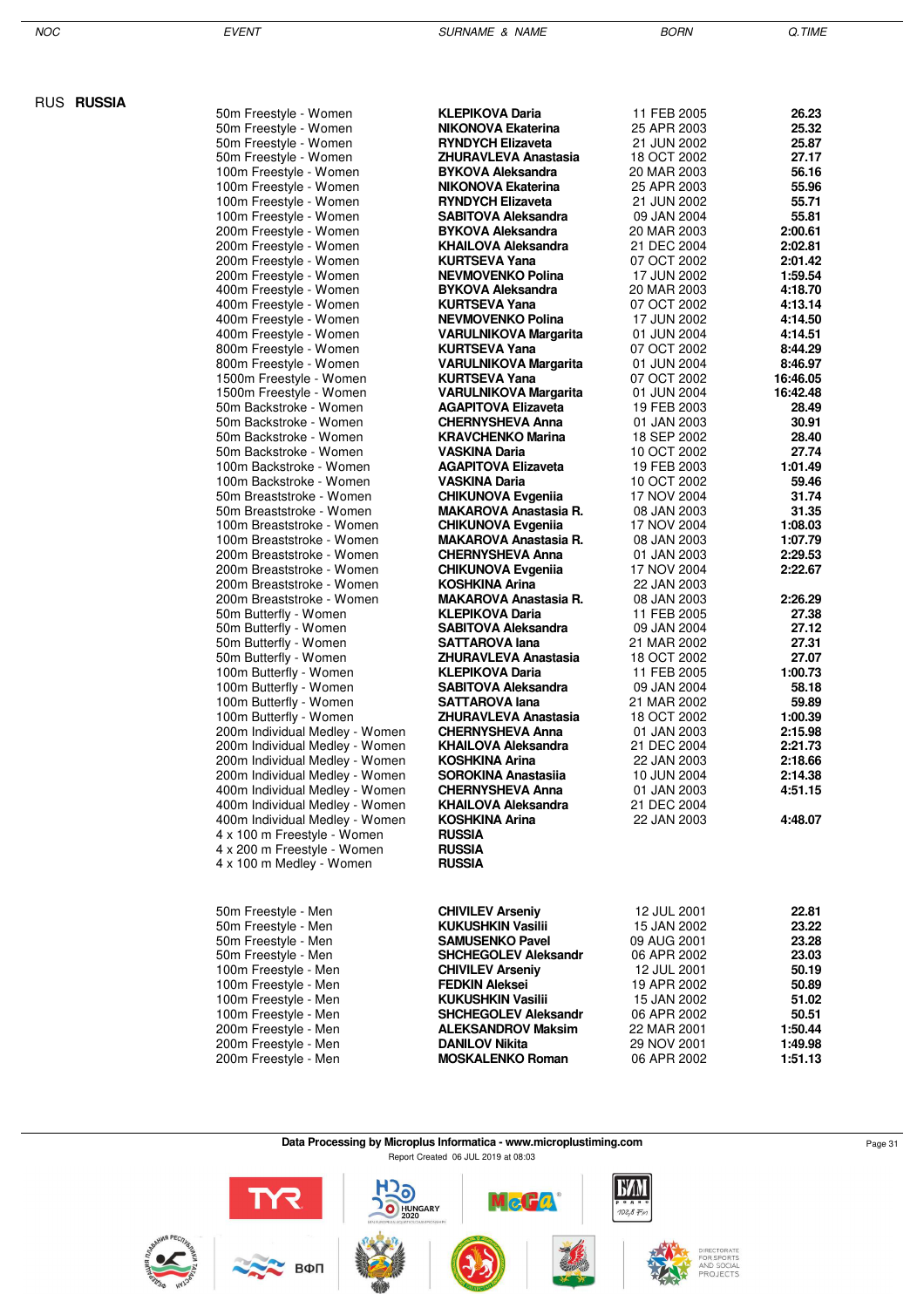| NOC | EVENT | SURNAME & NAME | BORN | Q.TIME |
|---|---|---|---|---|
| RUS **RUSSIA** | | | | |
| | 50m Freestyle - Women | **KLEPIKOVA Daria** | 11 FEB 2005 | **26.23** |
| | 50m Freestyle - Women | **NIKONOVA Ekaterina** | 25 APR 2003 | **25.32** |
| | 50m Freestyle - Women | **RYNDYCH Elizaveta** | 21 JUN 2002 | **25.87** |
| | 50m Freestyle - Women | **ZHURAVLEVA Anastasia** | 18 OCT 2002 | **27.17** |
| | 100m Freestyle - Women | **BYKOVA Aleksandra** | 20 MAR 2003 | **56.16** |
| | 100m Freestyle - Women | **NIKONOVA Ekaterina** | 25 APR 2003 | **55.96** |
| | 100m Freestyle - Women | **RYNDYCH Elizaveta** | 21 JUN 2002 | **55.71** |
| | 100m Freestyle - Women | **SABITOVA Aleksandra** | 09 JAN 2004 | **55.81** |
| | 200m Freestyle - Women | **BYKOVA Aleksandra** | 20 MAR 2003 | **2:00.61** |
| | 200m Freestyle - Women | **KHAILOVA Aleksandra** | 21 DEC 2004 | **2:02.81** |
| | 200m Freestyle - Women | **KURTSEVA Yana** | 07 OCT 2002 | **2:01.42** |
| | 200m Freestyle - Women | **NEVMOVENKO Polina** | 17 JUN 2002 | **1:59.54** |
| | 400m Freestyle - Women | **BYKOVA Aleksandra** | 20 MAR 2003 | **4:18.70** |
| | 400m Freestyle - Women | **KURTSEVA Yana** | 07 OCT 2002 | **4:13.14** |
| | 400m Freestyle - Women | **NEVMOVENKO Polina** | 17 JUN 2002 | **4:14.50** |
| | 400m Freestyle - Women | **VARULNIKOVA Margarita** | 01 JUN 2004 | **4:14.51** |
| | 800m Freestyle - Women | **KURTSEVA Yana** | 07 OCT 2002 | **8:44.29** |
| | 800m Freestyle - Women | **VARULNIKOVA Margarita** | 01 JUN 2004 | **8:46.97** |
| | 1500m Freestyle - Women | **KURTSEVA Yana** | 07 OCT 2002 | **16:46.05** |
| | 1500m Freestyle - Women | **VARULNIKOVA Margarita** | 01 JUN 2004 | **16:42.48** |
| | 50m Backstroke - Women | **AGAPITOVA Elizaveta** | 19 FEB 2003 | **28.49** |
| | 50m Backstroke - Women | **CHERNYSHEVA Anna** | 01 JAN 2003 | **30.91** |
| | 50m Backstroke - Women | **KRAVCHENKO Marina** | 18 SEP 2002 | **28.40** |
| | 50m Backstroke - Women | **VASKINA Daria** | 10 OCT 2002 | **27.74** |
| | 100m Backstroke - Women | **AGAPITOVA Elizaveta** | 19 FEB 2003 | **1:01.49** |
| | 100m Backstroke - Women | **VASKINA Daria** | 10 OCT 2002 | **59.46** |
| | 50m Breaststroke - Women | **CHIKUNOVA Evgeniia** | 17 NOV 2004 | **31.74** |
| | 50m Breaststroke - Women | **MAKAROVA Anastasia R.** | 08 JAN 2003 | **31.35** |
| | 100m Breaststroke - Women | **CHIKUNOVA Evgeniia** | 17 NOV 2004 | **1:08.03** |
| | 100m Breaststroke - Women | **MAKAROVA Anastasia R.** | 08 JAN 2003 | **1:07.79** |
| | 200m Breaststroke - Women | **CHERNYSHEVA Anna** | 01 JAN 2003 | **2:29.53** |
| | 200m Breaststroke - Women | **CHIKUNOVA Evgeniia** | 17 NOV 2004 | **2:22.67** |
| | 200m Breaststroke - Women | **KOSHKINA Arina** | 22 JAN 2003 | |
| | 200m Breaststroke - Women | **MAKAROVA Anastasia R.** | 08 JAN 2003 | **2:26.29** |
| | 50m Butterfly - Women | **KLEPIKOVA Daria** | 11 FEB 2005 | **27.38** |
| | 50m Butterfly - Women | **SABITOVA Aleksandra** | 09 JAN 2004 | **27.12** |
| | 50m Butterfly - Women | **SATTAROVA Iana** | 21 MAR 2002 | **27.31** |
| | 50m Butterfly - Women | **ZHURAVLEVA Anastasia** | 18 OCT 2002 | **27.07** |
| | 100m Butterfly - Women | **KLEPIKOVA Daria** | 11 FEB 2005 | **1:00.73** |
| | 100m Butterfly - Women | **SABITOVA Aleksandra** | 09 JAN 2004 | **58.18** |
| | 100m Butterfly - Women | **SATTAROVA Iana** | 21 MAR 2002 | **59.89** |
| | 100m Butterfly - Women | **ZHURAVLEVA Anastasia** | 18 OCT 2002 | **1:00.39** |
| | 200m Individual Medley - Women | **CHERNYSHEVA Anna** | 01 JAN 2003 | **2:15.98** |
| | 200m Individual Medley - Women | **KHAILOVA Aleksandra** | 21 DEC 2004 | **2:21.73** |
| | 200m Individual Medley - Women | **KOSHKINA Arina** | 22 JAN 2003 | **2:18.66** |
| | 200m Individual Medley - Women | **SOROKINA Anastasiia** | 10 JUN 2004 | **2:14.38** |
| | 400m Individual Medley - Women | **CHERNYSHEVA Anna** | 01 JAN 2003 | **4:51.15** |
| | 400m Individual Medley - Women | **KHAILOVA Aleksandra** | 21 DEC 2004 | |
| | 400m Individual Medley - Women | **KOSHKINA Arina** | 22 JAN 2003 | **4:48.07** |
| | 4 x 100 m Freestyle - Women | **RUSSIA** | | |
| | 4 x 200 m Freestyle - Women | **RUSSIA** | | |
| | 4 x 100 m Medley - Women | **RUSSIA** | | |
| | 50m Freestyle - Men | **CHIVILEV Arseniy** | 12 JUL 2001 | **22.81** |
| | 50m Freestyle - Men | **KUKUSHKIN Vasilii** | 15 JAN 2002 | **23.22** |
| | 50m Freestyle - Men | **SAMUSENKO Pavel** | 09 AUG 2001 | **23.28** |
| | 50m Freestyle - Men | **SHCHEGOLEV Aleksandr** | 06 APR 2002 | **23.03** |
| | 100m Freestyle - Men | **CHIVILEV Arseniy** | 12 JUL 2001 | **50.19** |
| | 100m Freestyle - Men | **FEDKIN Aleksei** | 19 APR 2002 | **50.89** |
| | 100m Freestyle - Men | **KUKUSHKIN Vasilii** | 15 JAN 2002 | **51.02** |
| | 100m Freestyle - Men | **SHCHEGOLEV Aleksandr** | 06 APR 2002 | **50.51** |
| | 200m Freestyle - Men | **ALEKSANDROV Maksim** | 22 MAR 2001 | **1:50.44** |
| | 200m Freestyle - Men | **DANILOV Nikita** | 29 NOV 2001 | **1:49.98** |
| | 200m Freestyle - Men | **MOSKALENKO Roman** | 06 APR 2002 | **1:51.13** |

**Data Processing by Microplus Informatica - www.microplustiming.com**

Report Created 06 JUL 2019 at 08:03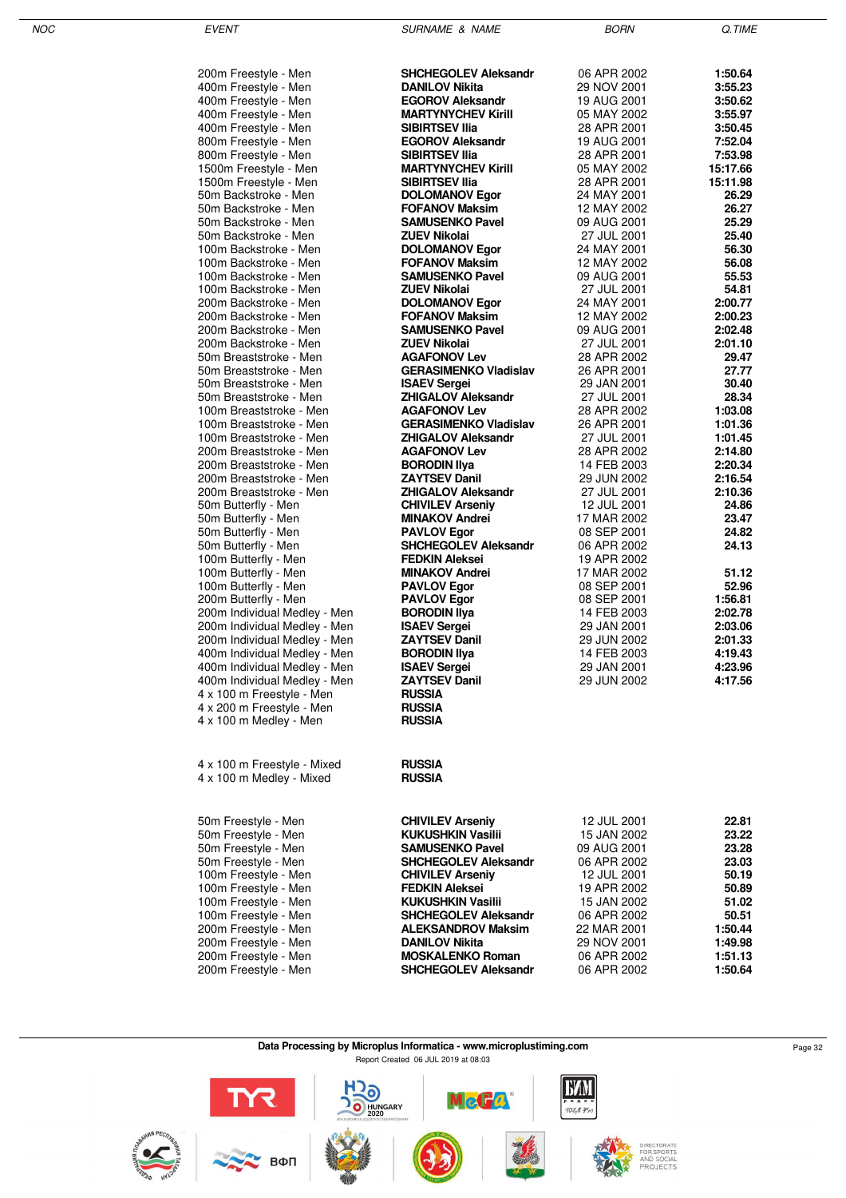| NOC | EVENT | SURNAME & NAME | BORN | Q.TIME |
|---|---|---|---|---|
| | 200m Freestyle - Men | **SHCHEGOLEV Aleksandr** | 06 APR 2002 | **1:50.64** |
| | 400m Freestyle - Men | **DANILOV Nikita** | 29 NOV 2001 | **3:55.23** |
| | 400m Freestyle - Men | **EGOROV Aleksandr** | 19 AUG 2001 | **3:50.62** |
| | 400m Freestyle - Men | **MARTYNYCHEV Kirill** | 05 MAY 2002 | **3:55.97** |
| | 400m Freestyle - Men | **SIBIRTSEV Ilia** | 28 APR 2001 | **3:50.45** |
| | 800m Freestyle - Men | **EGOROV Aleksandr** | 19 AUG 2001 | **7:52.04** |
| | 800m Freestyle - Men | **SIBIRTSEV Ilia** | 28 APR 2001 | **7:53.98** |
| | 1500m Freestyle - Men | **MARTYNYCHEV Kirill** | 05 MAY 2002 | **15:17.66** |
| | 1500m Freestyle - Men | **SIBIRTSEV Ilia** | 28 APR 2001 | **15:11.98** |
| | 50m Backstroke - Men | **DOLOMANOV Egor** | 24 MAY 2001 | **26.29** |
| | 50m Backstroke - Men | **FOFANOV Maksim** | 12 MAY 2002 | **26.27** |
| | 50m Backstroke - Men | **SAMUSENKO Pavel** | 09 AUG 2001 | **25.29** |
| | 50m Backstroke - Men | **ZUEV Nikolai** | 27 JUL 2001 | **25.40** |
| | 100m Backstroke - Men | **DOLOMANOV Egor** | 24 MAY 2001 | **56.30** |
| | 100m Backstroke - Men | **FOFANOV Maksim** | 12 MAY 2002 | **56.08** |
| | 100m Backstroke - Men | **SAMUSENKO Pavel** | 09 AUG 2001 | **55.53** |
| | 100m Backstroke - Men | **ZUEV Nikolai** | 27 JUL 2001 | **54.81** |
| | 200m Backstroke - Men | **DOLOMANOV Egor** | 24 MAY 2001 | **2:00.77** |
| | 200m Backstroke - Men | **FOFANOV Maksim** | 12 MAY 2002 | **2:00.23** |
| | 200m Backstroke - Men | **SAMUSENKO Pavel** | 09 AUG 2001 | **2:02.48** |
| | 200m Backstroke - Men | **ZUEV Nikolai** | 27 JUL 2001 | **2:01.10** |
| | 50m Breaststroke - Men | **AGAFONOV Lev** | 28 APR 2002 | **29.47** |
| | 50m Breaststroke - Men | **GERASIMENKO Vladislav** | 26 APR 2001 | **27.77** |
| | 50m Breaststroke - Men | **ISAEV Sergei** | 29 JAN 2001 | **30.40** |
| | 50m Breaststroke - Men | **ZHIGALOV Aleksandr** | 27 JUL 2001 | **28.34** |
| | 100m Breaststroke - Men | **AGAFONOV Lev** | 28 APR 2002 | **1:03.08** |
| | 100m Breaststroke - Men | **GERASIMENKO Vladislav** | 26 APR 2001 | **1:01.36** |
| | 100m Breaststroke - Men | **ZHIGALOV Aleksandr** | 27 JUL 2001 | **1:01.45** |
| | 200m Breaststroke - Men | **AGAFONOV Lev** | 28 APR 2002 | **2:14.80** |
| | 200m Breaststroke - Men | **BORODIN Ilya** | 14 FEB 2003 | **2:20.34** |
| | 200m Breaststroke - Men | **ZAYTSEV Danil** | 29 JUN 2002 | **2:16.54** |
| | 200m Breaststroke - Men | **ZHIGALOV Aleksandr** | 27 JUL 2001 | **2:10.36** |
| | 50m Butterfly - Men | **CHIVILEV Arseniy** | 12 JUL 2001 | **24.86** |
| | 50m Butterfly - Men | **MINAKOV Andrei** | 17 MAR 2002 | **23.47** |
| | 50m Butterfly - Men | **PAVLOV Egor** | 08 SEP 2001 | **24.82** |
| | 50m Butterfly - Men | **SHCHEGOLEV Aleksandr** | 06 APR 2002 | **24.13** |
| | 100m Butterfly - Men | **FEDKIN Aleksei** | 19 APR 2002 | |
| | 100m Butterfly - Men | **MINAKOV Andrei** | 17 MAR 2002 | **51.12** |
| | 100m Butterfly - Men | **PAVLOV Egor** | 08 SEP 2001 | **52.96** |
| | 200m Butterfly - Men | **PAVLOV Egor** | 08 SEP 2001 | **1:56.81** |
| | 200m Individual Medley - Men | **BORODIN Ilya** | 14 FEB 2003 | **2:02.78** |
| | 200m Individual Medley - Men | **ISAEV Sergei** | 29 JAN 2001 | **2:03.06** |
| | 200m Individual Medley - Men | **ZAYTSEV Danil** | 29 JUN 2002 | **2:01.33** |
| | 400m Individual Medley - Men | **BORODIN Ilya** | 14 FEB 2003 | **4:19.43** |
| | 400m Individual Medley - Men | **ISAEV Sergei** | 29 JAN 2001 | **4:23.96** |
| | 400m Individual Medley - Men | **ZAYTSEV Danil** | 29 JUN 2002 | **4:17.56** |
| | 4 x 100 m Freestyle - Men | **RUSSIA** | | |
| | 4 x 200 m Freestyle - Men | **RUSSIA** | | |
| | 4 x 100 m Medley - Men | **RUSSIA** | | |
| | 4 x 100 m Freestyle - Mixed | **RUSSIA** | | |
| | 4 x 100 m Medley - Mixed | **RUSSIA** | | |
| | 50m Freestyle - Men | **CHIVILEV Arseniy** | 12 JUL 2001 | **22.81** |
| | 50m Freestyle - Men | **KUKUSHKIN Vasilii** | 15 JAN 2002 | **23.22** |
| | 50m Freestyle - Men | **SAMUSENKO Pavel** | 09 AUG 2001 | **23.28** |
| | 50m Freestyle - Men | **SHCHEGOLEV Aleksandr** | 06 APR 2002 | **23.03** |
| | 100m Freestyle - Men | **CHIVILEV Arseniy** | 12 JUL 2001 | **50.19** |
| | 100m Freestyle - Men | **FEDKIN Aleksei** | 19 APR 2002 | **50.89** |
| | 100m Freestyle - Men | **KUKUSHKIN Vasilii** | 15 JAN 2002 | **51.02** |
| | 100m Freestyle - Men | **SHCHEGOLEV Aleksandr** | 06 APR 2002 | **50.51** |
| | 200m Freestyle - Men | **ALEKSANDROV Maksim** | 22 MAR 2001 | **1:50.44** |
| | 200m Freestyle - Men | **DANILOV Nikita** | 29 NOV 2001 | **1:49.98** |
| | 200m Freestyle - Men | **MOSKALENKO Roman** | 06 APR 2002 | **1:51.13** |
| | 200m Freestyle - Men | **SHCHEGOLEV Aleksandr** | 06 APR 2002 | **1:50.64** |

**Data Processing by Microplus Informatica - www.microplustiming.com**

Report Created 06 JUL 2019 at 08:03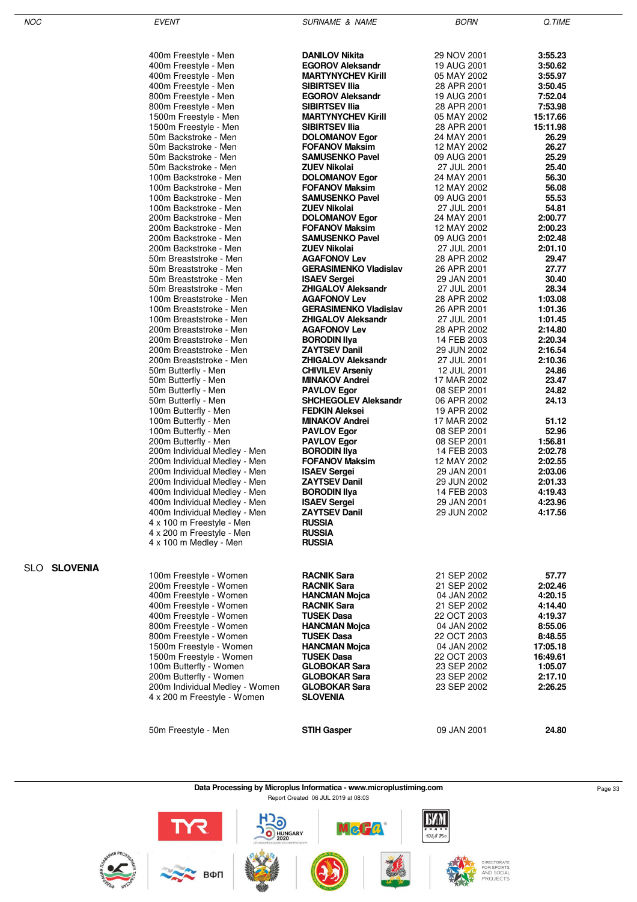| NOC | EVENT | SURNAME & NAME | BORN | Q.TIME |
|---|---|---|---|---|
| | 400m Freestyle - Men | **DANILOV Nikita** | 29 NOV 2001 | **3:55.23** |
| | 400m Freestyle - Men | **EGOROV Aleksandr** | 19 AUG 2001 | **3:50.62** |
| | 400m Freestyle - Men | **MARTYNYCHEV Kirill** | 05 MAY 2002 | **3:55.97** |
| | 400m Freestyle - Men | **SIBIRTSEV Ilia** | 28 APR 2001 | **3:50.45** |
| | 800m Freestyle - Men | **EGOROV Aleksandr** | 19 AUG 2001 | **7:52.04** |
| | 800m Freestyle - Men | **SIBIRTSEV Ilia** | 28 APR 2001 | **7:53.98** |
| | 1500m Freestyle - Men | **MARTYNYCHEV Kirill** | 05 MAY 2002 | **15:17.66** |
| | 1500m Freestyle - Men | **SIBIRTSEV Ilia** | 28 APR 2001 | **15:11.98** |
| | 50m Backstroke - Men | **DOLOMANOV Egor** | 24 MAY 2001 | **26.29** |
| | 50m Backstroke - Men | **FOFANOV Maksim** | 12 MAY 2002 | **26.27** |
| | 50m Backstroke - Men | **SAMUSENKO Pavel** | 09 AUG 2001 | **25.29** |
| | 50m Backstroke - Men | **ZUEV Nikolai** | 27 JUL 2001 | **25.40** |
| | 100m Backstroke - Men | **DOLOMANOV Egor** | 24 MAY 2001 | **56.30** |
| | 100m Backstroke - Men | **FOFANOV Maksim** | 12 MAY 2002 | **56.08** |
| | 100m Backstroke - Men | **SAMUSENKO Pavel** | 09 AUG 2001 | **55.53** |
| | 100m Backstroke - Men | **ZUEV Nikolai** | 27 JUL 2001 | **54.81** |
| | 200m Backstroke - Men | **DOLOMANOV Egor** | 24 MAY 2001 | **2:00.77** |
| | 200m Backstroke - Men | **FOFANOV Maksim** | 12 MAY 2002 | **2:00.23** |
| | 200m Backstroke - Men | **SAMUSENKO Pavel** | 09 AUG 2001 | **2:02.48** |
| | 200m Backstroke - Men | **ZUEV Nikolai** | 27 JUL 2001 | **2:01.10** |
| | 50m Breaststroke - Men | **AGAFONOV Lev** | 28 APR 2002 | **29.47** |
| | 50m Breaststroke - Men | **GERASIMENKO Vladislav** | 26 APR 2001 | **27.77** |
| | 50m Breaststroke - Men | **ISAEV Sergei** | 29 JAN 2001 | **30.40** |
| | 50m Breaststroke - Men | **ZHIGALOV Aleksandr** | 27 JUL 2001 | **28.34** |
| | 100m Breaststroke - Men | **AGAFONOV Lev** | 28 APR 2002 | **1:03.08** |
| | 100m Breaststroke - Men | **GERASIMENKO Vladislav** | 26 APR 2001 | **1:01.36** |
| | 100m Breaststroke - Men | **ZHIGALOV Aleksandr** | 27 JUL 2001 | **1:01.45** |
| | 200m Breaststroke - Men | **AGAFONOV Lev** | 28 APR 2002 | **2:14.80** |
| | 200m Breaststroke - Men | **BORODIN Ilya** | 14 FEB 2003 | **2:20.34** |
| | 200m Breaststroke - Men | **ZAYTSEV Danil** | 29 JUN 2002 | **2:16.54** |
| | 200m Breaststroke - Men | **ZHIGALOV Aleksandr** | 27 JUL 2001 | **2:10.36** |
| | 50m Butterfly - Men | **CHIVILEV Arseniy** | 12 JUL 2001 | **24.86** |
| | 50m Butterfly - Men | **MINAKOV Andrei** | 17 MAR 2002 | **23.47** |
| | 50m Butterfly - Men | **PAVLOV Egor** | 08 SEP 2001 | **24.82** |
| | 50m Butterfly - Men | **SHCHEGOLEV Aleksandr** | 06 APR 2002 | **24.13** |
| | 100m Butterfly - Men | **FEDKIN Aleksei** | 19 APR 2002 | |
| | 100m Butterfly - Men | **MINAKOV Andrei** | 17 MAR 2002 | **51.12** |
| | 100m Butterfly - Men | **PAVLOV Egor** | 08 SEP 2001 | **52.96** |
| | 200m Butterfly - Men | **PAVLOV Egor** | 08 SEP 2001 | **1:56.81** |
| | 200m Individual Medley - Men | **BORODIN Ilya** | 14 FEB 2003 | **2:02.78** |
| | 200m Individual Medley - Men | **FOFANOV Maksim** | 12 MAY 2002 | **2:02.55** |
| | 200m Individual Medley - Men | **ISAEV Sergei** | 29 JAN 2001 | **2:03.06** |
| | 200m Individual Medley - Men | **ZAYTSEV Danil** | 29 JUN 2002 | **2:01.33** |
| | 400m Individual Medley - Men | **BORODIN Ilya** | 14 FEB 2003 | **4:19.43** |
| | 400m Individual Medley - Men | **ISAEV Sergei** | 29 JAN 2001 | **4:23.96** |
| | 400m Individual Medley - Men | **ZAYTSEV Danil** | 29 JUN 2002 | **4:17.56** |
| | 4 x 100 m Freestyle - Men | **RUSSIA** | | |
| | 4 x 200 m Freestyle - Men | **RUSSIA** | | |
| | 4 x 100 m Medley - Men | **RUSSIA** | | |
| SLO **SLOVENIA** | | | | |
| | 100m Freestyle - Women | **RACNIK Sara** | 21 SEP 2002 | **57.77** |
| | 200m Freestyle - Women | **RACNIK Sara** | 21 SEP 2002 | **2:02.46** |
| | 400m Freestyle - Women | **HANCMAN Mojca** | 04 JAN 2002 | **4:20.15** |
| | 400m Freestyle - Women | **RACNIK Sara** | 21 SEP 2002 | **4:14.40** |
| | 400m Freestyle - Women | **TUSEK Dasa** | 22 OCT 2003 | **4:19.37** |
| | 800m Freestyle - Women | **HANCMAN Mojca** | 04 JAN 2002 | **8:55.06** |
| | 800m Freestyle - Women | **TUSEK Dasa** | 22 OCT 2003 | **8:48.55** |
| | 1500m Freestyle - Women | **HANCMAN Mojca** | 04 JAN 2002 | **17:05.18** |
| | 1500m Freestyle - Women | **TUSEK Dasa** | 22 OCT 2003 | **16:49.61** |
| | 100m Butterfly - Women | **GLOBOKAR Sara** | 23 SEP 2002 | **1:05.07** |
| | 200m Butterfly - Women | **GLOBOKAR Sara** | 23 SEP 2002 | **2:17.10** |
| | 200m Individual Medley - Women | **GLOBOKAR Sara** | 23 SEP 2002 | **2:26.25** |
| | 4 x 200 m Freestyle - Women | **SLOVENIA** | | |
| | 50m Freestyle - Men | **STIH Gasper** | 09 JAN 2001 | **24.80** |

Data Processing by Microplus Informatica - www.microplustiming.com

Report Created 06 JUL 2019 at 08:03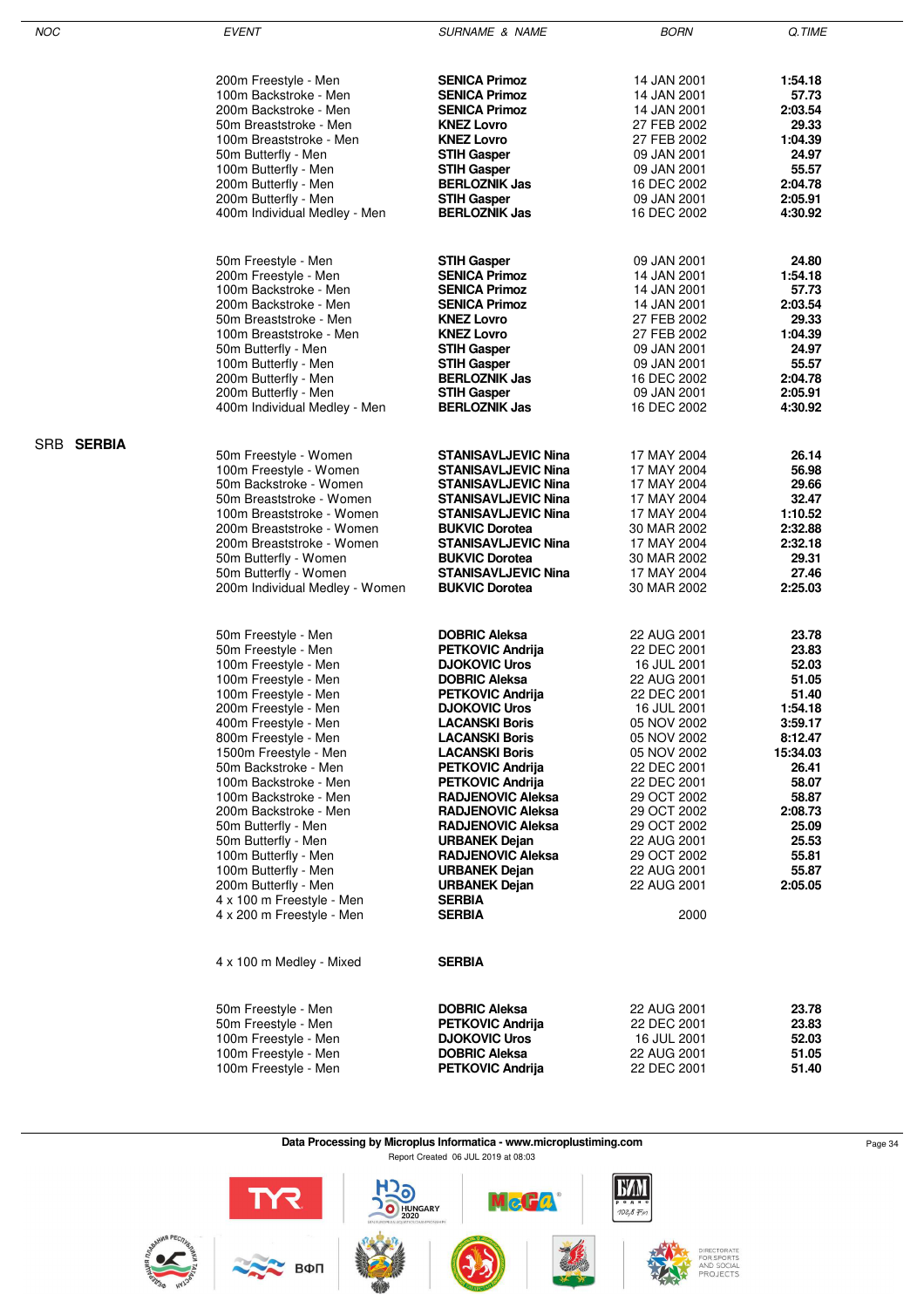| NOC | EVENT | SURNAME & NAME | BORN | Q.TIME |
|---|---|---|---|---|
| | 200m Freestyle - Men | **SENICA Primoz** | 14 JAN 2001 | **1:54.18** |
| | 100m Backstroke - Men | **SENICA Primoz** | 14 JAN 2001 | **57.73** |
| | 200m Backstroke - Men | **SENICA Primoz** | 14 JAN 2001 | **2:03.54** |
| | 50m Breaststroke - Men | **KNEZ Lovro** | 27 FEB 2002 | **29.33** |
| | 100m Breaststroke - Men | **KNEZ Lovro** | 27 FEB 2002 | **1:04.39** |
| | 50m Butterfly - Men | **STIH Gasper** | 09 JAN 2001 | **24.97** |
| | 100m Butterfly - Men | **STIH Gasper** | 09 JAN 2001 | **55.57** |
| | 200m Butterfly - Men | **BERLOZNIK Jas** | 16 DEC 2002 | **2:04.78** |
| | 200m Butterfly - Men | **STIH Gasper** | 09 JAN 2001 | **2:05.91** |
| | 400m Individual Medley - Men | **BERLOZNIK Jas** | 16 DEC 2002 | **4:30.92** |
| | | | | |
| | 50m Freestyle - Men | **STIH Gasper** | 09 JAN 2001 | **24.80** |
| | 200m Freestyle - Men | **SENICA Primoz** | 14 JAN 2001 | **1:54.18** |
| | 100m Backstroke - Men | **SENICA Primoz** | 14 JAN 2001 | **57.73** |
| | 200m Backstroke - Men | **SENICA Primoz** | 14 JAN 2001 | **2:03.54** |
| | 50m Breaststroke - Men | **KNEZ Lovro** | 27 FEB 2002 | **29.33** |
| | 100m Breaststroke - Men | **KNEZ Lovro** | 27 FEB 2002 | **1:04.39** |
| | 50m Butterfly - Men | **STIH Gasper** | 09 JAN 2001 | **24.97** |
| | 100m Butterfly - Men | **STIH Gasper** | 09 JAN 2001 | **55.57** |
| | 200m Butterfly - Men | **BERLOZNIK Jas** | 16 DEC 2002 | **2:04.78** |
| | 200m Butterfly - Men | **STIH Gasper** | 09 JAN 2001 | **2:05.91** |
| | 400m Individual Medley - Men | **BERLOZNIK Jas** | 16 DEC 2002 | **4:30.92** |
| SRB **SERBIA** | | | | |
| | 50m Freestyle - Women | **STANISAVLJEVIC Nina** | 17 MAY 2004 | **26.14** |
| | 100m Freestyle - Women | **STANISAVLJEVIC Nina** | 17 MAY 2004 | **56.98** |
| | 50m Backstroke - Women | **STANISAVLJEVIC Nina** | 17 MAY 2004 | **29.66** |
| | 50m Breaststroke - Women | **STANISAVLJEVIC Nina** | 17 MAY 2004 | **32.47** |
| | 100m Breaststroke - Women | **STANISAVLJEVIC Nina** | 17 MAY 2004 | **1:10.52** |
| | 200m Breaststroke - Women | **BUKVIC Dorotea** | 30 MAR 2002 | **2:32.88** |
| | 200m Breaststroke - Women | **STANISAVLJEVIC Nina** | 17 MAY 2004 | **2:32.18** |
| | 50m Butterfly - Women | **BUKVIC Dorotea** | 30 MAR 2002 | **29.31** |
| | 50m Butterfly - Women | **STANISAVLJEVIC Nina** | 17 MAY 2004 | **27.46** |
| | 200m Individual Medley - Women | **BUKVIC Dorotea** | 30 MAR 2002 | **2:25.03** |
| | | | | |
| | 50m Freestyle - Men | **DOBRIC Aleksa** | 22 AUG 2001 | **23.78** |
| | 50m Freestyle - Men | **PETKOVIC Andrija** | 22 DEC 2001 | **23.83** |
| | 100m Freestyle - Men | **DJOKOVIC Uros** | 16 JUL 2001 | **52.03** |
| | 100m Freestyle - Men | **DOBRIC Aleksa** | 22 AUG 2001 | **51.05** |
| | 100m Freestyle - Men | **PETKOVIC Andrija** | 22 DEC 2001 | **51.40** |
| | 200m Freestyle - Men | **DJOKOVIC Uros** | 16 JUL 2001 | **1:54.18** |
| | 400m Freestyle - Men | **LACANSKI Boris** | 05 NOV 2002 | **3:59.17** |
| | 800m Freestyle - Men | **LACANSKI Boris** | 05 NOV 2002 | **8:12.47** |
| | 1500m Freestyle - Men | **LACANSKI Boris** | 05 NOV 2002 | **15:34.03** |
| | 50m Backstroke - Men | **PETKOVIC Andrija** | 22 DEC 2001 | **26.41** |
| | 100m Backstroke - Men | **PETKOVIC Andrija** | 22 DEC 2001 | **58.07** |
| | 100m Backstroke - Men | **RADJENOVIC Aleksa** | 29 OCT 2002 | **58.87** |
| | 200m Backstroke - Men | **RADJENOVIC Aleksa** | 29 OCT 2002 | **2:08.73** |
| | 50m Butterfly - Men | **RADJENOVIC Aleksa** | 29 OCT 2002 | **25.09** |
| | 50m Butterfly - Men | **URBANEK Dejan** | 22 AUG 2001 | **25.53** |
| | 100m Butterfly - Men | **RADJENOVIC Aleksa** | 29 OCT 2002 | **55.81** |
| | 100m Butterfly - Men | **URBANEK Dejan** | 22 AUG 2001 | **55.87** |
| | 200m Butterfly - Men | **URBANEK Dejan** | 22 AUG 2001 | **2:05.05** |
| | 4 x 100 m Freestyle - Men | **SERBIA** | | |
| | 4 x 200 m Freestyle - Men | **SERBIA** | 2000 | |
| | | | | |
| | 4 x 100 m Medley - Mixed | **SERBIA** | | |
| | | | | |
| | 50m Freestyle - Men | **DOBRIC Aleksa** | 22 AUG 2001 | **23.78** |
| | 50m Freestyle - Men | **PETKOVIC Andrija** | 22 DEC 2001 | **23.83** |
| | 100m Freestyle - Men | **DJOKOVIC Uros** | 16 JUL 2001 | **52.03** |
| | 100m Freestyle - Men | **DOBRIC Aleksa** | 22 AUG 2001 | **51.05** |
| | 100m Freestyle - Men | **PETKOVIC Andrija** | 22 DEC 2001 | **51.40** |

**Data Processing by Microplus Informatica - www.microplustiming.com**

Report Created 06 JUL 2019 at 08:03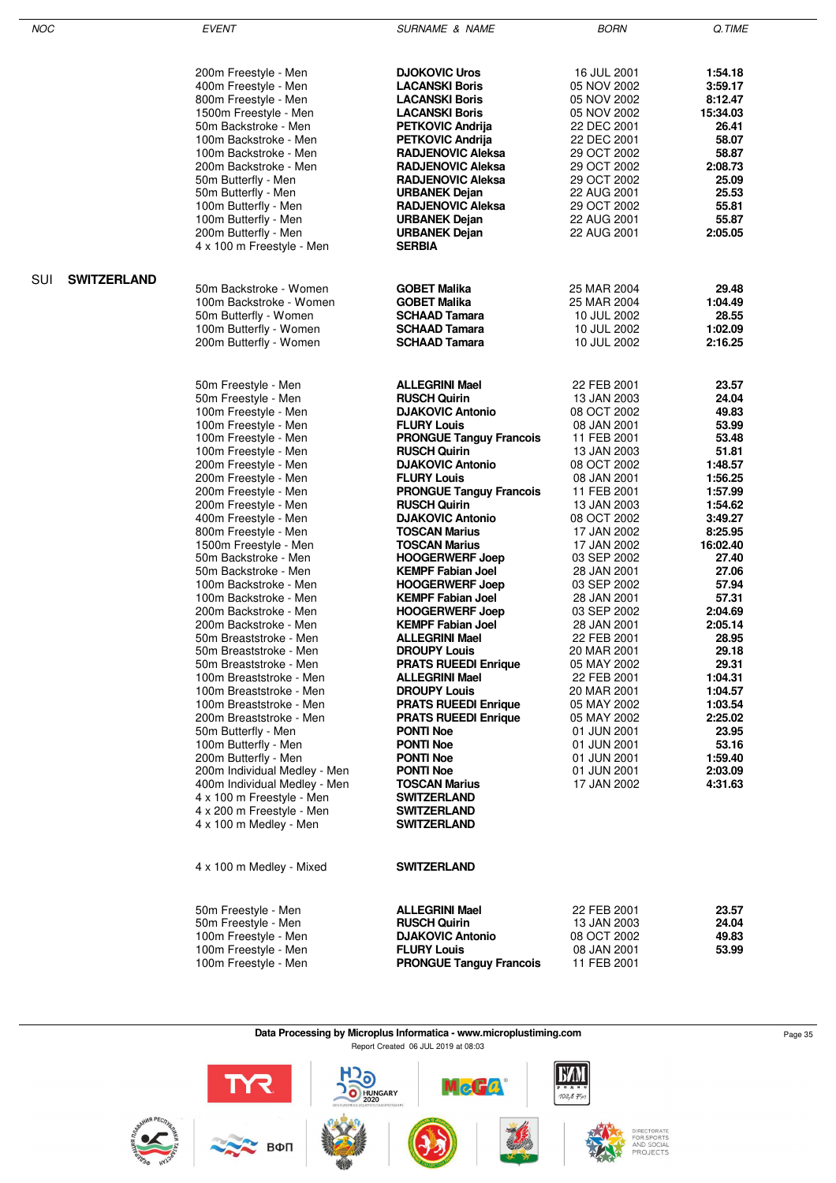| NOC | | EVENT | SURNAME & NAME | BORN | Q.TIME |
|---|---|---|---|---|---|
| | | 200m Freestyle - Men | **DJOKOVIC Uros** | 16 JUL 2001 | **1:54.18** |
| | | 400m Freestyle - Men | **LACANSKI Boris** | 05 NOV 2002 | **3:59.17** |
| | | 800m Freestyle - Men | **LACANSKI Boris** | 05 NOV 2002 | **8:12.47** |
| | | 1500m Freestyle - Men | **LACANSKI Boris** | 05 NOV 2002 | **15:34.03** |
| | | 50m Backstroke - Men | **PETKOVIC Andrija** | 22 DEC 2001 | **26.41** |
| | | 100m Backstroke - Men | **PETKOVIC Andrija** | 22 DEC 2001 | **58.07** |
| | | 100m Backstroke - Men | **RADJENOVIC Aleksa** | 29 OCT 2002 | **58.87** |
| | | 200m Backstroke - Men | **RADJENOVIC Aleksa** | 29 OCT 2002 | **2:08.73** |
| | | 50m Butterfly - Men | **RADJENOVIC Aleksa** | 29 OCT 2002 | **25.09** |
| | | 50m Butterfly - Men | **URBANEK Dejan** | 22 AUG 2001 | **25.53** |
| | | 100m Butterfly - Men | **RADJENOVIC Aleksa** | 29 OCT 2002 | **55.81** |
| | | 100m Butterfly - Men | **URBANEK Dejan** | 22 AUG 2001 | **55.87** |
| | | 200m Butterfly - Men | **URBANEK Dejan** | 22 AUG 2001 | **2:05.05** |
| | | 4 x 100 m Freestyle - Men | **SERBIA** | | |
| SUI | **SWITZERLAND** | | | | |
| | | 50m Backstroke - Women | **GOBET Malika** | 25 MAR 2004 | **29.48** |
| | | 100m Backstroke - Women | **GOBET Malika** | 25 MAR 2004 | **1:04.49** |
| | | 50m Butterfly - Women | **SCHAAD Tamara** | 10 JUL 2002 | **28.55** |
| | | 100m Butterfly - Women | **SCHAAD Tamara** | 10 JUL 2002 | **1:02.09** |
| | | 200m Butterfly - Women | **SCHAAD Tamara** | 10 JUL 2002 | **2:16.25** |
| | | 50m Freestyle - Men | **ALLEGRINI Mael** | 22 FEB 2001 | **23.57** |
| | | 50m Freestyle - Men | **RUSCH Quirin** | 13 JAN 2003 | **24.04** |
| | | 100m Freestyle - Men | **DJAKOVIC Antonio** | 08 OCT 2002 | **49.83** |
| | | 100m Freestyle - Men | **FLURY Louis** | 08 JAN 2001 | **53.99** |
| | | 100m Freestyle - Men | **PRONGUE Tanguy Francois** | 11 FEB 2001 | **53.48** |
| | | 100m Freestyle - Men | **RUSCH Quirin** | 13 JAN 2003 | **51.81** |
| | | 200m Freestyle - Men | **DJAKOVIC Antonio** | 08 OCT 2002 | **1:48.57** |
| | | 200m Freestyle - Men | **FLURY Louis** | 08 JAN 2001 | **1:56.25** |
| | | 200m Freestyle - Men | **PRONGUE Tanguy Francois** | 11 FEB 2001 | **1:57.99** |
| | | 200m Freestyle - Men | **RUSCH Quirin** | 13 JAN 2003 | **1:54.62** |
| | | 400m Freestyle - Men | **DJAKOVIC Antonio** | 08 OCT 2002 | **3:49.27** |
| | | 800m Freestyle - Men | **TOSCAN Marius** | 17 JAN 2002 | **8:25.95** |
| | | 1500m Freestyle - Men | **TOSCAN Marius** | 17 JAN 2002 | **16:02.40** |
| | | 50m Backstroke - Men | **HOOGERWERF Joep** | 03 SEP 2002 | **27.40** |
| | | 50m Backstroke - Men | **KEMPF Fabian Joel** | 28 JAN 2001 | **27.06** |
| | | 100m Backstroke - Men | **HOOGERWERF Joep** | 03 SEP 2002 | **57.94** |
| | | 100m Backstroke - Men | **KEMPF Fabian Joel** | 28 JAN 2001 | **57.31** |
| | | 200m Backstroke - Men | **HOOGERWERF Joep** | 03 SEP 2002 | **2:04.69** |
| | | 200m Backstroke - Men | **KEMPF Fabian Joel** | 28 JAN 2001 | **2:05.14** |
| | | 50m Breaststroke - Men | **ALLEGRINI Mael** | 22 FEB 2001 | **28.95** |
| | | 50m Breaststroke - Men | **DROUPY Louis** | 20 MAR 2001 | **29.18** |
| | | 50m Breaststroke - Men | **PRATS RUEEDI Enrique** | 05 MAY 2002 | **29.31** |
| | | 100m Breaststroke - Men | **ALLEGRINI Mael** | 22 FEB 2001 | **1:04.31** |
| | | 100m Breaststroke - Men | **DROUPY Louis** | 20 MAR 2001 | **1:04.57** |
| | | 100m Breaststroke - Men | **PRATS RUEEDI Enrique** | 05 MAY 2002 | **1:03.54** |
| | | 200m Breaststroke - Men | **PRATS RUEEDI Enrique** | 05 MAY 2002 | **2:25.02** |
| | | 50m Butterfly - Men | **PONTI Noe** | 01 JUN 2001 | **23.95** |
| | | 100m Butterfly - Men | **PONTI Noe** | 01 JUN 2001 | **53.16** |
| | | 200m Butterfly - Men | **PONTI Noe** | 01 JUN 2001 | **1:59.40** |
| | | 200m Individual Medley - Men | **PONTI Noe** | 01 JUN 2001 | **2:03.09** |
| | | 400m Individual Medley - Men | **TOSCAN Marius** | 17 JAN 2002 | **4:31.63** |
| | | 4 x 100 m Freestyle - Men | **SWITZERLAND** | | |
| | | 4 x 200 m Freestyle - Men | **SWITZERLAND** | | |
| | | 4 x 100 m Medley - Men | **SWITZERLAND** | | |
| | | 4 x 100 m Medley - Mixed | **SWITZERLAND** | | |
| | | 50m Freestyle - Men | **ALLEGRINI Mael** | 22 FEB 2001 | **23.57** |
| | | 50m Freestyle - Men | **RUSCH Quirin** | 13 JAN 2003 | **24.04** |
| | | 100m Freestyle - Men | **DJAKOVIC Antonio** | 08 OCT 2002 | **49.83** |
| | | 100m Freestyle - Men | **FLURY Louis** | 08 JAN 2001 | **53.99** |
| | | 100m Freestyle - Men | **PRONGUE Tanguy Francois** | 11 FEB 2001 | |

**Data Processing by Microplus Informatica - www.microplustiming.com**

Report Created 06 JUL 2019 at 08:03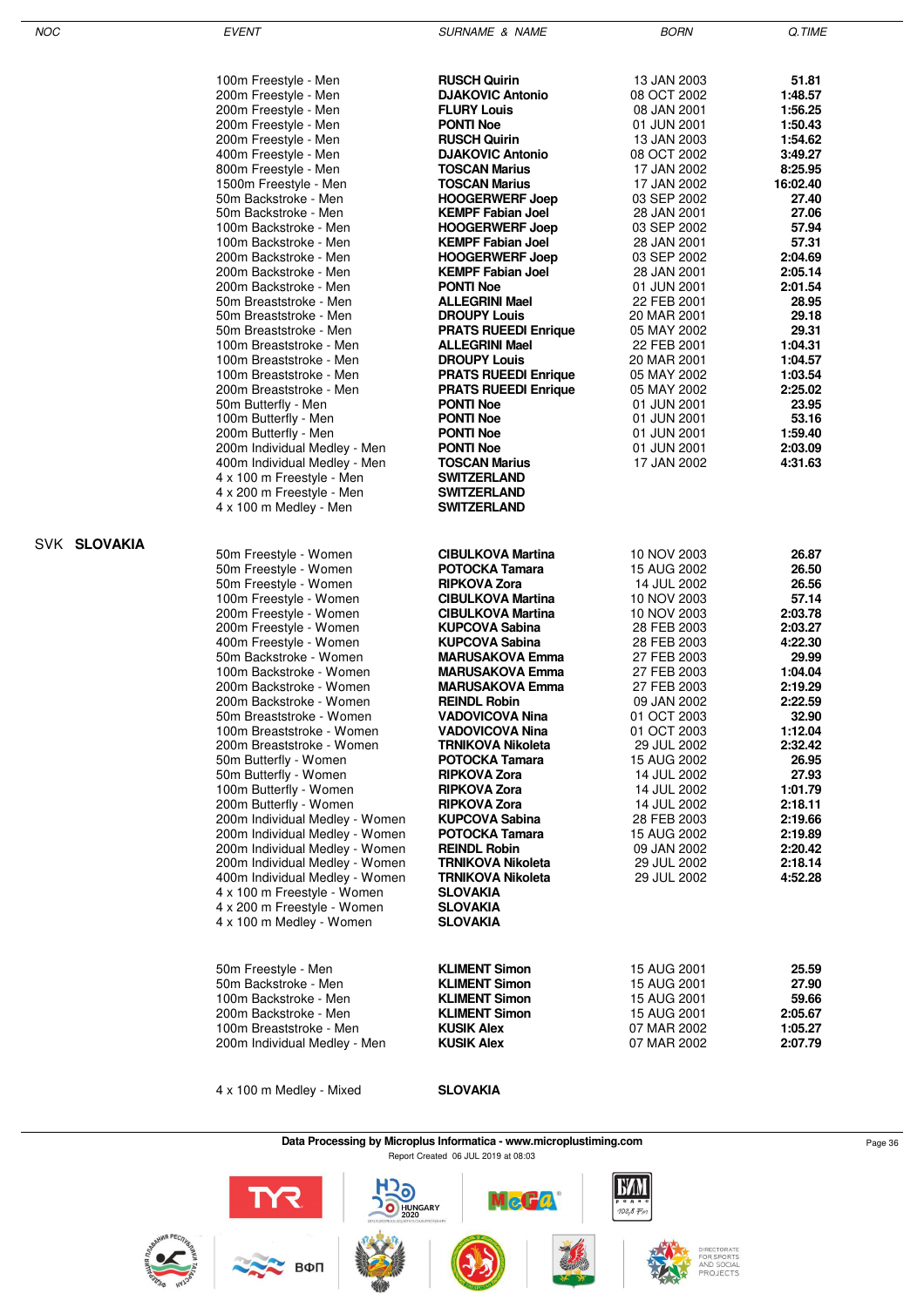| NOC | EVENT | SURNAME & NAME | BORN | Q.TIME |
|---|---|---|---|---|
| | 100m Freestyle - Men | **RUSCH Quirin** | 13 JAN 2003 | **51.81** |
| | 200m Freestyle - Men | **DJAKOVIC Antonio** | 08 OCT 2002 | **1:48.57** |
| | 200m Freestyle - Men | **FLURY Louis** | 08 JAN 2001 | **1:56.25** |
| | 200m Freestyle - Men | **PONTI Noe** | 01 JUN 2001 | **1:50.43** |
| | 200m Freestyle - Men | **RUSCH Quirin** | 13 JAN 2003 | **1:54.62** |
| | 400m Freestyle - Men | **DJAKOVIC Antonio** | 08 OCT 2002 | **3:49.27** |
| | 800m Freestyle - Men | **TOSCAN Marius** | 17 JAN 2002 | **8:25.95** |
| | 1500m Freestyle - Men | **TOSCAN Marius** | 17 JAN 2002 | **16:02.40** |
| | 50m Backstroke - Men | **HOOGERWERF Joep** | 03 SEP 2002 | **27.40** |
| | 50m Backstroke - Men | **KEMPF Fabian Joel** | 28 JAN 2001 | **27.06** |
| | 100m Backstroke - Men | **HOOGERWERF Joep** | 03 SEP 2002 | **57.94** |
| | 100m Backstroke - Men | **KEMPF Fabian Joel** | 28 JAN 2001 | **57.31** |
| | 200m Backstroke - Men | **HOOGERWERF Joep** | 03 SEP 2002 | **2:04.69** |
| | 200m Backstroke - Men | **KEMPF Fabian Joel** | 28 JAN 2001 | **2:05.14** |
| | 200m Backstroke - Men | **PONTI Noe** | 01 JUN 2001 | **2:01.54** |
| | 50m Breaststroke - Men | **ALLEGRINI Mael** | 22 FEB 2001 | **28.95** |
| | 50m Breaststroke - Men | **DROUPY Louis** | 20 MAR 2001 | **29.18** |
| | 50m Breaststroke - Men | **PRATS RUEEDI Enrique** | 05 MAY 2002 | **29.31** |
| | 100m Breaststroke - Men | **ALLEGRINI Mael** | 22 FEB 2001 | **1:04.31** |
| | 100m Breaststroke - Men | **DROUPY Louis** | 20 MAR 2001 | **1:04.57** |
| | 100m Breaststroke - Men | **PRATS RUEEDI Enrique** | 05 MAY 2002 | **1:03.54** |
| | 200m Breaststroke - Men | **PRATS RUEEDI Enrique** | 05 MAY 2002 | **2:25.02** |
| | 50m Butterfly - Men | **PONTI Noe** | 01 JUN 2001 | **23.95** |
| | 100m Butterfly - Men | **PONTI Noe** | 01 JUN 2001 | **53.16** |
| | 200m Butterfly - Men | **PONTI Noe** | 01 JUN 2001 | **1:59.40** |
| | 200m Individual Medley - Men | **PONTI Noe** | 01 JUN 2001 | **2:03.09** |
| | 400m Individual Medley - Men | **TOSCAN Marius** | 17 JAN 2002 | **4:31.63** |
| | 4 x 100 m Freestyle - Men | **SWITZERLAND** | | |
| | 4 x 200 m Freestyle - Men | **SWITZERLAND** | | |
| | 4 x 100 m Medley - Men | **SWITZERLAND** | | |
| SVK **SLOVAKIA** | | | | |
| | 50m Freestyle - Women | **CIBULKOVA Martina** | 10 NOV 2003 | **26.87** |
| | 50m Freestyle - Women | **POTOCKA Tamara** | 15 AUG 2002 | **26.50** |
| | 50m Freestyle - Women | **RIPKOVA Zora** | 14 JUL 2002 | **26.56** |
| | 100m Freestyle - Women | **CIBULKOVA Martina** | 10 NOV 2003 | **57.14** |
| | 200m Freestyle - Women | **CIBULKOVA Martina** | 10 NOV 2003 | **2:03.78** |
| | 200m Freestyle - Women | **KUPCOVA Sabina** | 28 FEB 2003 | **2:03.27** |
| | 400m Freestyle - Women | **KUPCOVA Sabina** | 28 FEB 2003 | **4:22.30** |
| | 50m Backstroke - Women | **MARUSAKOVA Emma** | 27 FEB 2003 | **29.99** |
| | 100m Backstroke - Women | **MARUSAKOVA Emma** | 27 FEB 2003 | **1:04.04** |
| | 200m Backstroke - Women | **MARUSAKOVA Emma** | 27 FEB 2003 | **2:19.29** |
| | 200m Backstroke - Women | **REINDL Robin** | 09 JAN 2002 | **2:22.59** |
| | 50m Breaststroke - Women | **VADOVICOVA Nina** | 01 OCT 2003 | **32.90** |
| | 100m Breaststroke - Women | **VADOVICOVA Nina** | 01 OCT 2003 | **1:12.04** |
| | 200m Breaststroke - Women | **TRNIKOVA Nikoleta** | 29 JUL 2002 | **2:32.42** |
| | 50m Butterfly - Women | **POTOCKA Tamara** | 15 AUG 2002 | **26.95** |
| | 50m Butterfly - Women | **RIPKOVA Zora** | 14 JUL 2002 | **27.93** |
| | 100m Butterfly - Women | **RIPKOVA Zora** | 14 JUL 2002 | **1:01.79** |
| | 200m Butterfly - Women | **RIPKOVA Zora** | 14 JUL 2002 | **2:18.11** |
| | 200m Individual Medley - Women | **KUPCOVA Sabina** | 28 FEB 2003 | **2:19.66** |
| | 200m Individual Medley - Women | **POTOCKA Tamara** | 15 AUG 2002 | **2:19.89** |
| | 200m Individual Medley - Women | **REINDL Robin** | 09 JAN 2002 | **2:20.42** |
| | 200m Individual Medley - Women | **TRNIKOVA Nikoleta** | 29 JUL 2002 | **2:18.14** |
| | 400m Individual Medley - Women | **TRNIKOVA Nikoleta** | 29 JUL 2002 | **4:52.28** |
| | 4 x 100 m Freestyle - Women | **SLOVAKIA** | | |
| | 4 x 200 m Freestyle - Women | **SLOVAKIA** | | |
| | 4 x 100 m Medley - Women | **SLOVAKIA** | | |
| | 50m Freestyle - Men | **KLIMENT Simon** | 15 AUG 2001 | **25.59** |
| | 50m Backstroke - Men | **KLIMENT Simon** | 15 AUG 2001 | **27.90** |
| | 100m Backstroke - Men | **KLIMENT Simon** | 15 AUG 2001 | **59.66** |
| | 200m Backstroke - Men | **KLIMENT Simon** | 15 AUG 2001 | **2:05.67** |
| | 100m Breaststroke - Men | **KUSIK Alex** | 07 MAR 2002 | **1:05.27** |
| | 200m Individual Medley - Men | **KUSIK Alex** | 07 MAR 2002 | **2:07.79** |
| | 4 x 100 m Medley - Mixed | **SLOVAKIA** | | |

**Data Processing by Microplus Informatica - www.microplustiming.com**

Report Created 06 JUL 2019 at 08:03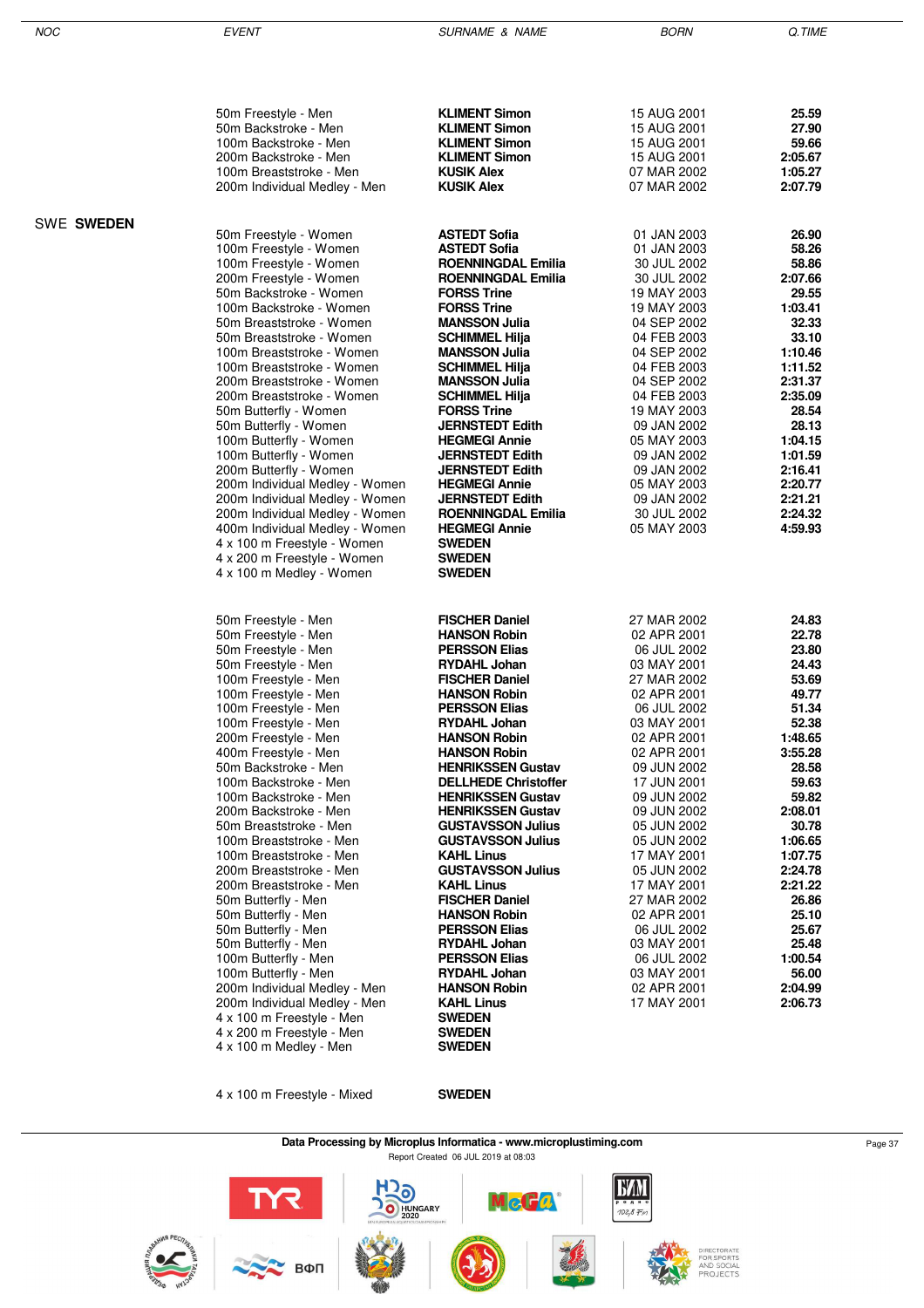| NOC | EVENT | SURNAME & NAME | BORN | Q.TIME |
|---|---|---|---|---|
| | 50m Freestyle - Men | **KLIMENT Simon** | 15 AUG 2001 | **25.59** |
| | 50m Backstroke - Men | **KLIMENT Simon** | 15 AUG 2001 | **27.90** |
| | 100m Backstroke - Men | **KLIMENT Simon** | 15 AUG 2001 | **59.66** |
| | 200m Backstroke - Men | **KLIMENT Simon** | 15 AUG 2001 | **2:05.67** |
| | 100m Breaststroke - Men | **KUSIK Alex** | 07 MAR 2002 | **1:05.27** |
| | 200m Individual Medley - Men | **KUSIK Alex** | 07 MAR 2002 | **2:07.79** |
| SWE **SWEDEN** | | | | |
| | 50m Freestyle - Women | **ASTEDT Sofia** | 01 JAN 2003 | **26.90** |
| | 100m Freestyle - Women | **ASTEDT Sofia** | 01 JAN 2003 | **58.26** |
| | 100m Freestyle - Women | **ROENNINGDAL Emilia** | 30 JUL 2002 | **58.86** |
| | 200m Freestyle - Women | **ROENNINGDAL Emilia** | 30 JUL 2002 | **2:07.66** |
| | 50m Backstroke - Women | **FORSS Trine** | 19 MAY 2003 | **29.55** |
| | 100m Backstroke - Women | **FORSS Trine** | 19 MAY 2003 | **1:03.41** |
| | 50m Breaststroke - Women | **MANSSON Julia** | 04 SEP 2002 | **32.33** |
| | 50m Breaststroke - Women | **SCHIMMEL Hilja** | 04 FEB 2003 | **33.10** |
| | 100m Breaststroke - Women | **MANSSON Julia** | 04 SEP 2002 | **1:10.46** |
| | 100m Breaststroke - Women | **SCHIMMEL Hilja** | 04 FEB 2003 | **1:11.52** |
| | 200m Breaststroke - Women | **MANSSON Julia** | 04 SEP 2002 | **2:31.37** |
| | 200m Breaststroke - Women | **SCHIMMEL Hilja** | 04 FEB 2003 | **2:35.09** |
| | 50m Butterfly - Women | **FORSS Trine** | 19 MAY 2003 | **28.54** |
| | 50m Butterfly - Women | **JERNSTEDT Edith** | 09 JAN 2002 | **28.13** |
| | 100m Butterfly - Women | **HEGMEGI Annie** | 05 MAY 2003 | **1:04.15** |
| | 100m Butterfly - Women | **JERNSTEDT Edith** | 09 JAN 2002 | **1:01.59** |
| | 200m Butterfly - Women | **JERNSTEDT Edith** | 09 JAN 2002 | **2:16.41** |
| | 200m Individual Medley - Women | **HEGMEGI Annie** | 05 MAY 2003 | **2:20.77** |
| | 200m Individual Medley - Women | **JERNSTEDT Edith** | 09 JAN 2002 | **2:21.21** |
| | 200m Individual Medley - Women | **ROENNINGDAL Emilia** | 30 JUL 2002 | **2:24.32** |
| | 400m Individual Medley - Women | **HEGMEGI Annie** | 05 MAY 2003 | **4:59.93** |
| | 4 x 100 m Freestyle - Women | **SWEDEN** | | |
| | 4 x 200 m Freestyle - Women | **SWEDEN** | | |
| | 4 x 100 m Medley - Women | **SWEDEN** | | |
| | 50m Freestyle - Men | **FISCHER Daniel** | 27 MAR 2002 | **24.83** |
| | 50m Freestyle - Men | **HANSON Robin** | 02 APR 2001 | **22.78** |
| | 50m Freestyle - Men | **PERSSON Elias** | 06 JUL 2002 | **23.80** |
| | 50m Freestyle - Men | **RYDAHL Johan** | 03 MAY 2001 | **24.43** |
| | 100m Freestyle - Men | **FISCHER Daniel** | 27 MAR 2002 | **53.69** |
| | 100m Freestyle - Men | **HANSON Robin** | 02 APR 2001 | **49.77** |
| | 100m Freestyle - Men | **PERSSON Elias** | 06 JUL 2002 | **51.34** |
| | 100m Freestyle - Men | **RYDAHL Johan** | 03 MAY 2001 | **52.38** |
| | 200m Freestyle - Men | **HANSON Robin** | 02 APR 2001 | **1:48.65** |
| | 400m Freestyle - Men | **HANSON Robin** | 02 APR 2001 | **3:55.28** |
| | 50m Backstroke - Men | **HENRIKSSEN Gustav** | 09 JUN 2002 | **28.58** |
| | 100m Backstroke - Men | **DELLHEDE Christoffer** | 17 JUN 2001 | **59.63** |
| | 100m Backstroke - Men | **HENRIKSSEN Gustav** | 09 JUN 2002 | **59.82** |
| | 200m Backstroke - Men | **HENRIKSSEN Gustav** | 09 JUN 2002 | **2:08.01** |
| | 50m Breaststroke - Men | **GUSTAVSSON Julius** | 05 JUN 2002 | **30.78** |
| | 100m Breaststroke - Men | **GUSTAVSSON Julius** | 05 JUN 2002 | **1:06.65** |
| | 100m Breaststroke - Men | **KAHL Linus** | 17 MAY 2001 | **1:07.75** |
| | 200m Breaststroke - Men | **GUSTAVSSON Julius** | 05 JUN 2002 | **2:24.78** |
| | 200m Breaststroke - Men | **KAHL Linus** | 17 MAY 2001 | **2:21.22** |
| | 50m Butterfly - Men | **FISCHER Daniel** | 27 MAR 2002 | **26.86** |
| | 50m Butterfly - Men | **HANSON Robin** | 02 APR 2001 | **25.10** |
| | 50m Butterfly - Men | **PERSSON Elias** | 06 JUL 2002 | **25.67** |
| | 50m Butterfly - Men | **RYDAHL Johan** | 03 MAY 2001 | **25.48** |
| | 100m Butterfly - Men | **PERSSON Elias** | 06 JUL 2002 | **1:00.54** |
| | 100m Butterfly - Men | **RYDAHL Johan** | 03 MAY 2001 | **56.00** |
| | 200m Individual Medley - Men | **HANSON Robin** | 02 APR 2001 | **2:04.99** |
| | 200m Individual Medley - Men | **KAHL Linus** | 17 MAY 2001 | **2:06.73** |
| | 4 x 100 m Freestyle - Men | **SWEDEN** | | |
| | 4 x 200 m Freestyle - Men | **SWEDEN** | | |
| | 4 x 100 m Medley - Men | **SWEDEN** | | |
| | 4 x 100 m Freestyle - Mixed | **SWEDEN** | | |

**Data Processing by Microplus Informatica - www.microplustiming.com**

Report Created 06 JUL 2019 at 08:03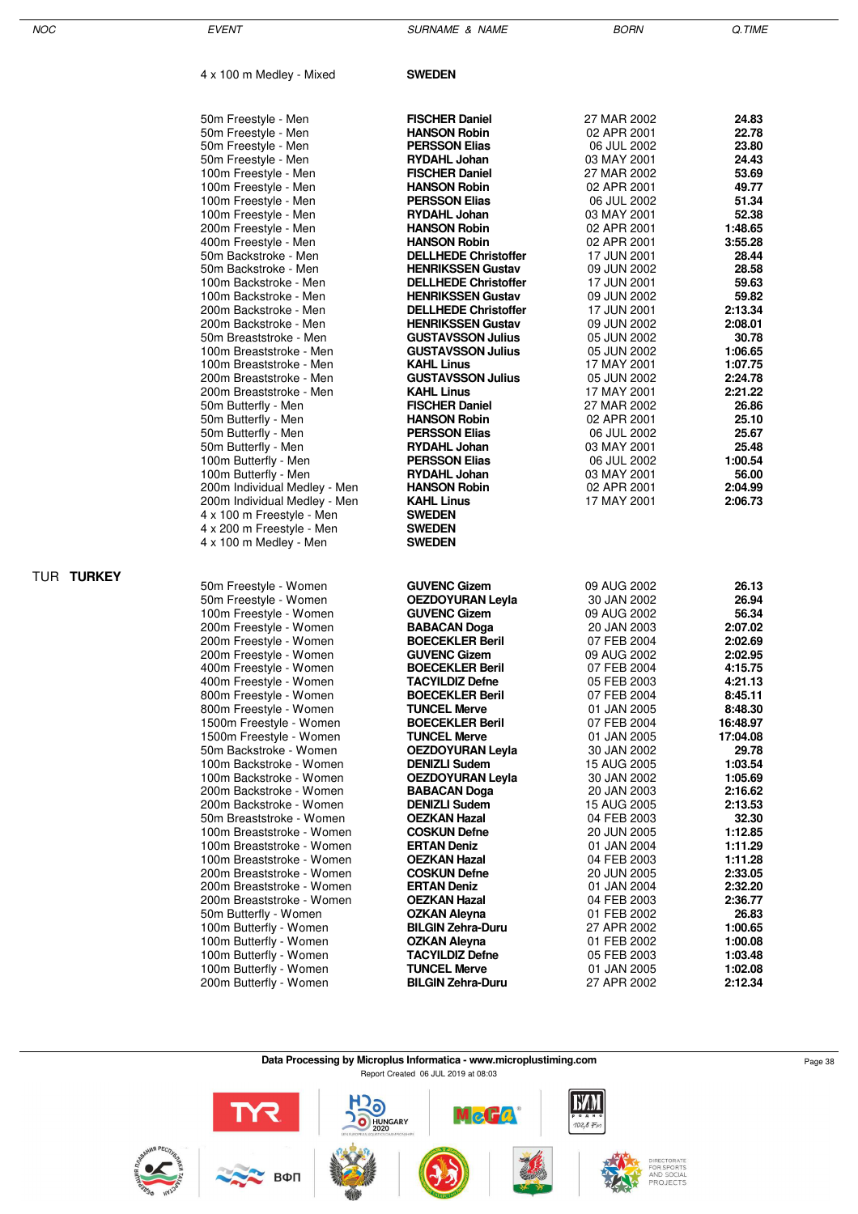| NOC | EVENT | SURNAME & NAME | BORN | Q.TIME |
|---|---|---|---|---|
| | 4 x 100 m Medley - Mixed | **SWEDEN** | | |
| | 50m Freestyle - Men | **FISCHER Daniel** | 27 MAR 2002 | **24.83** |
| | 50m Freestyle - Men | **HANSON Robin** | 02 APR 2001 | **22.78** |
| | 50m Freestyle - Men | **PERSSON Elias** | 06 JUL 2002 | **23.80** |
| | 50m Freestyle - Men | **RYDAHL Johan** | 03 MAY 2001 | **24.43** |
| | 100m Freestyle - Men | **FISCHER Daniel** | 27 MAR 2002 | **53.69** |
| | 100m Freestyle - Men | **HANSON Robin** | 02 APR 2001 | **49.77** |
| | 100m Freestyle - Men | **PERSSON Elias** | 06 JUL 2002 | **51.34** |
| | 100m Freestyle - Men | **RYDAHL Johan** | 03 MAY 2001 | **52.38** |
| | 200m Freestyle - Men | **HANSON Robin** | 02 APR 2001 | **1:48.65** |
| | 400m Freestyle - Men | **HANSON Robin** | 02 APR 2001 | **3:55.28** |
| | 50m Backstroke - Men | **DELLHEDE Christoffer** | 17 JUN 2001 | **28.44** |
| | 50m Backstroke - Men | **HENRIKSSEN Gustav** | 09 JUN 2002 | **28.58** |
| | 100m Backstroke - Men | **DELLHEDE Christoffer** | 17 JUN 2001 | **59.63** |
| | 100m Backstroke - Men | **HENRIKSSEN Gustav** | 09 JUN 2002 | **59.82** |
| | 200m Backstroke - Men | **DELLHEDE Christoffer** | 17 JUN 2001 | **2:13.34** |
| | 200m Backstroke - Men | **HENRIKSSEN Gustav** | 09 JUN 2002 | **2:08.01** |
| | 50m Breaststroke - Men | **GUSTAVSSON Julius** | 05 JUN 2002 | **30.78** |
| | 100m Breaststroke - Men | **GUSTAVSSON Julius** | 05 JUN 2002 | **1:06.65** |
| | 100m Breaststroke - Men | **KAHL Linus** | 17 MAY 2001 | **1:07.75** |
| | 200m Breaststroke - Men | **GUSTAVSSON Julius** | 05 JUN 2002 | **2:24.78** |
| | 200m Breaststroke - Men | **KAHL Linus** | 17 MAY 2001 | **2:21.22** |
| | 50m Butterfly - Men | **FISCHER Daniel** | 27 MAR 2002 | **26.86** |
| | 50m Butterfly - Men | **HANSON Robin** | 02 APR 2001 | **25.10** |
| | 50m Butterfly - Men | **PERSSON Elias** | 06 JUL 2002 | **25.67** |
| | 50m Butterfly - Men | **RYDAHL Johan** | 03 MAY 2001 | **25.48** |
| | 100m Butterfly - Men | **PERSSON Elias** | 06 JUL 2002 | **1:00.54** |
| | 100m Butterfly - Men | **RYDAHL Johan** | 03 MAY 2001 | **56.00** |
| | 200m Individual Medley - Men | **HANSON Robin** | 02 APR 2001 | **2:04.99** |
| | 200m Individual Medley - Men | **KAHL Linus** | 17 MAY 2001 | **2:06.73** |
| | 4 x 100 m Freestyle - Men | **SWEDEN** | | |
| | 4 x 200 m Freestyle - Men | **SWEDEN** | | |
| | 4 x 100 m Medley - Men | **SWEDEN** | | |
| TUR **TURKEY** | | | | |
| | 50m Freestyle - Women | **GUVENC Gizem** | 09 AUG 2002 | **26.13** |
| | 50m Freestyle - Women | **OEZDOYURAN Leyla** | 30 JAN 2002 | **26.94** |
| | 100m Freestyle - Women | **GUVENC Gizem** | 09 AUG 2002 | **56.34** |
| | 200m Freestyle - Women | **BABACAN Doga** | 20 JAN 2003 | **2:07.02** |
| | 200m Freestyle - Women | **BOECEKLER Beril** | 07 FEB 2004 | **2:02.69** |
| | 200m Freestyle - Women | **GUVENC Gizem** | 09 AUG 2002 | **2:02.95** |
| | 400m Freestyle - Women | **BOECEKLER Beril** | 07 FEB 2004 | **4:15.75** |
| | 400m Freestyle - Women | **TACYILDIZ Defne** | 05 FEB 2003 | **4:21.13** |
| | 800m Freestyle - Women | **BOECEKLER Beril** | 07 FEB 2004 | **8:45.11** |
| | 800m Freestyle - Women | **TUNCEL Merve** | 01 JAN 2005 | **8:48.30** |
| | 1500m Freestyle - Women | **BOECEKLER Beril** | 07 FEB 2004 | **16:48.97** |
| | 1500m Freestyle - Women | **TUNCEL Merve** | 01 JAN 2005 | **17:04.08** |
| | 50m Backstroke - Women | **OEZDOYURAN Leyla** | 30 JAN 2002 | **29.78** |
| | 100m Backstroke - Women | **DENIZLI Sudem** | 15 AUG 2005 | **1:03.54** |
| | 100m Backstroke - Women | **OEZDOYURAN Leyla** | 30 JAN 2002 | **1:05.69** |
| | 200m Backstroke - Women | **BABACAN Doga** | 20 JAN 2003 | **2:16.62** |
| | 200m Backstroke - Women | **DENIZLI Sudem** | 15 AUG 2005 | **2:13.53** |
| | 50m Breaststroke - Women | **OEZKAN Hazal** | 04 FEB 2003 | **32.30** |
| | 100m Breaststroke - Women | **COSKUN Defne** | 20 JUN 2005 | **1:12.85** |
| | 100m Breaststroke - Women | **ERTAN Deniz** | 01 JAN 2004 | **1:11.29** |
| | 100m Breaststroke - Women | **OEZKAN Hazal** | 04 FEB 2003 | **1:11.28** |
| | 200m Breaststroke - Women | **COSKUN Defne** | 20 JUN 2005 | **2:33.05** |
| | 200m Breaststroke - Women | **ERTAN Deniz** | 01 JAN 2004 | **2:32.20** |
| | 200m Breaststroke - Women | **OEZKAN Hazal** | 04 FEB 2003 | **2:36.77** |
| | 50m Butterfly - Women | **OZKAN Aleyna** | 01 FEB 2002 | **26.83** |
| | 100m Butterfly - Women | **BILGIN Zehra-Duru** | 27 APR 2002 | **1:00.65** |
| | 100m Butterfly - Women | **OZKAN Aleyna** | 01 FEB 2002 | **1:00.08** |
| | 100m Butterfly - Women | **TACYILDIZ Defne** | 05 FEB 2003 | **1:03.48** |
| | 100m Butterfly - Women | **TUNCEL Merve** | 01 JAN 2005 | **1:02.08** |
| | 200m Butterfly - Women | **BILGIN Zehra-Duru** | 27 APR 2002 | **2:12.34** |

**Data Processing by Microplus Informatica - www.microplustiming.com**

Report Created 06 JUL 2019 at 08:03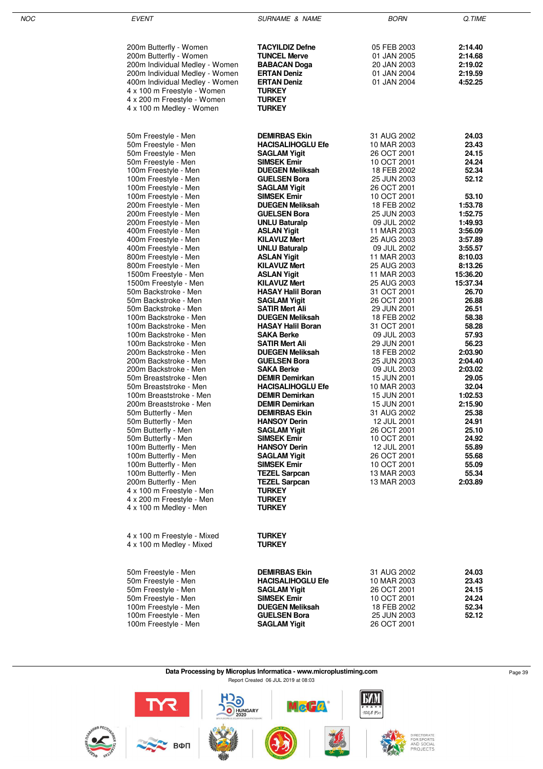| NOC | EVENT | SURNAME & NAME | BORN | Q.TIME |
|---|---|---|---|---|
| | 200m Butterfly - Women | **TACYILDIZ Defne** | 05 FEB 2003 | **2:14.40** |
| | 200m Butterfly - Women | **TUNCEL Merve** | 01 JAN 2005 | **2:14.68** |
| | 200m Individual Medley - Women | **BABACAN Doga** | 20 JAN 2003 | **2:19.02** |
| | 200m Individual Medley - Women | **ERTAN Deniz** | 01 JAN 2004 | **2:19.59** |
| | 400m Individual Medley - Women | **ERTAN Deniz** | 01 JAN 2004 | **4:52.25** |
| | 4 x 100 m Freestyle - Women | **TURKEY** | | |
| | 4 x 200 m Freestyle - Women | **TURKEY** | | |
| | 4 x 100 m Medley - Women | **TURKEY** | | |
| | 50m Freestyle - Men | **DEMIRBAS Ekin** | 31 AUG 2002 | **24.03** |
| | 50m Freestyle - Men | **HACISALIHOGLU Efe** | 10 MAR 2003 | **23.43** |
| | 50m Freestyle - Men | **SAGLAM Yigit** | 26 OCT 2001 | **24.15** |
| | 50m Freestyle - Men | **SIMSEK Emir** | 10 OCT 2001 | **24.24** |
| | 100m Freestyle - Men | **DUEGEN Meliksah** | 18 FEB 2002 | **52.34** |
| | 100m Freestyle - Men | **GUELSEN Bora** | 25 JUN 2003 | **52.12** |
| | 100m Freestyle - Men | **SAGLAM Yigit** | 26 OCT 2001 | |
| | 100m Freestyle - Men | **SIMSEK Emir** | 10 OCT 2001 | **53.10** |
| | 200m Freestyle - Men | **DUEGEN Meliksah** | 18 FEB 2002 | **1:53.78** |
| | 200m Freestyle - Men | **GUELSEN Bora** | 25 JUN 2003 | **1:52.75** |
| | 200m Freestyle - Men | **UNLU Baturalp** | 09 JUL 2002 | **1:49.93** |
| | 400m Freestyle - Men | **ASLAN Yigit** | 11 MAR 2003 | **3:56.09** |
| | 400m Freestyle - Men | **KILAVUZ Mert** | 25 AUG 2003 | **3:57.89** |
| | 400m Freestyle - Men | **UNLU Baturalp** | 09 JUL 2002 | **3:55.57** |
| | 800m Freestyle - Men | **ASLAN Yigit** | 11 MAR 2003 | **8:10.03** |
| | 800m Freestyle - Men | **KILAVUZ Mert** | 25 AUG 2003 | **8:13.26** |
| | 1500m Freestyle - Men | **ASLAN Yigit** | 11 MAR 2003 | **15:36.20** |
| | 1500m Freestyle - Men | **KILAVUZ Mert** | 25 AUG 2003 | **15:37.34** |
| | 50m Backstroke - Men | **HASAY Halil Boran** | 31 OCT 2001 | **26.70** |
| | 50m Backstroke - Men | **SAGLAM Yigit** | 26 OCT 2001 | **26.88** |
| | 50m Backstroke - Men | **SATIR Mert Ali** | 29 JUN 2001 | **26.51** |
| | 100m Backstroke - Men | **DUEGEN Meliksah** | 18 FEB 2002 | **58.38** |
| | 100m Backstroke - Men | **HASAY Halil Boran** | 31 OCT 2001 | **58.28** |
| | 100m Backstroke - Men | **SAKA Berke** | 09 JUL 2003 | **57.93** |
| | 100m Backstroke - Men | **SATIR Mert Ali** | 29 JUN 2001 | **56.23** |
| | 200m Backstroke - Men | **DUEGEN Meliksah** | 18 FEB 2002 | **2:03.90** |
| | 200m Backstroke - Men | **GUELSEN Bora** | 25 JUN 2003 | **2:04.40** |
| | 200m Backstroke - Men | **SAKA Berke** | 09 JUL 2003 | **2:03.02** |
| | 50m Breaststroke - Men | **DEMIR Demirkan** | 15 JUN 2001 | **29.05** |
| | 50m Breaststroke - Men | **HACISALIHOGLU Efe** | 10 MAR 2003 | **32.04** |
| | 100m Breaststroke - Men | **DEMIR Demirkan** | 15 JUN 2001 | **1:02.53** |
| | 200m Breaststroke - Men | **DEMIR Demirkan** | 15 JUN 2001 | **2:15.90** |
| | 50m Butterfly - Men | **DEMIRBAS Ekin** | 31 AUG 2002 | **25.38** |
| | 50m Butterfly - Men | **HANSOY Derin** | 12 JUL 2001 | **24.91** |
| | 50m Butterfly - Men | **SAGLAM Yigit** | 26 OCT 2001 | **25.10** |
| | 50m Butterfly - Men | **SIMSEK Emir** | 10 OCT 2001 | **24.92** |
| | 100m Butterfly - Men | **HANSOY Derin** | 12 JUL 2001 | **55.89** |
| | 100m Butterfly - Men | **SAGLAM Yigit** | 26 OCT 2001 | **55.68** |
| | 100m Butterfly - Men | **SIMSEK Emir** | 10 OCT 2001 | **55.09** |
| | 100m Butterfly - Men | **TEZEL Sarpcan** | 13 MAR 2003 | **55.34** |
| | 200m Butterfly - Men | **TEZEL Sarpcan** | 13 MAR 2003 | **2:03.89** |
| | 4 x 100 m Freestyle - Men | **TURKEY** | | |
| | 4 x 200 m Freestyle - Men | **TURKEY** | | |
| | 4 x 100 m Medley - Men | **TURKEY** | | |
| | 4 x 100 m Freestyle - Mixed | **TURKEY** | | |
| | 4 x 100 m Medley - Mixed | **TURKEY** | | |
| | 50m Freestyle - Men | **DEMIRBAS Ekin** | 31 AUG 2002 | **24.03** |
| | 50m Freestyle - Men | **HACISALIHOGLU Efe** | 10 MAR 2003 | **23.43** |
| | 50m Freestyle - Men | **SAGLAM Yigit** | 26 OCT 2001 | **24.15** |
| | 50m Freestyle - Men | **SIMSEK Emir** | 10 OCT 2001 | **24.24** |
| | 100m Freestyle - Men | **DUEGEN Meliksah** | 18 FEB 2002 | **52.34** |
| | 100m Freestyle - Men | **GUELSEN Bora** | 25 JUN 2003 | **52.12** |
| | 100m Freestyle - Men | **SAGLAM Yigit** | 26 OCT 2001 | |

**Data Processing by Microplus Informatica - www.microplustiming.com**

Report Created 06 JUL 2019 at 08:03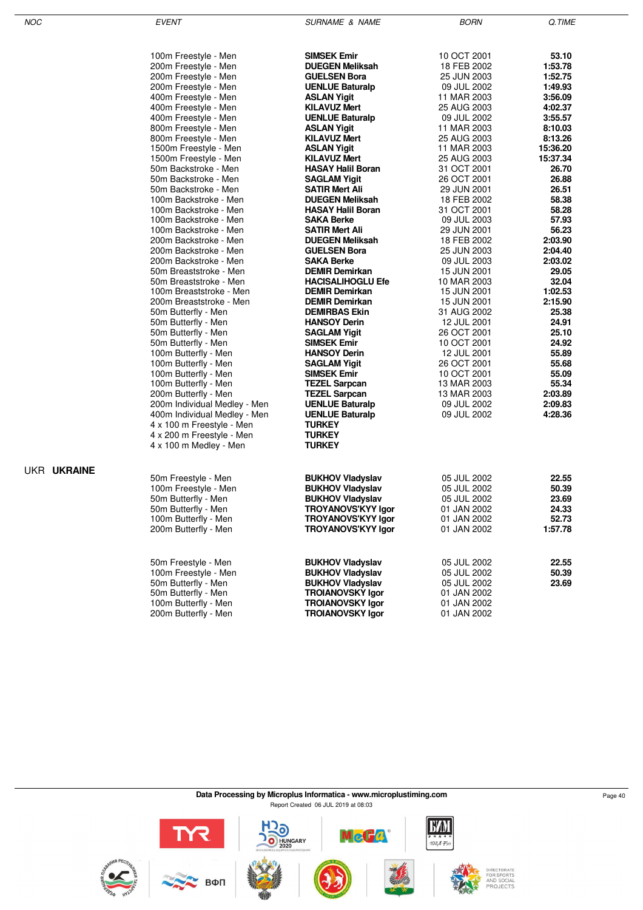| NOC | EVENT | SURNAME & NAME | BORN | Q.TIME |
|---|---|---|---|---|
| | 100m Freestyle - Men | **SIMSEK Emir** | 10 OCT 2001 | **53.10** |
| | 200m Freestyle - Men | **DUEGEN Meliksah** | 18 FEB 2002 | **1:53.78** |
| | 200m Freestyle - Men | **GUELSEN Bora** | 25 JUN 2003 | **1:52.75** |
| | 200m Freestyle - Men | **UENLUE Baturalp** | 09 JUL 2002 | **1:49.93** |
| | 400m Freestyle - Men | **ASLAN Yigit** | 11 MAR 2003 | **3:56.09** |
| | 400m Freestyle - Men | **KILAVUZ Mert** | 25 AUG 2003 | **4:02.37** |
| | 400m Freestyle - Men | **UENLUE Baturalp** | 09 JUL 2002 | **3:55.57** |
| | 800m Freestyle - Men | **ASLAN Yigit** | 11 MAR 2003 | **8:10.03** |
| | 800m Freestyle - Men | **KILAVUZ Mert** | 25 AUG 2003 | **8:13.26** |
| | 1500m Freestyle - Men | **ASLAN Yigit** | 11 MAR 2003 | **15:36.20** |
| | 1500m Freestyle - Men | **KILAVUZ Mert** | 25 AUG 2003 | **15:37.34** |
| | 50m Backstroke - Men | **HASAY Halil Boran** | 31 OCT 2001 | **26.70** |
| | 50m Backstroke - Men | **SAGLAM Yigit** | 26 OCT 2001 | **26.88** |
| | 50m Backstroke - Men | **SATIR Mert Ali** | 29 JUN 2001 | **26.51** |
| | 100m Backstroke - Men | **DUEGEN Meliksah** | 18 FEB 2002 | **58.38** |
| | 100m Backstroke - Men | **HASAY Halil Boran** | 31 OCT 2001 | **58.28** |
| | 100m Backstroke - Men | **SAKA Berke** | 09 JUL 2003 | **57.93** |
| | 100m Backstroke - Men | **SATIR Mert Ali** | 29 JUN 2001 | **56.23** |
| | 200m Backstroke - Men | **DUEGEN Meliksah** | 18 FEB 2002 | **2:03.90** |
| | 200m Backstroke - Men | **GUELSEN Bora** | 25 JUN 2003 | **2:04.40** |
| | 200m Backstroke - Men | **SAKA Berke** | 09 JUL 2003 | **2:03.02** |
| | 50m Breaststroke - Men | **DEMIR Demirkan** | 15 JUN 2001 | **29.05** |
| | 50m Breaststroke - Men | **HACISALIHOGLU Efe** | 10 MAR 2003 | **32.04** |
| | 100m Breaststroke - Men | **DEMIR Demirkan** | 15 JUN 2001 | **1:02.53** |
| | 200m Breaststroke - Men | **DEMIR Demirkan** | 15 JUN 2001 | **2:15.90** |
| | 50m Butterfly - Men | **DEMIRBAS Ekin** | 31 AUG 2002 | **25.38** |
| | 50m Butterfly - Men | **HANSOY Derin** | 12 JUL 2001 | **24.91** |
| | 50m Butterfly - Men | **SAGLAM Yigit** | 26 OCT 2001 | **25.10** |
| | 50m Butterfly - Men | **SIMSEK Emir** | 10 OCT 2001 | **24.92** |
| | 100m Butterfly - Men | **HANSOY Derin** | 12 JUL 2001 | **55.89** |
| | 100m Butterfly - Men | **SAGLAM Yigit** | 26 OCT 2001 | **55.68** |
| | 100m Butterfly - Men | **SIMSEK Emir** | 10 OCT 2001 | **55.09** |
| | 100m Butterfly - Men | **TEZEL Sarpcan** | 13 MAR 2003 | **55.34** |
| | 200m Butterfly - Men | **TEZEL Sarpcan** | 13 MAR 2003 | **2:03.89** |
| | 200m Individual Medley - Men | **UENLUE Baturalp** | 09 JUL 2002 | **2:09.83** |
| | 400m Individual Medley - Men | **UENLUE Baturalp** | 09 JUL 2002 | **4:28.36** |
| | 4 x 100 m Freestyle - Men | **TURKEY** | | |
| | 4 x 200 m Freestyle - Men | **TURKEY** | | |
| | 4 x 100 m Medley - Men | **TURKEY** | | |
| UKR **UKRAINE** | | | | |
| | 50m Freestyle - Men | **BUKHOV Vladyslav** | 05 JUL 2002 | **22.55** |
| | 100m Freestyle - Men | **BUKHOV Vladyslav** | 05 JUL 2002 | **50.39** |
| | 50m Butterfly - Men | **BUKHOV Vladyslav** | 05 JUL 2002 | **23.69** |
| | 50m Butterfly - Men | **TROYANOVS'KYY Igor** | 01 JAN 2002 | **24.33** |
| | 100m Butterfly - Men | **TROYANOVS'KYY Igor** | 01 JAN 2002 | **52.73** |
| | 200m Butterfly - Men | **TROYANOVS'KYY Igor** | 01 JAN 2002 | **1:57.78** |
| | 50m Freestyle - Men | **BUKHOV Vladyslav** | 05 JUL 2002 | **22.55** |
| | 100m Freestyle - Men | **BUKHOV Vladyslav** | 05 JUL 2002 | **50.39** |
| | 50m Butterfly - Men | **BUKHOV Vladyslav** | 05 JUL 2002 | **23.69** |
| | 50m Butterfly - Men | **TROIANOVSKY Igor** | 01 JAN 2002 | |
| | 100m Butterfly - Men | **TROIANOVSKY Igor** | 01 JAN 2002 | |
| | 200m Butterfly - Men | **TROIANOVSKY Igor** | 01 JAN 2002 | |

**Data Processing by Microplus Informatica - www.microplustiming.com**

Report Created 06 JUL 2019 at 08:03